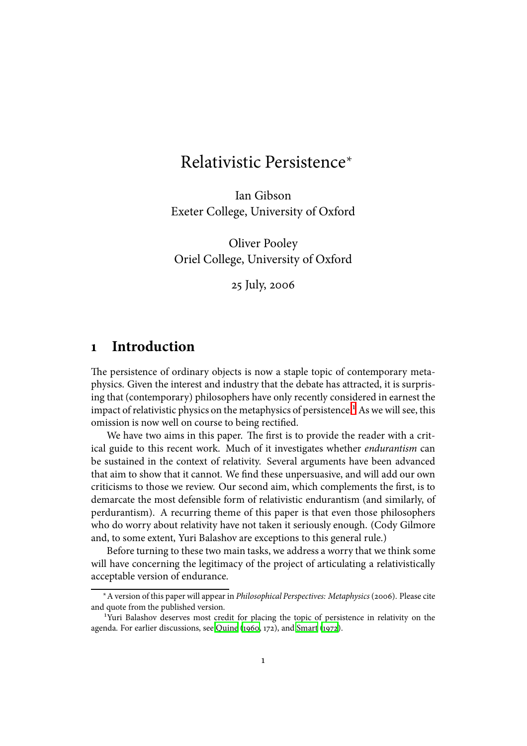# Relativistic Persistence*

Ian Gibson
Exeter College, University of Oxford

Oliver Pooley
Oriel College, University of Oxford

25 July, 2006

## 1 Introduction

The persistence of ordinary objects is now a staple topic of contemporary metaphysics. Given the interest and industry that the debate has attracted, it is surprising that (contemporary) philosophers have only recently considered in earnest the impact of relativistic physics on the metaphysics of persistence.[1] As we will see, this omission is now well on course to being rectified.

We have two aims in this paper. The first is to provide the reader with a critical guide to this recent work. Much of it investigates whether *endurantism* can be sustained in the context of relativity. Several arguments have been advanced that aim to show that it cannot. We find these unpersuasive, and will add our own criticisms to those we review. Our second aim, which complements the first, is to demarcate the most defensible form of relativistic endurantism (and similarly, of perdurantism). A recurring theme of this paper is that even those philosophers who do worry about relativity have not taken it seriously enough. (Cody Gilmore and, to some extent, Yuri Balashov are exceptions to this general rule.)

Before turning to these two main tasks, we address a worry that we think some will have concerning the legitimacy of the project of articulating a relativistically acceptable version of endurance.

---

*A version of this paper will appear in *Philosophical Perspectives: Metaphysics* (2006). Please cite and quote from the published version.

[1] Yuri Balashov deserves most credit for placing the topic of persistence in relativity on the agenda. For earlier discussions, see Quine (1960, 172), and Smart (1972).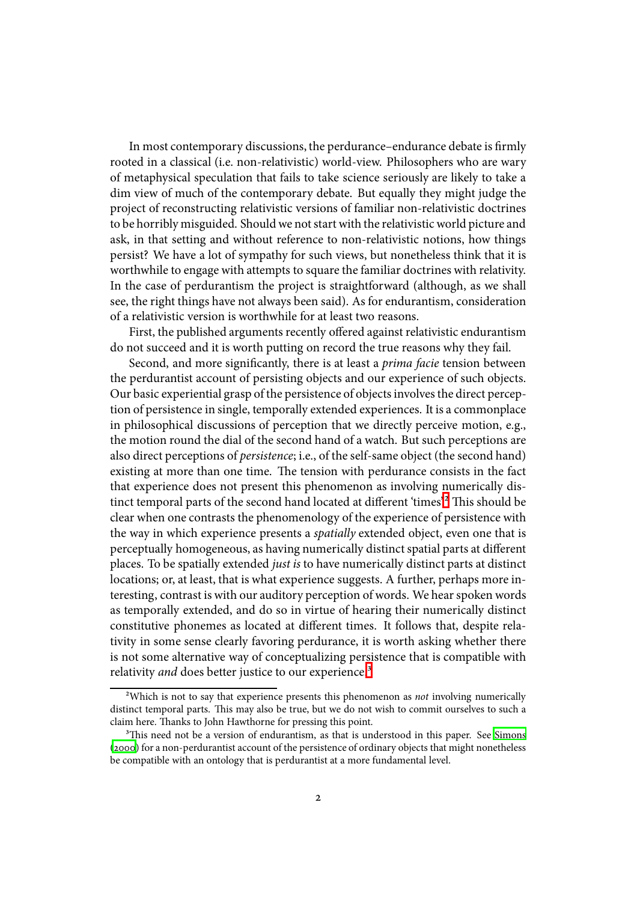In most contemporary discussions, the perdurance–endurance debate is firmly rooted in a classical (i.e. non-relativistic) world-view. Philosophers who are wary of metaphysical speculation that fails to take science seriously are likely to take a dim view of much of the contemporary debate. But equally they might judge the project of reconstructing relativistic versions of familiar non-relativistic doctrines to be horribly misguided. Should we not start with the relativistic world picture and ask, in that setting and without reference to non-relativistic notions, how things persist? We have a lot of sympathy for such views, but nonetheless think that it is worthwhile to engage with attempts to square the familiar doctrines with relativity. In the case of perdurantism the project is straightforward (although, as we shall see, the right things have not always been said). As for endurantism, consideration of a relativistic version is worthwhile for at least two reasons.

First, the published arguments recently offered against relativistic endurantism do not succeed and it is worth putting on record the true reasons why they fail.

Second, and more significantly, there is at least a *prima facie* tension between the perdurantist account of persisting objects and our experience of such objects. Our basic experiential grasp of the persistence of objects involves the direct perception of persistence in single, temporally extended experiences. It is a commonplace in philosophical discussions of perception that we directly perceive motion, e.g., the motion round the dial of the second hand of a watch. But such perceptions are also direct perceptions of *persistence*; i.e., of the self-same object (the second hand) existing at more than one time. The tension with perdurance consists in the fact that experience does not present this phenomenon as involving numerically distinct temporal parts of the second hand located at different 'times'.[2] This should be clear when one contrasts the phenomenology of the experience of persistence with the way in which experience presents a *spatially* extended object, even one that is perceptually homogeneous, as having numerically distinct spatial parts at different places. To be spatially extended *just is* to have numerically distinct parts at distinct locations; or, at least, that is what experience suggests. A further, perhaps more interesting, contrast is with our auditory perception of words. We hear spoken words as temporally extended, and do so in virtue of hearing their numerically distinct constitutive phonemes as located at different times. It follows that, despite relativity in some sense clearly favoring perdurance, it is worth asking whether there is not some alternative way of conceptualizing persistence that is compatible with relativity *and* does better justice to our experience.[3]

[2] Which is not to say that experience presents this phenomenon as *not* involving numerically distinct temporal parts. This may also be true, but we do not wish to commit ourselves to such a claim here. Thanks to John Hawthorne for pressing this point.

[3] This need not be a version of endurantism, as that is understood in this paper. See Simons (2000) for a non-perdurantist account of the persistence of ordinary objects that might nonetheless be compatible with an ontology that is perdurantist at a more fundamental level.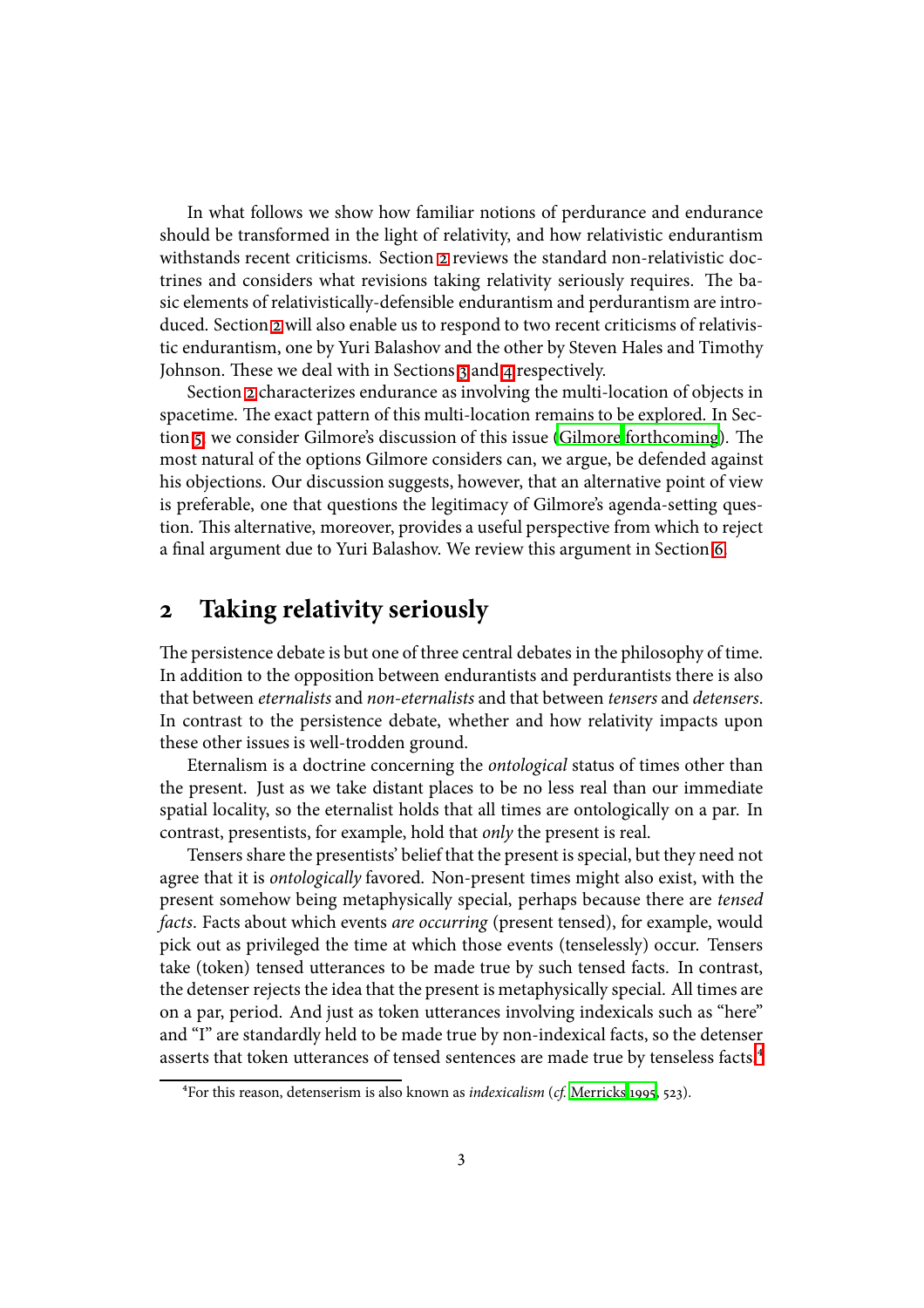In what follows we show how familiar notions of perdurance and endurance should be transformed in the light of relativity, and how relativistic endurantism withstands recent criticisms. Section 2 reviews the standard non-relativistic doctrines and considers what revisions taking relativity seriously requires. The basic elements of relativistically-defensible endurantism and perdurantism are introduced. Section 2 will also enable us to respond to two recent criticisms of relativistic endurantism, one by Yuri Balashov and the other by Steven Hales and Timothy Johnson. These we deal with in Sections 3 and 4 respectively.

Section 2 characterizes endurance as involving the multi-location of objects in spacetime. The exact pattern of this multi-location remains to be explored. In Section 5 we consider Gilmore's discussion of this issue (Gilmore forthcoming). The most natural of the options Gilmore considers can, we argue, be defended against his objections. Our discussion suggests, however, that an alternative point of view is preferable, one that questions the legitimacy of Gilmore's agenda-setting question. This alternative, moreover, provides a useful perspective from which to reject a final argument due to Yuri Balashov. We review this argument in Section 6.

## 2 Taking relativity seriously

The persistence debate is but one of three central debates in the philosophy of time. In addition to the opposition between endurantists and perdurantists there is also that between *eternalists* and *non-eternalists* and that between *tensers* and *detensers*. In contrast to the persistence debate, whether and how relativity impacts upon these other issues is well-trodden ground.

Eternalism is a doctrine concerning the *ontological* status of times other than the present. Just as we take distant places to be no less real than our immediate spatial locality, so the eternalist holds that all times are ontologically on a par. In contrast, presentists, for example, hold that *only* the present is real.

Tensers share the presentists' belief that the present is special, but they need not agree that it is *ontologically* favored. Non-present times might also exist, with the present somehow being metaphysically special, perhaps because there are *tensed facts*. Facts about which events *are occurring* (present tensed), for example, would pick out as privileged the time at which those events (tenselessly) occur. Tensers take (token) tensed utterances to be made true by such tensed facts. In contrast, the detenser rejects the idea that the present is metaphysically special. All times are on a par, period. And just as token utterances involving indexicals such as "here" and "I" are standardly held to be made true by non-indexical facts, so the detenser asserts that token utterances of tensed sentences are made true by tenseless facts.[4]

[4]For this reason, detenserism is also known as *indexicalism* (*cf.* Merricks 1995, 523).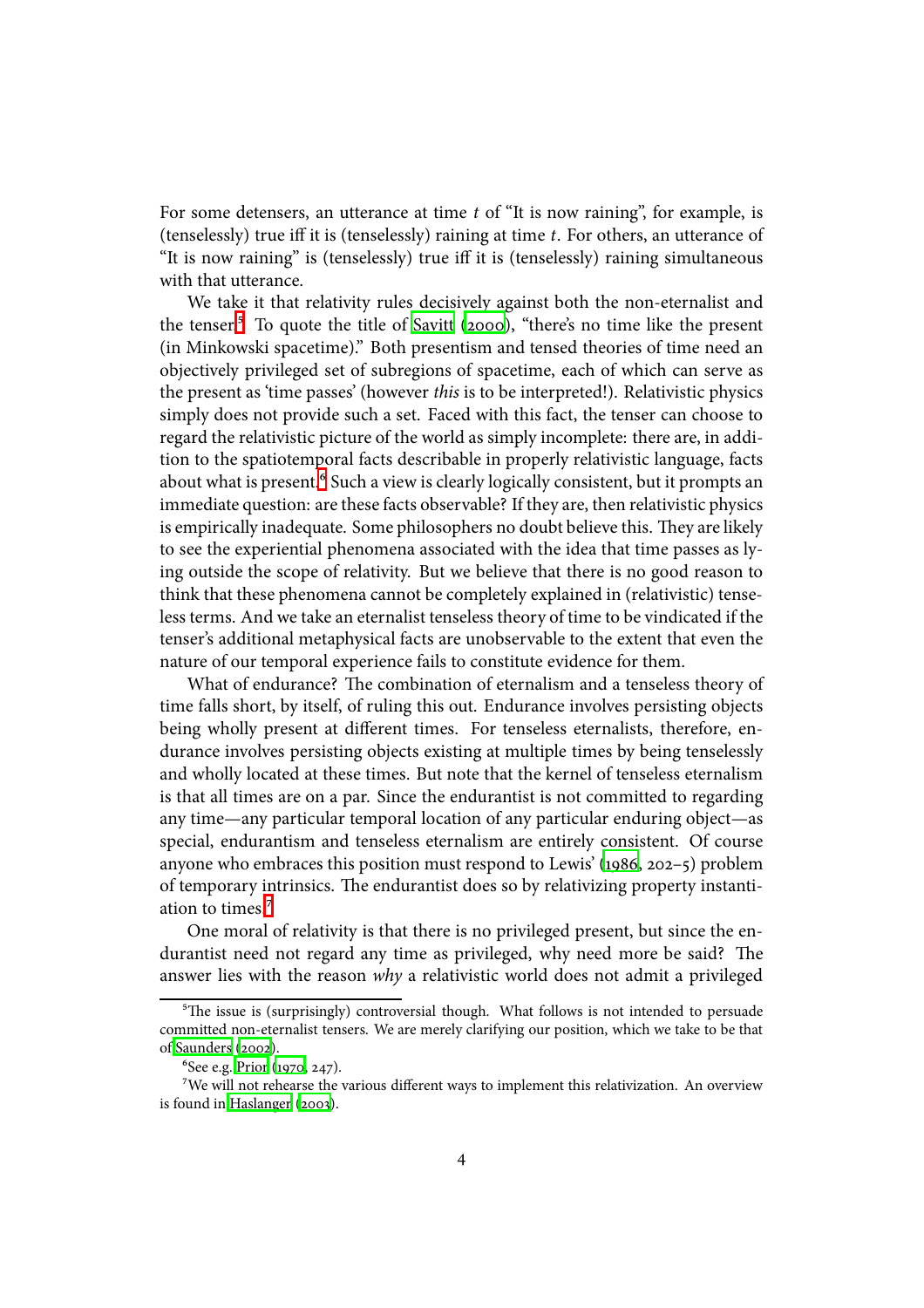For some detensers, an utterance at time $t$ of "It is now raining", for example, is (tenselessly) true iff it is (tenselessly) raining at time $t$. For others, an utterance of "It is now raining" is (tenselessly) true iff it is (tenselessly) raining simultaneous with that utterance.

We take it that relativity rules decisively against both the non-eternalist and the tenser.[5] To quote the title of Savitt (2000), "there's no time like the present (in Minkowski spacetime)." Both presentism and tensed theories of time need an objectively privileged set of subregions of spacetime, each of which can serve as the present as 'time passes' (however *this* is to be interpreted!). Relativistic physics simply does not provide such a set. Faced with this fact, the tenser can choose to regard the relativistic picture of the world as simply incomplete: there are, in addition to the spatiotemporal facts describable in properly relativistic language, facts about what is present.[6] Such a view is clearly logically consistent, but it prompts an immediate question: are these facts observable? If they are, then relativistic physics is empirically inadequate. Some philosophers no doubt believe this. They are likely to see the experiential phenomena associated with the idea that time passes as lying outside the scope of relativity. But we believe that there is no good reason to think that these phenomena cannot be completely explained in (relativistic) tenseless terms. And we take an eternalist tenseless theory of time to be vindicated if the tenser's additional metaphysical facts are unobservable to the extent that even the nature of our temporal experience fails to constitute evidence for them.

What of endurance? The combination of eternalism and a tenseless theory of time falls short, by itself, of ruling this out. Endurance involves persisting objects being wholly present at different times. For tenseless eternalists, therefore, endurance involves persisting objects existing at multiple times by being tenselessly and wholly located at these times. But note that the kernel of tenseless eternalism is that all times are on a par. Since the endurantist is not committed to regarding any time—any particular temporal location of any particular enduring object—as special, endurantism and tenseless eternalism are entirely consistent. Of course anyone who embraces this position must respond to Lewis' (1986, 202–5) problem of temporary intrinsics. The endurantist does so by relativizing property instantiation to times.[7]

One moral of relativity is that there is no privileged present, but since the endurantist need not regard any time as privileged, why need more be said? The answer lies with the reason *why* a relativistic world does not admit a privileged

---

[5] The issue is (surprisingly) controversial though. What follows is not intended to persuade committed non-eternalist tensers. We are merely clarifying our position, which we take to be that of Saunders (2002).

[6] See e.g. Prior (1970, 247).

[7] We will not rehearse the various different ways to implement this relativization. An overview is found in Haslanger (2003).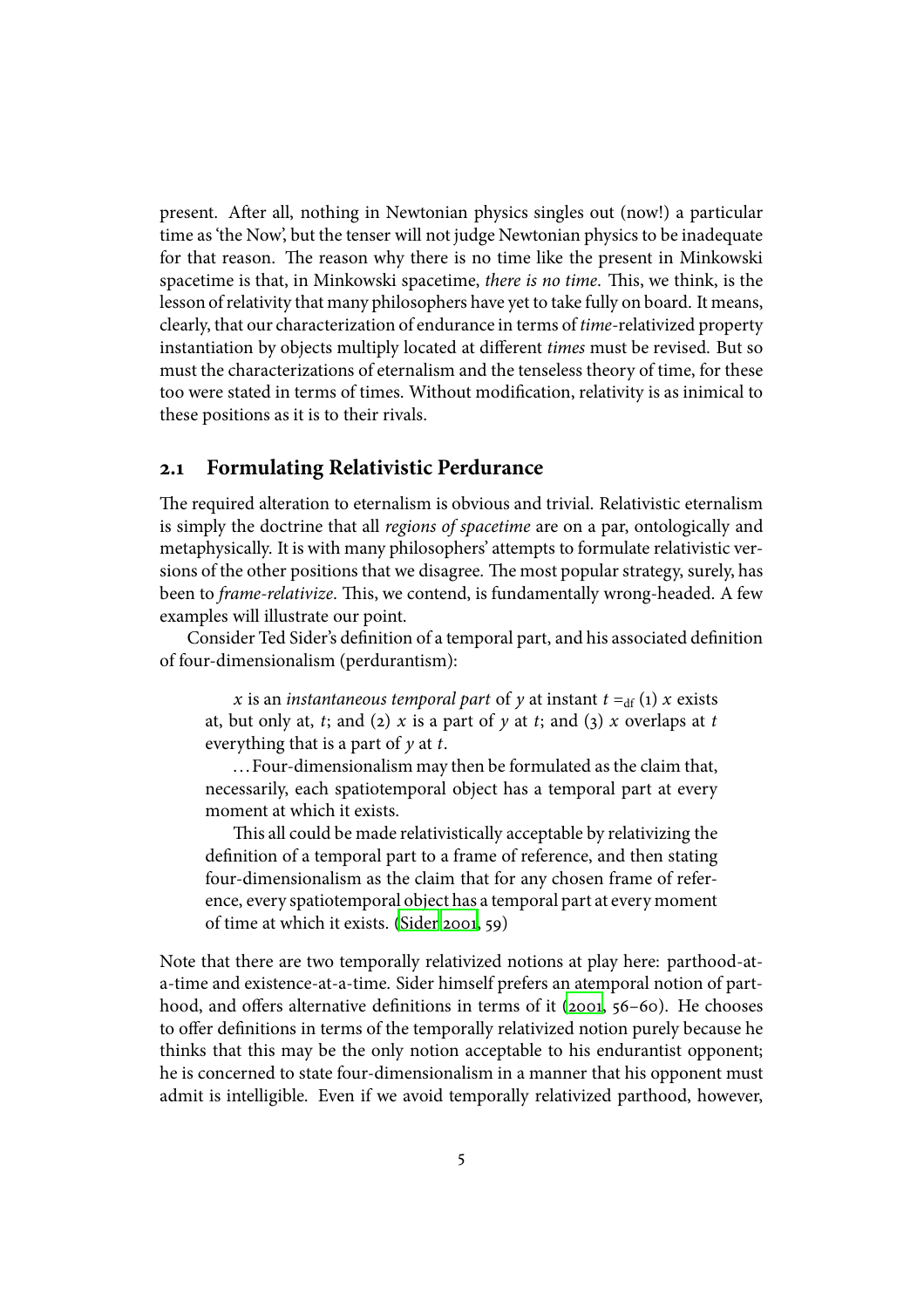present. After all, nothing in Newtonian physics singles out (now!) a particular time as 'the Now', but the tenser will not judge Newtonian physics to be inadequate for that reason. The reason why there is no time like the present in Minkowski spacetime is that, in Minkowski spacetime, *there is no time*. This, we think, is the lesson of relativity that many philosophers have yet to take fully on board. It means, clearly, that our characterization of endurance in terms of *time*-relativized property instantiation by objects multiply located at different *times* must be revised. But so must the characterizations of eternalism and the tenseless theory of time, for these too were stated in terms of times. Without modification, relativity is as inimical to these positions as it is to their rivals.

## 2.1 Formulating Relativistic Perdurance

The required alteration to eternalism is obvious and trivial. Relativistic eternalism is simply the doctrine that all *regions of spacetime* are on a par, ontologically and metaphysically. It is with many philosophers' attempts to formulate relativistic versions of the other positions that we disagree. The most popular strategy, surely, has been to *frame-relativize*. This, we contend, is fundamentally wrong-headed. A few examples will illustrate our point.

Consider Ted Sider's definition of a temporal part, and his associated definition of four-dimensionalism (perdurantism):

> $x$ is an *instantaneous temporal part* of $y$ at instant $t =_{\text{df}}$ (1) $x$ exists at, but only at, $t$; and (2) $x$ is a part of $y$ at $t$; and (3) $x$ overlaps at $t$ everything that is a part of $y$ at $t$.
>
> ...Four-dimensionalism may then be formulated as the claim that, necessarily, each spatiotemporal object has a temporal part at every moment at which it exists.
>
> This all could be made relativistically acceptable by relativizing the definition of a temporal part to a frame of reference, and then stating four-dimensionalism as the claim that for any chosen frame of reference, every spatiotemporal object has a temporal part at every moment of time at which it exists. (Sider 2001, 59)

Note that there are two temporally relativized notions at play here: parthood-at-a-time and existence-at-a-time. Sider himself prefers an atemporal notion of parthood, and offers alternative definitions in terms of it (2001, 56–60). He chooses to offer definitions in terms of the temporally relativized notion purely because he thinks that this may be the only notion acceptable to his endurantist opponent; he is concerned to state four-dimensionalism in a manner that his opponent must admit is intelligible. Even if we avoid temporally relativized parthood, however,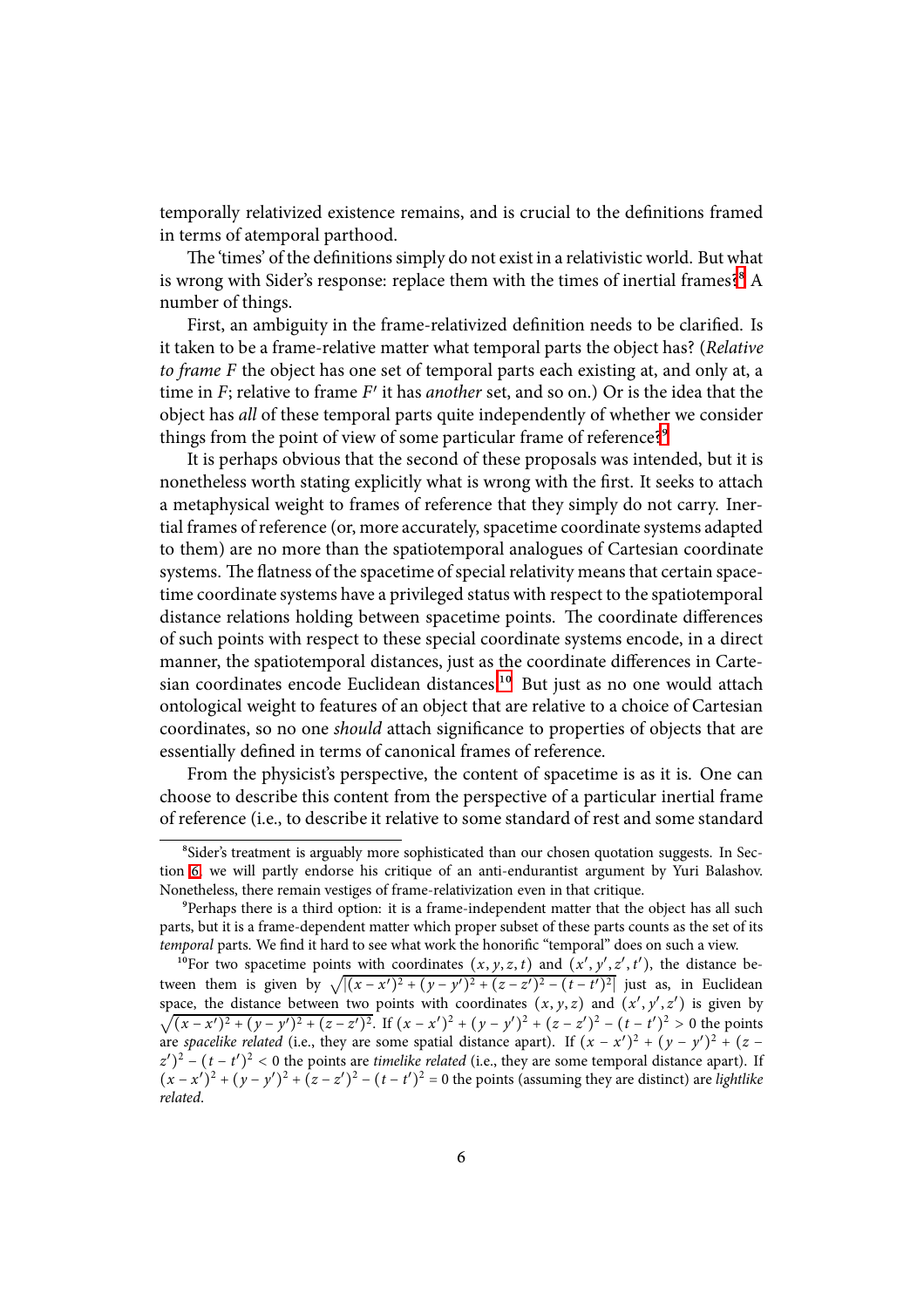temporally relativized existence remains, and is crucial to the definitions framed in terms of atemporal parthood.

The 'times' of the definitions simply do not exist in a relativistic world. But what is wrong with Sider's response: replace them with the times of inertial frames?[8] A number of things.

First, an ambiguity in the frame-relativized definition needs to be clarified. Is it taken to be a frame-relative matter what temporal parts the object has? (*Relative to frame F* the object has one set of temporal parts each existing at, and only at, a time in $F$; relative to frame $F'$ it has *another* set, and so on.) Or is the idea that the object has *all* of these temporal parts quite independently of whether we consider things from the point of view of some particular frame of reference?[9]

It is perhaps obvious that the second of these proposals was intended, but it is nonetheless worth stating explicitly what is wrong with the first. It seeks to attach a metaphysical weight to frames of reference that they simply do not carry. Inertial frames of reference (or, more accurately, spacetime coordinate systems adapted to them) are no more than the spatiotemporal analogues of Cartesian coordinate systems. The flatness of the spacetime of special relativity means that certain spacetime coordinate systems have a privileged status with respect to the spatiotemporal distance relations holding between spacetime points. The coordinate differences of such points with respect to these special coordinate systems encode, in a direct manner, the spatiotemporal distances, just as the coordinate differences in Cartesian coordinates encode Euclidean distances.[10] But just as no one would attach ontological weight to features of an object that are relative to a choice of Cartesian coordinates, so no one *should* attach significance to properties of objects that are essentially defined in terms of canonical frames of reference.

From the physicist's perspective, the content of spacetime is as it is. One can choose to describe this content from the perspective of a particular inertial frame of reference (i.e., to describe it relative to some standard of rest and some standard

---

[8] Sider's treatment is arguably more sophisticated than our chosen quotation suggests. In Section 6 we will partly endorse his critique of an anti-endurantist argument by Yuri Balashov. Nonetheless, there remain vestiges of frame-relativization even in that critique.

[9] Perhaps there is a third option: it is a frame-independent matter that the object has all such parts, but it is a frame-dependent matter which proper subset of these parts counts as the set of its *temporal* parts. We find it hard to see what work the honorific "temporal" does on such a view.

[10] For two spacetime points with coordinates $(x, y, z, t)$ and $(x', y', z', t')$, the distance between them is given by $\sqrt{|(x-x')^2 + (y-y')^2 + (z-z')^2 - (t-t')^2|}$ just as, in Euclidean space, the distance between two points with coordinates $(x, y, z)$ and $(x', y', z')$ is given by $\sqrt{(x-x')^2 + (y-y')^2 + (z-z')^2}$. If $(x-x')^2 + (y-y')^2 + (z-z')^2 - (t-t')^2 > 0$ the points are *spacelike related* (i.e., they are some spatial distance apart). If $(x-x')^2 + (y-y')^2 + (z-z')^2 - (t-t')^2 < 0$ the points are *timelike related* (i.e., they are some temporal distance apart). If $(x-x')^2 + (y-y')^2 + (z-z')^2 - (t-t')^2 = 0$ the points (assuming they are distinct) are *lightlike related*.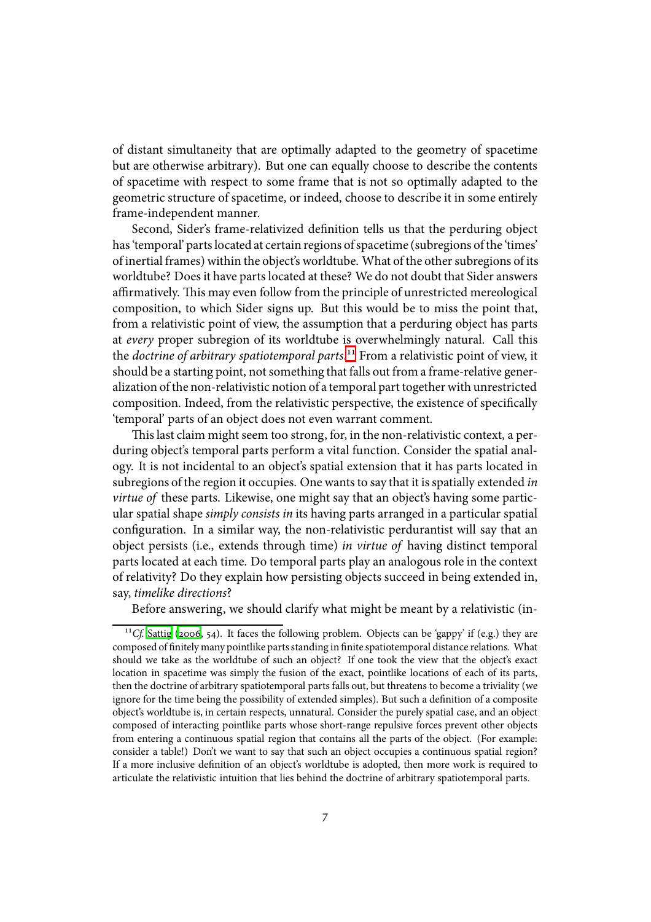of distant simultaneity that are optimally adapted to the geometry of spacetime but are otherwise arbitrary). But one can equally choose to describe the contents of spacetime with respect to some frame that is not so optimally adapted to the geometric structure of spacetime, or indeed, choose to describe it in some entirely frame-independent manner.

Second, Sider's frame-relativized definition tells us that the perduring object has 'temporal' parts located at certain regions of spacetime (subregions of the 'times' of inertial frames) within the object's worldtube. What of the other subregions of its worldtube? Does it have parts located at these? We do not doubt that Sider answers affirmatively. This may even follow from the principle of unrestricted mereological composition, to which Sider signs up. But this would be to miss the point that, from a relativistic point of view, the assumption that a perduring object has parts at *every* proper subregion of its worldtube is overwhelmingly natural. Call this the *doctrine of arbitrary spatiotemporal parts*.[11] From a relativistic point of view, it should be a starting point, not something that falls out from a frame-relative generalization of the non-relativistic notion of a temporal part together with unrestricted composition. Indeed, from the relativistic perspective, the existence of specifically 'temporal' parts of an object does not even warrant comment.

This last claim might seem too strong, for, in the non-relativistic context, a perduring object's temporal parts perform a vital function. Consider the spatial analogy. It is not incidental to an object's spatial extension that it has parts located in subregions of the region it occupies. One wants to say that it is spatially extended *in virtue of* these parts. Likewise, one might say that an object's having some particular spatial shape *simply consists in* its having parts arranged in a particular spatial configuration. In a similar way, the non-relativistic perdurantist will say that an object persists (i.e., extends through time) *in virtue of* having distinct temporal parts located at each time. Do temporal parts play an analogous role in the context of relativity? Do they explain how persisting objects succeed in being extended in, say, *timelike directions*?

Before answering, we should clarify what might be meant by a relativistic (in-

---

[11] *Cf.* Sattig (2006, 54). It faces the following problem. Objects can be 'gappy' if (e.g.) they are composed of finitely many pointlike parts standing in finite spatiotemporal distance relations. What should we take as the worldtube of such an object? If one took the view that the object's exact location in spacetime was simply the fusion of the exact, pointlike locations of each of its parts, then the doctrine of arbitrary spatiotemporal parts falls out, but threatens to become a triviality (we ignore for the time being the possibility of extended simples). But such a definition of a composite object's worldtube is, in certain respects, unnatural. Consider the purely spatial case, and an object composed of interacting pointlike parts whose short-range repulsive forces prevent other objects from entering a continuous spatial region that contains all the parts of the object. (For example: consider a table!) Don't we want to say that such an object occupies a continuous spatial region? If a more inclusive definition of an object's worldtube is adopted, then more work is required to articulate the relativistic intuition that lies behind the doctrine of arbitrary spatiotemporal parts.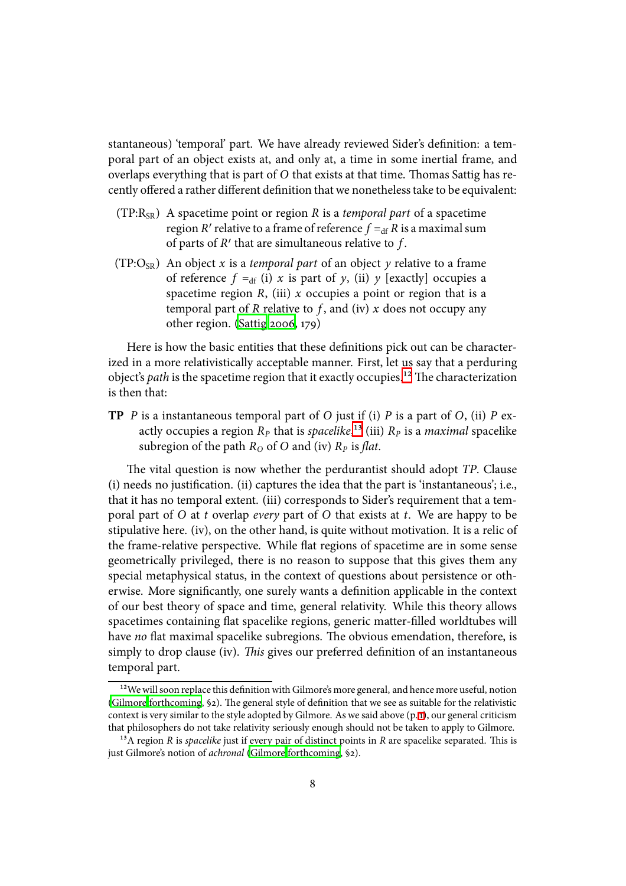stantaneous) 'temporal' part. We have already reviewed Sider's definition: a temporal part of an object exists at, and only at, a time in some inertial frame, and overlaps everything that is part of $O$ that exists at that time. Thomas Sattig has recently offered a rather different definition that we nonetheless take to be equivalent:

($TP{:}R_{SR}$) A spacetime point or region $R$ is a *temporal part* of a spacetime region $R'$ relative to a frame of reference $f =_{df} R$ is a maximal sum of parts of $R'$ that are simultaneous relative to $f$.

($TP{:}O_{SR}$) An object $x$ is a *temporal part* of an object $y$ relative to a frame of reference $f =_{df}$ (i) $x$ is part of $y$, (ii) $y$ [exactly] occupies a spacetime region $R$, (iii) $x$ occupies a point or region that is a temporal part of $R$ relative to $f$, and (iv) $x$ does not occupy any other region. (Sattig 2006, 179)

Here is how the basic entities that these definitions pick out can be characterized in a more relativistically acceptable manner. First, let us say that a perduring object's *path* is the spacetime region that it exactly occupies.[12] The characterization is then that:

**TP** $P$ is a instantaneous temporal part of $O$ just if (i) $P$ is a part of $O$, (ii) $P$ exactly occupies a region $R_P$ that is *spacelike*,[13] (iii) $R_P$ is a *maximal* spacelike subregion of the path $R_O$ of $O$ and (iv) $R_P$ is *flat*.

The vital question is now whether the perdurantist should adopt *TP*. Clause (i) needs no justification. (ii) captures the idea that the part is 'instantaneous'; i.e., that it has no temporal extent. (iii) corresponds to Sider's requirement that a temporal part of $O$ at $t$ overlap *every* part of $O$ that exists at $t$. We are happy to be stipulative here. (iv), on the other hand, is quite without motivation. It is a relic of the frame-relative perspective. While flat regions of spacetime are in some sense geometrically privileged, there is no reason to suppose that this gives them any special metaphysical status, in the context of questions about persistence or otherwise. More significantly, one surely wants a definition applicable in the context of our best theory of space and time, general relativity. While this theory allows spacetimes containing flat spacelike regions, generic matter-filled worldtubes will have *no* flat maximal spacelike subregions. The obvious emendation, therefore, is simply to drop clause (iv). *This* gives our preferred definition of an instantaneous temporal part.

[12] We will soon replace this definition with Gilmore's more general, and hence more useful, notion (Gilmore forthcoming, §2). The general style of definition that we see as suitable for the relativistic context is very similar to the style adopted by Gilmore. As we said above (p.11), our general criticism that philosophers do not take relativity seriously enough should not be taken to apply to Gilmore.

[13] A region $R$ is *spacelike* just if every pair of distinct points in $R$ are spacelike separated. This is just Gilmore's notion of *achronal* (Gilmore forthcoming, §2).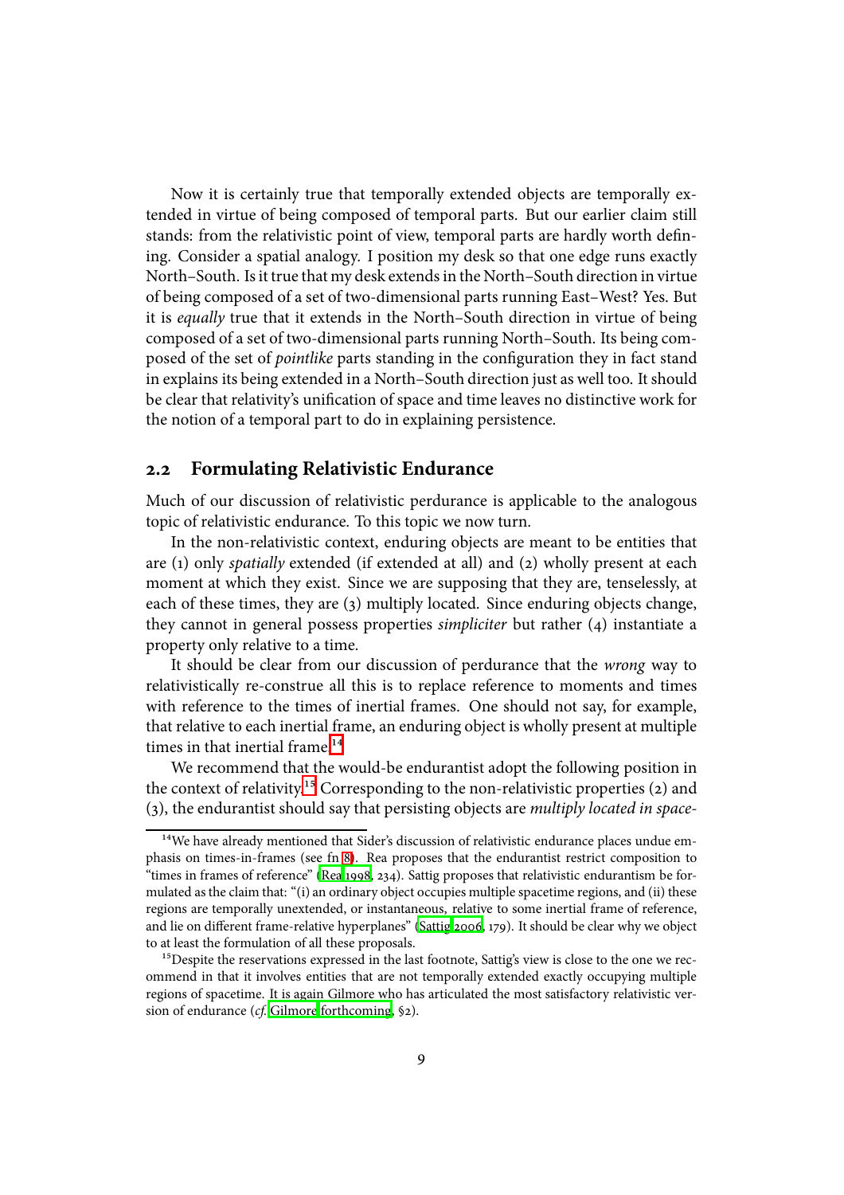Now it is certainly true that temporally extended objects are temporally extended in virtue of being composed of temporal parts. But our earlier claim still stands: from the relativistic point of view, temporal parts are hardly worth defining. Consider a spatial analogy. I position my desk so that one edge runs exactly North–South. Is it true that my desk extends in the North–South direction in virtue of being composed of a set of two-dimensional parts running East–West? Yes. But it is *equally* true that it extends in the North–South direction in virtue of being composed of a set of two-dimensional parts running North–South. Its being composed of the set of *pointlike* parts standing in the configuration they in fact stand in explains its being extended in a North–South direction just as well too. It should be clear that relativity's unification of space and time leaves no distinctive work for the notion of a temporal part to do in explaining persistence.

## 2.2 Formulating Relativistic Endurance

Much of our discussion of relativistic perdurance is applicable to the analogous topic of relativistic endurance. To this topic we now turn.

In the non-relativistic context, enduring objects are meant to be entities that are (1) only *spatially* extended (if extended at all) and (2) wholly present at each moment at which they exist. Since we are supposing that they are, tenselessly, at each of these times, they are (3) multiply located. Since enduring objects change, they cannot in general possess properties *simpliciter* but rather (4) instantiate a property only relative to a time.

It should be clear from our discussion of perdurance that the *wrong* way to relativistically re-construe all this is to replace reference to moments and times with reference to the times of inertial frames. One should not say, for example, that relative to each inertial frame, an enduring object is wholly present at multiple times in that inertial frame.[14]

We recommend that the would-be endurantist adopt the following position in the context of relativity.[15] Corresponding to the non-relativistic properties (2) and (3), the endurantist should say that persisting objects are *multiply located in space-*

[14] We have already mentioned that Sider's discussion of relativistic endurance places undue emphasis on times-in-frames (see fn 8). Rea proposes that the endurantist restrict composition to "times in frames of reference" (Rea 1998, 234). Sattig proposes that relativistic endurantism be formulated as the claim that: "(i) an ordinary object occupies multiple spacetime regions, and (ii) these regions are temporally unextended, or instantaneous, relative to some inertial frame of reference, and lie on different frame-relative hyperplanes" (Sattig 2006, 179). It should be clear why we object to at least the formulation of all these proposals.

[15] Despite the reservations expressed in the last footnote, Sattig's view is close to the one we recommend in that it involves entities that are not temporally extended exactly occupying multiple regions of spacetime. It is again Gilmore who has articulated the most satisfactory relativistic version of endurance (*cf.* Gilmore forthcoming, §2).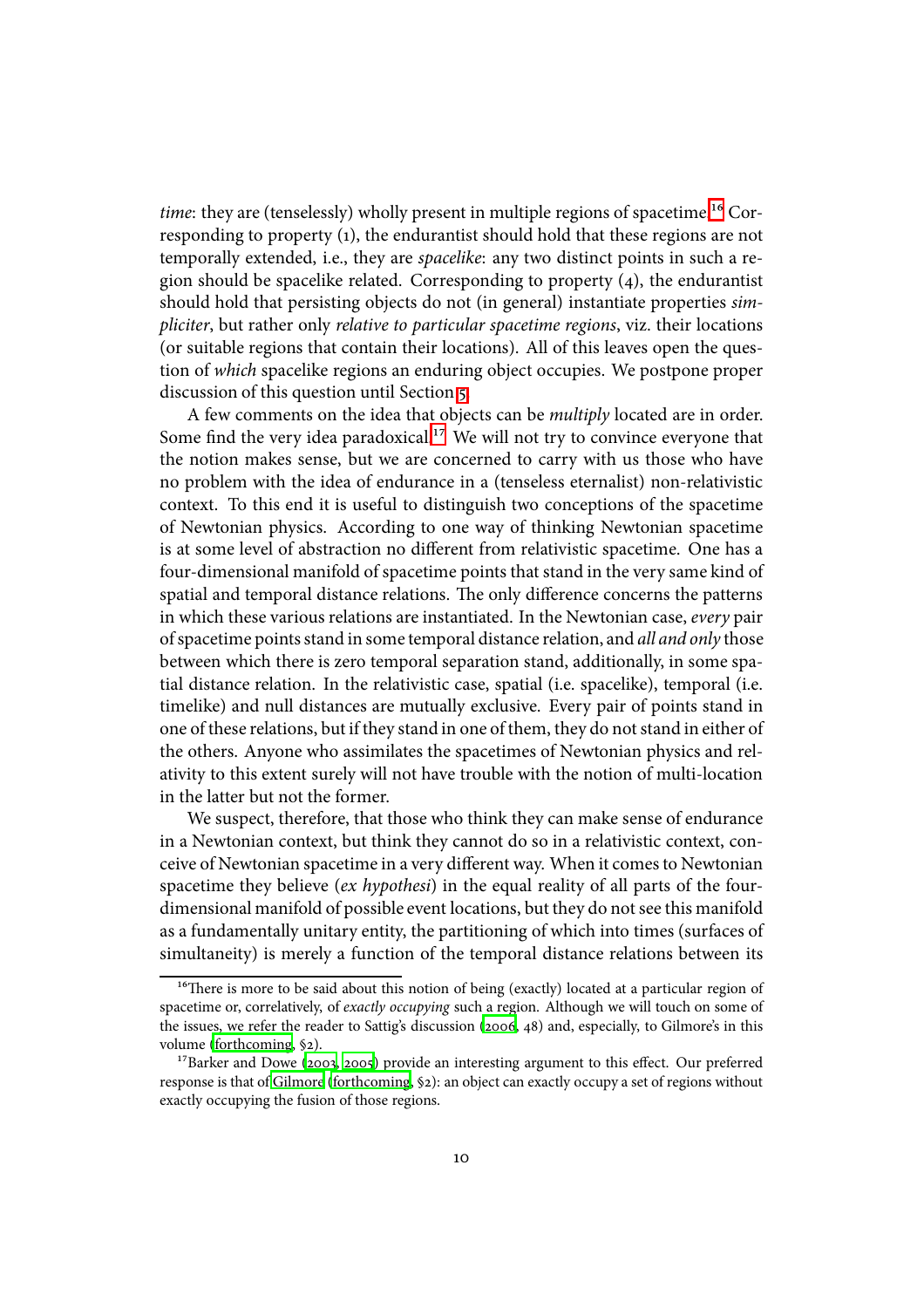*time*: they are (tenselessly) wholly present in multiple regions of spacetime.[16] Corresponding to property (1), the endurantist should hold that these regions are not temporally extended, i.e., they are *spacelike*: any two distinct points in such a region should be spacelike related. Corresponding to property (4), the endurantist should hold that persisting objects do not (in general) instantiate properties *simpliciter*, but rather only *relative to particular spacetime regions*, viz. their locations (or suitable regions that contain their locations). All of this leaves open the question of *which* spacelike regions an enduring object occupies. We postpone proper discussion of this question until Section 5.

A few comments on the idea that objects can be *multiply* located are in order. Some find the very idea paradoxical.[17] We will not try to convince everyone that the notion makes sense, but we are concerned to carry with us those who have no problem with the idea of endurance in a (tenseless eternalist) non-relativistic context. To this end it is useful to distinguish two conceptions of the spacetime of Newtonian physics. According to one way of thinking Newtonian spacetime is at some level of abstraction no different from relativistic spacetime. One has a four-dimensional manifold of spacetime points that stand in the very same kind of spatial and temporal distance relations. The only difference concerns the patterns in which these various relations are instantiated. In the Newtonian case, *every* pair of spacetime points stand in some temporal distance relation, and *all and only* those between which there is zero temporal separation stand, additionally, in some spatial distance relation. In the relativistic case, spatial (i.e. spacelike), temporal (i.e. timelike) and null distances are mutually exclusive. Every pair of points stand in one of these relations, but if they stand in one of them, they do not stand in either of the others. Anyone who assimilates the spacetimes of Newtonian physics and relativity to this extent surely will not have trouble with the notion of multi-location in the latter but not the former.

We suspect, therefore, that those who think they can make sense of endurance in a Newtonian context, but think they cannot do so in a relativistic context, conceive of Newtonian spacetime in a very different way. When it comes to Newtonian spacetime they believe (*ex hypothesi*) in the equal reality of all parts of the four-dimensional manifold of possible event locations, but they do not see this manifold as a fundamentally unitary entity, the partitioning of which into times (surfaces of simultaneity) is merely a function of the temporal distance relations between its

---

[16] There is more to be said about this notion of being (exactly) located at a particular region of spacetime or, correlatively, of *exactly occupying* such a region. Although we will touch on some of the issues, we refer the reader to Sattig's discussion (2006, 48) and, especially, to Gilmore's in this volume (forthcoming, §2).

[17] Barker and Dowe (2003, 2005) provide an interesting argument to this effect. Our preferred response is that of Gilmore (forthcoming, §2): an object can exactly occupy a set of regions without exactly occupying the fusion of those regions.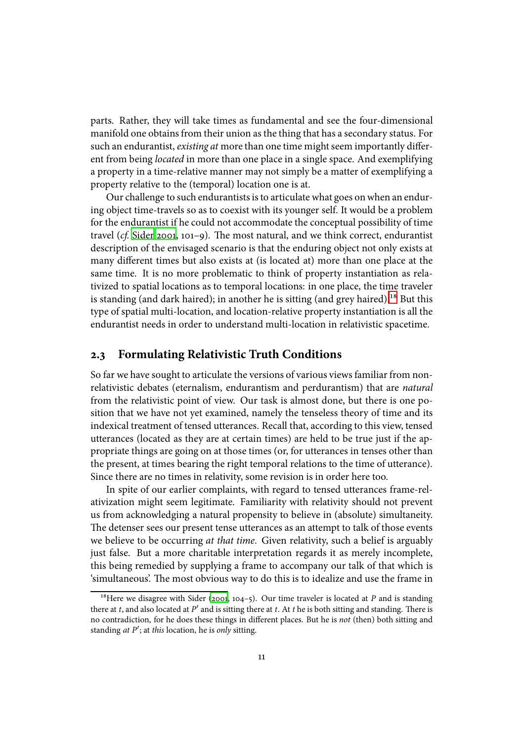parts. Rather, they will take times as fundamental and see the four-dimensional manifold one obtains from their union as the thing that has a secondary status. For such an endurantist, *existing at* more than one time might seem importantly different from being *located* in more than one place in a single space. And exemplifying a property in a time-relative manner may not simply be a matter of exemplifying a property relative to the (temporal) location one is at.

Our challenge to such endurantists is to articulate what goes on when an enduring object time-travels so as to coexist with its younger self. It would be a problem for the endurantist if he could not accommodate the conceptual possibility of time travel (*cf.* Sider 2001, 101–9). The most natural, and we think correct, endurantist description of the envisaged scenario is that the enduring object not only exists at many different times but also exists at (is located at) more than one place at the same time. It is no more problematic to think of property instantiation as relativized to spatial locations as to temporal locations: in one place, the time traveler is standing (and dark haired); in another he is sitting (and grey haired).[18] But this type of spatial multi-location, and location-relative property instantiation is all the endurantist needs in order to understand multi-location in relativistic spacetime.

## 2.3 Formulating Relativistic Truth Conditions

So far we have sought to articulate the versions of various views familiar from non-relativistic debates (eternalism, endurantism and perdurantism) that are *natural* from the relativistic point of view. Our task is almost done, but there is one position that we have not yet examined, namely the tenseless theory of time and its indexical treatment of tensed utterances. Recall that, according to this view, tensed utterances (located as they are at certain times) are held to be true just if the appropriate things are going on at those times (or, for utterances in tenses other than the present, at times bearing the right temporal relations to the time of utterance). Since there are no times in relativity, some revision is in order here too.

In spite of our earlier complaints, with regard to tensed utterances frame-relativization might seem legitimate. Familiarity with relativity should not prevent us from acknowledging a natural propensity to believe in (absolute) simultaneity. The detenser sees our present tense utterances as an attempt to talk of those events we believe to be occurring *at that time*. Given relativity, such a belief is arguably just false. But a more charitable interpretation regards it as merely incomplete, this being remedied by supplying a frame to accompany our talk of that which is 'simultaneous'. The most obvious way to do this is to idealize and use the frame in

[18] Here we disagree with Sider (2001, 104–5). Our time traveler is located at $P$ and is standing there at $t$, and also located at $P'$ and is sitting there at $t$. At $t$ he is both sitting and standing. There is no contradiction, for he does these things in different places. But he is *not* (then) both sitting and standing *at* $P'$; at *this* location, he is *only* sitting.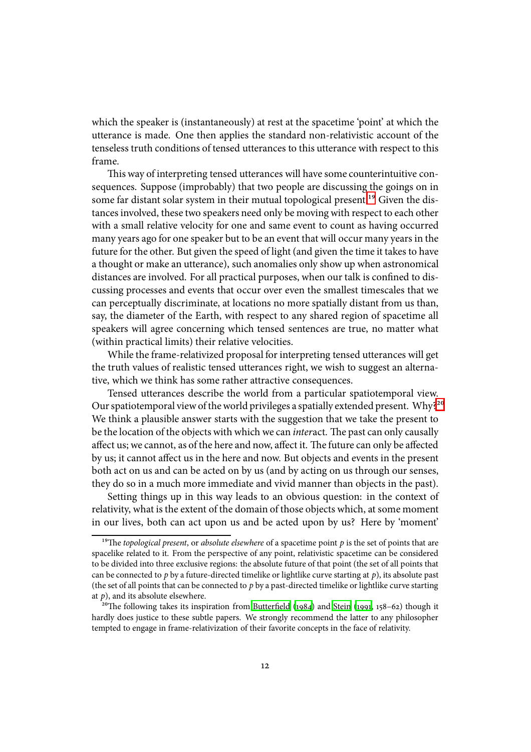which the speaker is (instantaneously) at rest at the spacetime 'point' at which the utterance is made. One then applies the standard non-relativistic account of the tenseless truth conditions of tensed utterances to this utterance with respect to this frame.

This way of interpreting tensed utterances will have some counterintuitive consequences. Suppose (improbably) that two people are discussing the goings on in some far distant solar system in their mutual topological present.[19] Given the distances involved, these two speakers need only be moving with respect to each other with a small relative velocity for one and same event to count as having occurred many years ago for one speaker but to be an event that will occur many years in the future for the other. But given the speed of light (and given the time it takes to have a thought or make an utterance), such anomalies only show up when astronomical distances are involved. For all practical purposes, when our talk is confined to discussing processes and events that occur over even the smallest timescales that we can perceptually discriminate, at locations no more spatially distant from us than, say, the diameter of the Earth, with respect to any shared region of spacetime all speakers will agree concerning which tensed sentences are true, no matter what (within practical limits) their relative velocities.

While the frame-relativized proposal for interpreting tensed utterances will get the truth values of realistic tensed utterances right, we wish to suggest an alternative, which we think has some rather attractive consequences.

Tensed utterances describe the world from a particular spatiotemporal view. Our spatiotemporal view of the world privileges a spatially extended present. Why?[20] We think a plausible answer starts with the suggestion that we take the present to be the location of the objects with which we can *inter*act. The past can only causally affect us; we cannot, as of the here and now, affect it. The future can only be affected by us; it cannot affect us in the here and now. But objects and events in the present both act on us and can be acted on by us (and by acting on us through our senses, they do so in a much more immediate and vivid manner than objects in the past).

Setting things up in this way leads to an obvious question: in the context of relativity, what is the extent of the domain of those objects which, at some moment in our lives, both can act upon us and be acted upon by us? Here by 'moment'

[19] The *topological present*, or *absolute elsewhere* of a spacetime point $p$ is the set of points that are spacelike related to it. From the perspective of any point, relativistic spacetime can be considered to be divided into three exclusive regions: the absolute future of that point (the set of all points that can be connected to $p$ by a future-directed timelike or lightlike curve starting at $p$), its absolute past (the set of all points that can be connected to $p$ by a past-directed timelike or lightlike curve starting at $p$), and its absolute elsewhere.

[20] The following takes its inspiration from Butterfield (1984) and Stein (1991, 158–62) though it hardly does justice to these subtle papers. We strongly recommend the latter to any philosopher tempted to engage in frame-relativization of their favorite concepts in the face of relativity.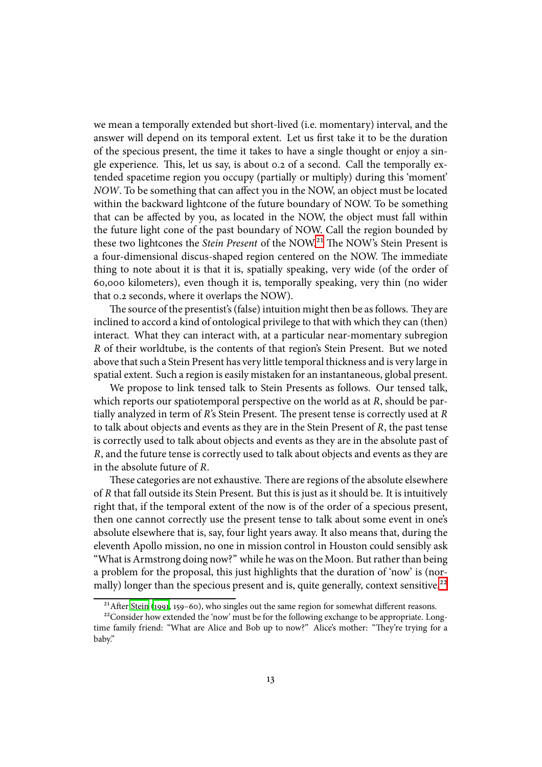we mean a temporally extended but short-lived (i.e. momentary) interval, and the answer will depend on its temporal extent. Let us first take it to be the duration of the specious present, the time it takes to have a single thought or enjoy a single experience. This, let us say, is about 0.2 of a second. Call the temporally extended spacetime region you occupy (partially or multiply) during this 'moment' *NOW*. To be something that can affect you in the NOW, an object must be located within the backward lightcone of the future boundary of NOW. To be something that can be affected by you, as located in the NOW, the object must fall within the future light cone of the past boundary of NOW. Call the region bounded by these two lightcones the *Stein Present* of the NOW.[21] The NOW's Stein Present is a four-dimensional discus-shaped region centered on the NOW. The immediate thing to note about it is that it is, spatially speaking, very wide (of the order of 60,000 kilometers), even though it is, temporally speaking, very thin (no wider that 0.2 seconds, where it overlaps the NOW).

The source of the presentist's (false) intuition might then be as follows. They are inclined to accord a kind of ontological privilege to that with which they can (then) interact. What they can interact with, at a particular near-momentary subregion $R$ of their worldtube, is the contents of that region's Stein Present. But we noted above that such a Stein Present has very little temporal thickness and is very large in spatial extent. Such a region is easily mistaken for an instantaneous, global present.

We propose to link tensed talk to Stein Presents as follows. Our tensed talk, which reports our spatiotemporal perspective on the world as at $R$, should be partially analyzed in term of $R$'s Stein Present. The present tense is correctly used at $R$ to talk about objects and events as they are in the Stein Present of $R$, the past tense is correctly used to talk about objects and events as they are in the absolute past of $R$, and the future tense is correctly used to talk about objects and events as they are in the absolute future of $R$.

These categories are not exhaustive. There are regions of the absolute elsewhere of $R$ that fall outside its Stein Present. But this is just as it should be. It is intuitively right that, if the temporal extent of the now is of the order of a specious present, then one cannot correctly use the present tense to talk about some event in one's absolute elsewhere that is, say, four light years away. It also means that, during the eleventh Apollo mission, no one in mission control in Houston could sensibly ask "What is Armstrong doing now?" while he was on the Moon. But rather than being a problem for the proposal, this just highlights that the duration of 'now' is (normally) longer than the specious present and is, quite generally, context sensitive.[22]

[21] After Stein (1991, 159–60), who singles out the same region for somewhat different reasons.

[22] Consider how extended the 'now' must be for the following exchange to be appropriate. Longtime family friend: "What are Alice and Bob up to now?" Alice's mother: "They're trying for a baby."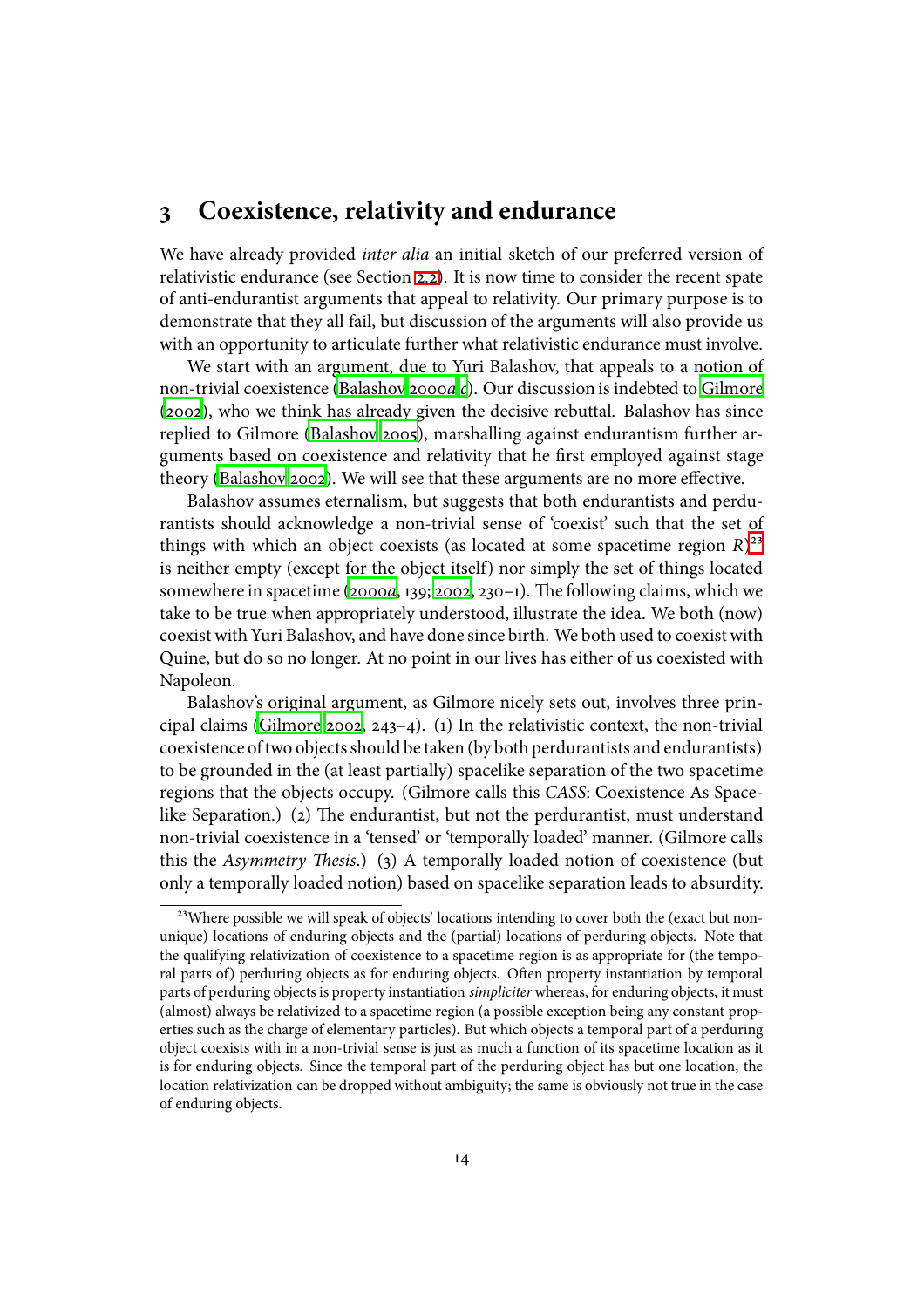## 3 Coexistence, relativity and endurance

We have already provided *inter alia* an initial sketch of our preferred version of relativistic endurance (see Section 2.2). It is now time to consider the recent spate of anti-endurantist arguments that appeal to relativity. Our primary purpose is to demonstrate that they all fail, but discussion of the arguments will also provide us with an opportunity to articulate further what relativistic endurance must involve.

We start with an argument, due to Yuri Balashov, that appeals to a notion of non-trivial coexistence (Balashov 2000*a*,*c*). Our discussion is indebted to Gilmore (2002), who we think has already given the decisive rebuttal. Balashov has since replied to Gilmore (Balashov 2005), marshalling against endurantism further arguments based on coexistence and relativity that he first employed against stage theory (Balashov 2002). We will see that these arguments are no more effective.

Balashov assumes eternalism, but suggests that both endurantists and perdurantists should acknowledge a non-trivial sense of 'coexist' such that the set of things with which an object coexists (as located at some spacetime region $R$)[23] is neither empty (except for the object itself) nor simply the set of things located somewhere in spacetime (2000*a*, 139; 2002, 230–1). The following claims, which we take to be true when appropriately understood, illustrate the idea. We both (now) coexist with Yuri Balashov, and have done since birth. We both used to coexist with Quine, but do so no longer. At no point in our lives has either of us coexisted with Napoleon.

Balashov's original argument, as Gilmore nicely sets out, involves three principal claims (Gilmore 2002, 243–4). (1) In the relativistic context, the non-trivial coexistence of two objects should be taken (by both perdurantists and endurantists) to be grounded in the (at least partially) spacelike separation of the two spacetime regions that the objects occupy. (Gilmore calls this *CASS*: Coexistence As Spacelike Separation.) (2) The endurantist, but not the perdurantist, must understand non-trivial coexistence in a 'tensed' or 'temporally loaded' manner. (Gilmore calls this the *Asymmetry Thesis*.) (3) A temporally loaded notion of coexistence (but only a temporally loaded notion) based on spacelike separation leads to absurdity.

[23] Where possible we will speak of objects' locations intending to cover both the (exact but non-unique) locations of enduring objects and the (partial) locations of perduring objects. Note that the qualifying relativization of coexistence to a spacetime region is as appropriate for (the temporal parts of) perduring objects as for enduring objects. Often property instantiation by temporal parts of perduring objects is property instantiation *simpliciter* whereas, for enduring objects, it must (almost) always be relativized to a spacetime region (a possible exception being any constant properties such as the charge of elementary particles). But which objects a temporal part of a perduring object coexists with in a non-trivial sense is just as much a function of its spacetime location as it is for enduring objects. Since the temporal part of the perduring object has but one location, the location relativization can be dropped without ambiguity; the same is obviously not true in the case of enduring objects.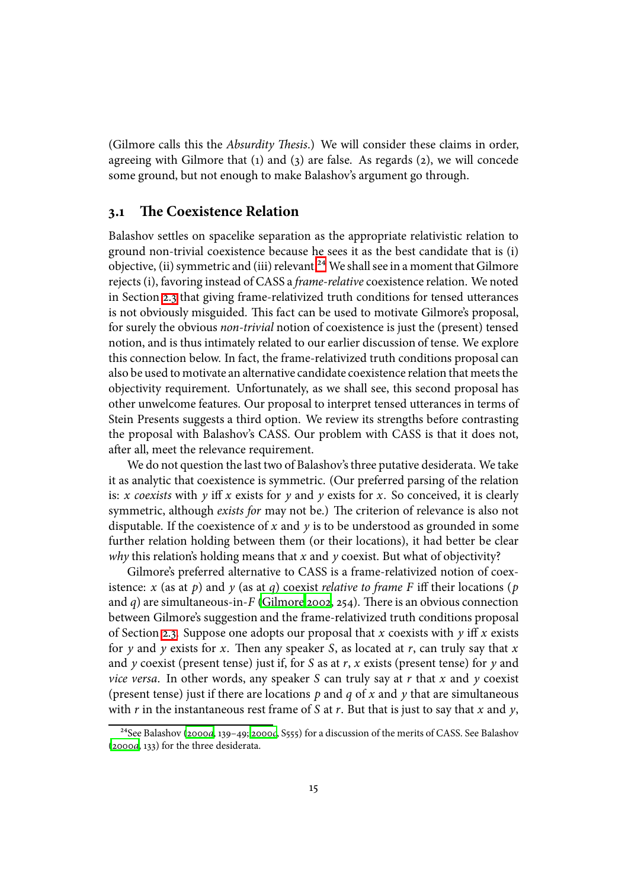(Gilmore calls this the *Absurdity Thesis*.) We will consider these claims in order, agreeing with Gilmore that (1) and (3) are false. As regards (2), we will concede some ground, but not enough to make Balashov's argument go through.

### 3.1 The Coexistence Relation

Balashov settles on spacelike separation as the appropriate relativistic relation to ground non-trivial coexistence because he sees it as the best candidate that is (i) objective, (ii) symmetric and (iii) relevant.[24] We shall see in a moment that Gilmore rejects (i), favoring instead of CASS a *frame-relative* coexistence relation. We noted in Section 2.3 that giving frame-relativized truth conditions for tensed utterances is not obviously misguided. This fact can be used to motivate Gilmore's proposal, for surely the obvious *non-trivial* notion of coexistence is just the (present) tensed notion, and is thus intimately related to our earlier discussion of tense. We explore this connection below. In fact, the frame-relativized truth conditions proposal can also be used to motivate an alternative candidate coexistence relation that meets the objectivity requirement. Unfortunately, as we shall see, this second proposal has other unwelcome features. Our proposal to interpret tensed utterances in terms of Stein Presents suggests a third option. We review its strengths before contrasting the proposal with Balashov's CASS. Our problem with CASS is that it does not, after all, meet the relevance requirement.

We do not question the last two of Balashov's three putative desiderata. We take it as analytic that coexistence is symmetric. (Our preferred parsing of the relation is: $x$ *coexists* with $y$ iff $x$ exists for $y$ and $y$ exists for $x$. So conceived, it is clearly symmetric, although *exists for* may not be.) The criterion of relevance is also not disputable. If the coexistence of $x$ and $y$ is to be understood as grounded in some further relation holding between them (or their locations), it had better be clear *why* this relation's holding means that $x$ and $y$ coexist. But what of objectivity?

Gilmore's preferred alternative to CASS is a frame-relativized notion of coexistence: $x$ (as at $p$) and $y$ (as at $q$) coexist *relative to frame* $F$ iff their locations ($p$ and $q$) are simultaneous-in-$F$ (Gilmore 2002, 254). There is an obvious connection between Gilmore's suggestion and the frame-relativized truth conditions proposal of Section 2.3. Suppose one adopts our proposal that $x$ coexists with $y$ iff $x$ exists for $y$ and $y$ exists for $x$. Then any speaker $S$, as located at $r$, can truly say that $x$ and $y$ coexist (present tense) just if, for $S$ as at $r$, $x$ exists (present tense) for $y$ and *vice versa*. In other words, any speaker $S$ can truly say at $r$ that $x$ and $y$ coexist (present tense) just if there are locations $p$ and $q$ of $x$ and $y$ that are simultaneous with $r$ in the instantaneous rest frame of $S$ at $r$. But that is just to say that $x$ and $y$,

[24] See Balashov (2000*a*, 139–49; 2000*c*, S555) for a discussion of the merits of CASS. See Balashov (2000*a*, 133) for the three desiderata.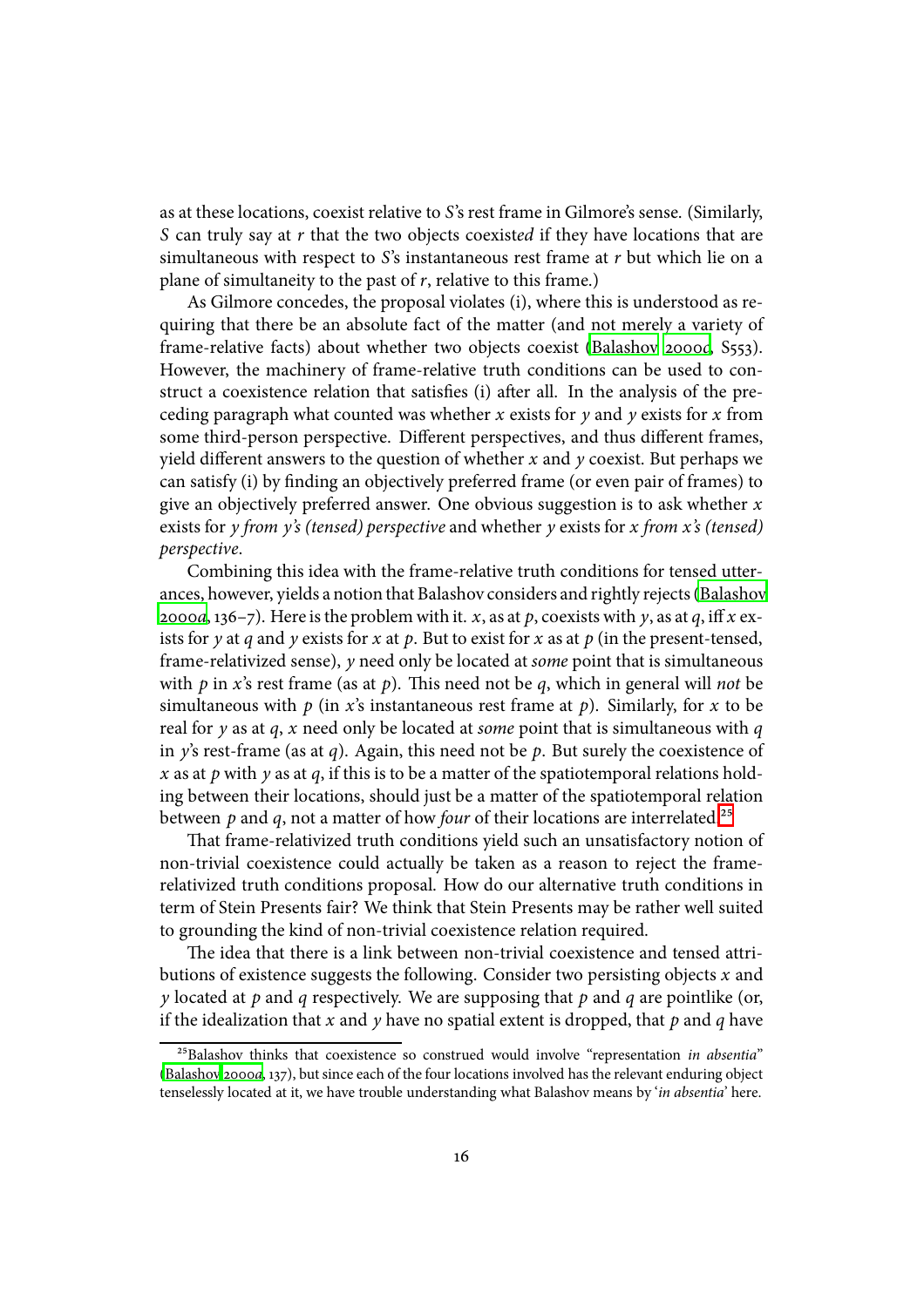as at these locations, coexist relative to $S$'s rest frame in Gilmore's sense. (Similarly, $S$ can truly say at $r$ that the two objects coexist*ed* if they have locations that are simultaneous with respect to $S$'s instantaneous rest frame at $r$ but which lie on a plane of simultaneity to the past of $r$, relative to this frame.)

As Gilmore concedes, the proposal violates (i), where this is understood as requiring that there be an absolute fact of the matter (and not merely a variety of frame-relative facts) about whether two objects coexist (Balashov 2000c, S553). However, the machinery of frame-relative truth conditions can be used to construct a coexistence relation that satisfies (i) after all. In the analysis of the preceding paragraph what counted was whether $x$ exists for $y$ and $y$ exists for $x$ from some third-person perspective. Different perspectives, and thus different frames, yield different answers to the question of whether $x$ and $y$ coexist. But perhaps we can satisfy (i) by finding an objectively preferred frame (or even pair of frames) to give an objectively preferred answer. One obvious suggestion is to ask whether $x$ exists for *$y$ from $y$'s (tensed) perspective* and whether $y$ exists for *$x$ from $x$'s (tensed) perspective*.

Combining this idea with the frame-relative truth conditions for tensed utterances, however, yields a notion that Balashov considers and rightly rejects (Balashov 2000a, 136–7). Here is the problem with it. $x$, as at $p$, coexists with $y$, as at $q$, iff $x$ exists for $y$ at $q$ and $y$ exists for $x$ at $p$. But to exist for $x$ as at $p$ (in the present-tensed, frame-relativized sense), $y$ need only be located at *some* point that is simultaneous with $p$ in $x$'s rest frame (as at $p$). This need not be $q$, which in general will *not* be simultaneous with $p$ (in $x$'s instantaneous rest frame at $p$). Similarly, for $x$ to be real for $y$ as at $q$, $x$ need only be located at *some* point that is simultaneous with $q$ in $y$'s rest-frame (as at $q$). Again, this need not be $p$. But surely the coexistence of $x$ as at $p$ with $y$ as at $q$, if this is to be a matter of the spatiotemporal relations holding between their locations, should just be a matter of the spatiotemporal relation between $p$ and $q$, not a matter of how *four* of their locations are interrelated.[25]

That frame-relativized truth conditions yield such an unsatisfactory notion of non-trivial coexistence could actually be taken as a reason to reject the frame-relativized truth conditions proposal. How do our alternative truth conditions in term of Stein Presents fair? We think that Stein Presents may be rather well suited to grounding the kind of non-trivial coexistence relation required.

The idea that there is a link between non-trivial coexistence and tensed attributions of existence suggests the following. Consider two persisting objects $x$ and $y$ located at $p$ and $q$ respectively. We are supposing that $p$ and $q$ are pointlike (or, if the idealization that $x$ and $y$ have no spatial extent is dropped, that $p$ and $q$ have

[25] Balashov thinks that coexistence so construed would involve "representation *in absentia*" (Balashov 2000a, 137), but since each of the four locations involved has the relevant enduring object tenselessly located at it, we have trouble understanding what Balashov means by '*in absentia*' here.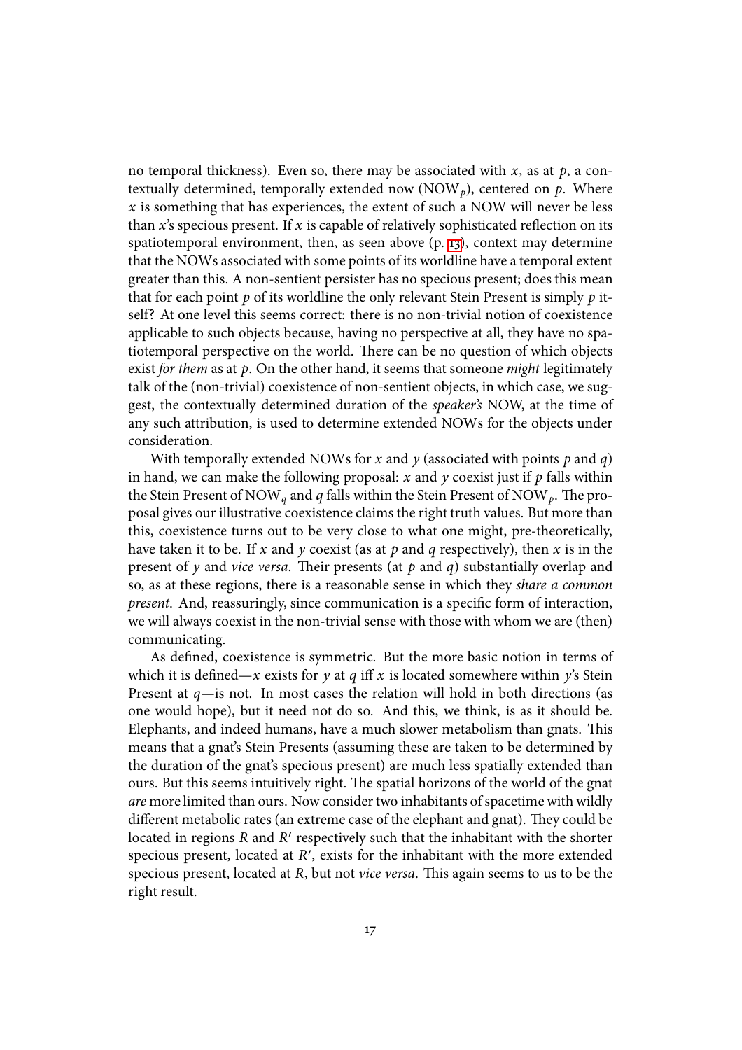no temporal thickness). Even so, there may be associated with $x$, as at $p$, a contextually determined, temporally extended now ($\text{NOW}_p$), centered on $p$. Where $x$ is something that has experiences, the extent of such a NOW will never be less than $x$'s specious present. If $x$ is capable of relatively sophisticated reflection on its spatiotemporal environment, then, as seen above (p. 13), context may determine that the NOWs associated with some points of its worldline have a temporal extent greater than this. A non-sentient persister has no specious present; does this mean that for each point $p$ of its worldline the only relevant Stein Present is simply $p$ itself? At one level this seems correct: there is no non-trivial notion of coexistence applicable to such objects because, having no perspective at all, they have no spatiotemporal perspective on the world. There can be no question of which objects exist *for them* as at $p$. On the other hand, it seems that someone *might* legitimately talk of the (non-trivial) coexistence of non-sentient objects, in which case, we suggest, the contextually determined duration of the *speaker's* NOW, at the time of any such attribution, is used to determine extended NOWs for the objects under consideration.

With temporally extended NOWs for $x$ and $y$ (associated with points $p$ and $q$) in hand, we can make the following proposal: $x$ and $y$ coexist just if $p$ falls within the Stein Present of $\text{NOW}_q$ and $q$ falls within the Stein Present of $\text{NOW}_p$. The proposal gives our illustrative coexistence claims the right truth values. But more than this, coexistence turns out to be very close to what one might, pre-theoretically, have taken it to be. If $x$ and $y$ coexist (as at $p$ and $q$ respectively), then $x$ is in the present of $y$ and *vice versa*. Their presents (at $p$ and $q$) substantially overlap and so, as at these regions, there is a reasonable sense in which they *share a common present*. And, reassuringly, since communication is a specific form of interaction, we will always coexist in the non-trivial sense with those with whom we are (then) communicating.

As defined, coexistence is symmetric. But the more basic notion in terms of which it is defined—$x$ exists for $y$ at $q$ iff $x$ is located somewhere within $y$'s Stein Present at $q$—is not. In most cases the relation will hold in both directions (as one would hope), but it need not do so. And this, we think, is as it should be. Elephants, and indeed humans, have a much slower metabolism than gnats. This means that a gnat's Stein Presents (assuming these are taken to be determined by the duration of the gnat's specious present) are much less spatially extended than ours. But this seems intuitively right. The spatial horizons of the world of the gnat *are* more limited than ours. Now consider two inhabitants of spacetime with wildly different metabolic rates (an extreme case of the elephant and gnat). They could be located in regions $R$ and $R'$ respectively such that the inhabitant with the shorter specious present, located at $R'$, exists for the inhabitant with the more extended specious present, located at $R$, but not *vice versa*. This again seems to us to be the right result.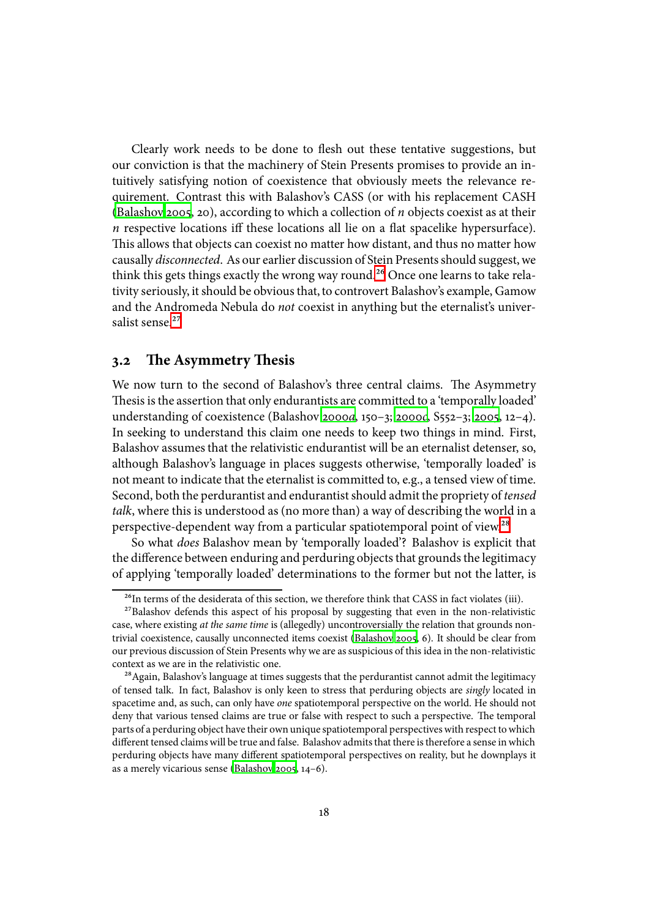Clearly work needs to be done to flesh out these tentative suggestions, but our conviction is that the machinery of Stein Presents promises to provide an intuitively satisfying notion of coexistence that obviously meets the relevance requirement. Contrast this with Balashov's CASS (or with his replacement CASH (Balashov 2005, 20), according to which a collection of $n$ objects coexist as at their $n$ respective locations iff these locations all lie on a flat spacelike hypersurface). This allows that objects can coexist no matter how distant, and thus no matter how causally *disconnected*. As our earlier discussion of Stein Presents should suggest, we think this gets things exactly the wrong way round.[26] Once one learns to take relativity seriously, it should be obvious that, to controvert Balashov's example, Gamow and the Andromeda Nebula do *not* coexist in anything but the eternalist's universalist sense.[27]

### 3.2 The Asymmetry Thesis

We now turn to the second of Balashov's three central claims. The Asymmetry Thesis is the assertion that only endurantists are committed to a 'temporally loaded' understanding of coexistence (Balashov 2000*a*, 150–3; 2000*c*, S552–3; 2005, 12–4). In seeking to understand this claim one needs to keep two things in mind. First, Balashov assumes that the relativistic endurantist will be an eternalist detenser, so, although Balashov's language in places suggests otherwise, 'temporally loaded' is not meant to indicate that the eternalist is committed to, e.g., a tensed view of time. Second, both the perdurantist and endurantist should admit the propriety of *tensed talk*, where this is understood as (no more than) a way of describing the world in a perspective-dependent way from a particular spatiotemporal point of view.[28]

So what *does* Balashov mean by 'temporally loaded'? Balashov is explicit that the difference between enduring and perduring objects that grounds the legitimacy of applying 'temporally loaded' determinations to the former but not the latter, is

[26] In terms of the desiderata of this section, we therefore think that CASS in fact violates (iii).

[27] Balashov defends this aspect of his proposal by suggesting that even in the non-relativistic case, where existing *at the same time* is (allegedly) uncontroversially the relation that grounds non-trivial coexistence, causally unconnected items coexist (Balashov 2005, 6). It should be clear from our previous discussion of Stein Presents why we are as suspicious of this idea in the non-relativistic context as we are in the relativistic one.

[28] Again, Balashov's language at times suggests that the perdurantist cannot admit the legitimacy of tensed talk. In fact, Balashov is only keen to stress that perduring objects are *singly* located in spacetime and, as such, can only have *one* spatiotemporal perspective on the world. He should not deny that various tensed claims are true or false with respect to such a perspective. The temporal parts of a perduring object have their own unique spatiotemporal perspectives with respect to which different tensed claims will be true and false. Balashov admits that there is therefore a sense in which perduring objects have many different spatiotemporal perspectives on reality, but he downplays it as a merely vicarious sense (Balashov 2005, 14–6).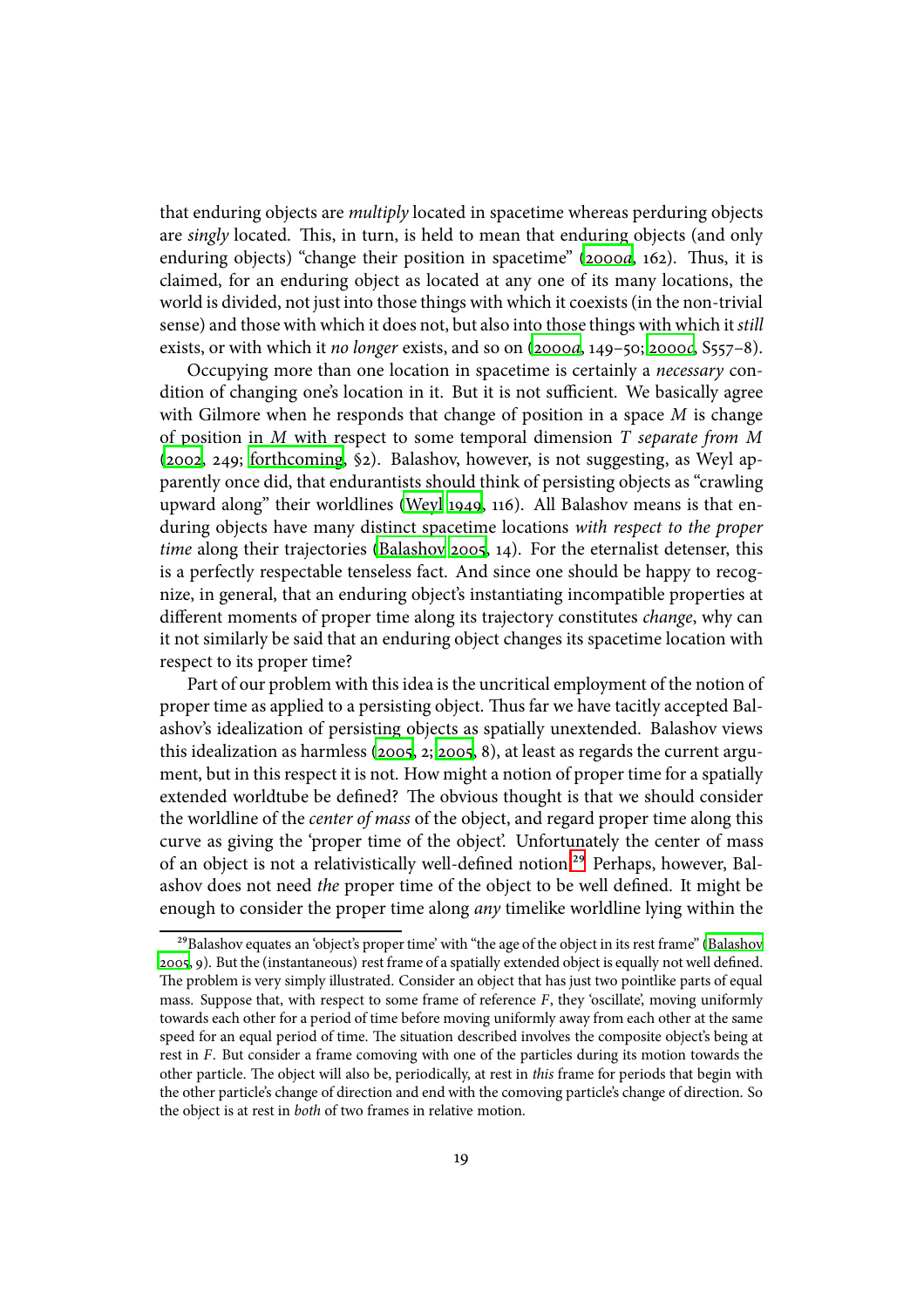that enduring objects are *multiply* located in spacetime whereas perduring objects are *singly* located. This, in turn, is held to mean that enduring objects (and only enduring objects) "change their position in spacetime" (2000*a*, 162). Thus, it is claimed, for an enduring object as located at any one of its many locations, the world is divided, not just into those things with which it coexists (in the non-trivial sense) and those with which it does not, but also into those things with which it *still* exists, or with which it *no longer* exists, and so on (2000*a*, 149–50; 2000*c*, S557–8).

Occupying more than one location in spacetime is certainly a *necessary* condition of changing one's location in it. But it is not sufficient. We basically agree with Gilmore when he responds that change of position in a space $M$ is change of position in $M$ with respect to some temporal dimension $T$ *separate from* $M$ (2002, 249; forthcoming, §2). Balashov, however, is not suggesting, as Weyl apparently once did, that endurantists should think of persisting objects as "crawling upward along" their worldlines (Weyl 1949, 116). All Balashov means is that enduring objects have many distinct spacetime locations *with respect to the proper time* along their trajectories (Balashov 2005, 14). For the eternalist detenser, this is a perfectly respectable tenseless fact. And since one should be happy to recognize, in general, that an enduring object's instantiating incompatible properties at different moments of proper time along its trajectory constitutes *change*, why can it not similarly be said that an enduring object changes its spacetime location with respect to its proper time?

Part of our problem with this idea is the uncritical employment of the notion of proper time as applied to a persisting object. Thus far we have tacitly accepted Balashov's idealization of persisting objects as spatially unextended. Balashov views this idealization as harmless (2005, 2; 2005, 8), at least as regards the current argument, but in this respect it is not. How might a notion of proper time for a spatially extended worldtube be defined? The obvious thought is that we should consider the worldline of the *center of mass* of the object, and regard proper time along this curve as giving the 'proper time of the object'. Unfortunately the center of mass of an object is not a relativistically well-defined notion.[29] Perhaps, however, Balashov does not need *the* proper time of the object to be well defined. It might be enough to consider the proper time along *any* timelike worldline lying within the

[29] Balashov equates an 'object's proper time' with "the age of the object in its rest frame" (Balashov 2005, 9). But the (instantaneous) rest frame of a spatially extended object is equally not well defined. The problem is very simply illustrated. Consider an object that has just two pointlike parts of equal mass. Suppose that, with respect to some frame of reference $F$, they 'oscillate', moving uniformly towards each other for a period of time before moving uniformly away from each other at the same speed for an equal period of time. The situation described involves the composite object's being at rest in $F$. But consider a frame comoving with one of the particles during its motion towards the other particle. The object will also be, periodically, at rest in *this* frame for periods that begin with the other particle's change of direction and end with the comoving particle's change of direction. So the object is at rest in *both* of two frames in relative motion.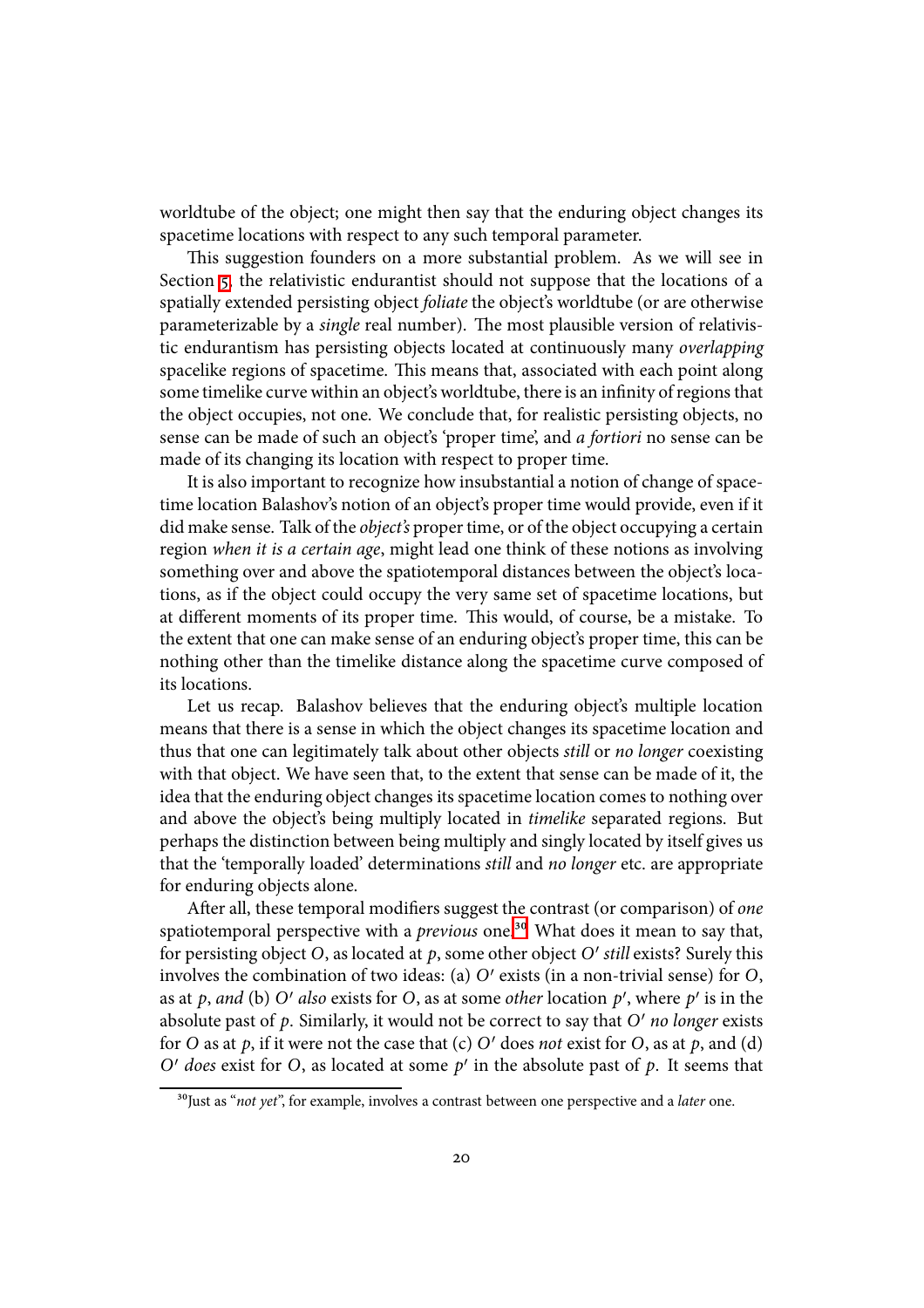worldtube of the object; one might then say that the enduring object changes its spacetime locations with respect to any such temporal parameter.

This suggestion founders on a more substantial problem. As we will see in Section 5, the relativistic endurantist should not suppose that the locations of a spatially extended persisting object *foliate* the object's worldtube (or are otherwise parameterizable by a *single* real number). The most plausible version of relativistic endurantism has persisting objects located at continuously many *overlapping* spacelike regions of spacetime. This means that, associated with each point along some timelike curve within an object's worldtube, there is an infinity of regions that the object occupies, not one. We conclude that, for realistic persisting objects, no sense can be made of such an object's 'proper time', and *a fortiori* no sense can be made of its changing its location with respect to proper time.

It is also important to recognize how insubstantial a notion of change of spacetime location Balashov's notion of an object's proper time would provide, even if it did make sense. Talk of the *object's* proper time, or of the object occupying a certain region *when it is a certain age*, might lead one think of these notions as involving something over and above the spatiotemporal distances between the object's locations, as if the object could occupy the very same set of spacetime locations, but at different moments of its proper time. This would, of course, be a mistake. To the extent that one can make sense of an enduring object's proper time, this can be nothing other than the timelike distance along the spacetime curve composed of its locations.

Let us recap. Balashov believes that the enduring object's multiple location means that there is a sense in which the object changes its spacetime location and thus that one can legitimately talk about other objects *still* or *no longer* coexisting with that object. We have seen that, to the extent that sense can be made of it, the idea that the enduring object changes its spacetime location comes to nothing over and above the object's being multiply located in *timelike* separated regions. But perhaps the distinction between being multiply and singly located by itself gives us that the 'temporally loaded' determinations *still* and *no longer* etc. are appropriate for enduring objects alone.

After all, these temporal modifiers suggest the contrast (or comparison) of *one* spatiotemporal perspective with a *previous* one.[30] What does it mean to say that, for persisting object $O$, as located at $p$, some other object $O'$ *still* exists? Surely this involves the combination of two ideas: (a) $O'$ exists (in a non-trivial sense) for $O$, as at $p$, *and* (b) $O'$ *also* exists for $O$, as at some *other* location $p'$, where $p'$ is in the absolute past of $p$. Similarly, it would not be correct to say that $O'$ *no longer* exists for $O$ as at $p$, if it were not the case that (c) $O'$ does *not* exist for $O$, as at $p$, and (d) $O'$ *does* exist for $O$, as located at some $p'$ in the absolute past of $p$. It seems that

[30] Just as "*not yet*", for example, involves a contrast between one perspective and a *later* one.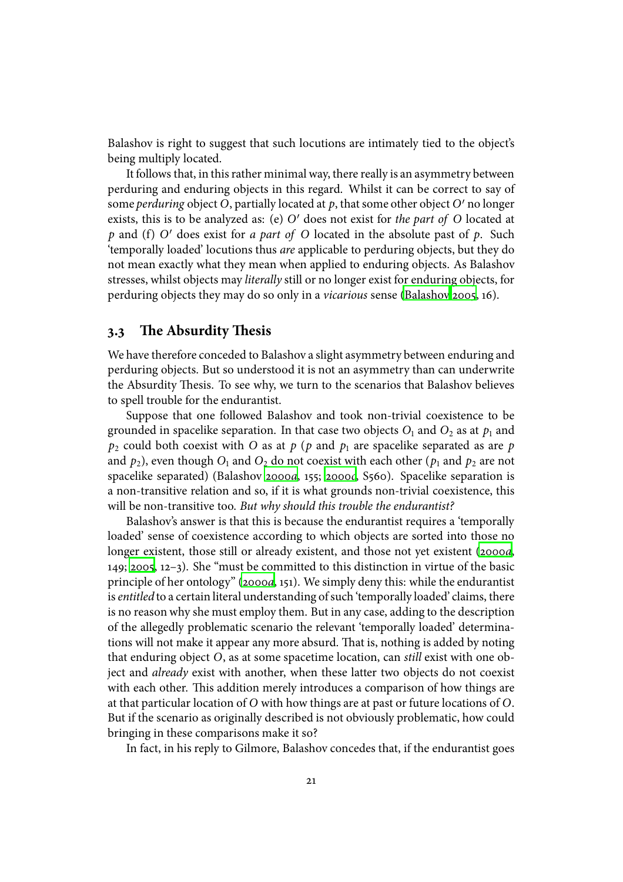Balashov is right to suggest that such locutions are intimately tied to the object's being multiply located.

It follows that, in this rather minimal way, there really is an asymmetry between perduring and enduring objects in this regard. Whilst it can be correct to say of some *perduring* object $O$, partially located at $p$, that some other object $O'$ no longer exists, this is to be analyzed as: (e) $O'$ does not exist for *the part of* $O$ located at $p$ and (f) $O'$ does exist for *a part of* $O$ located in the absolute past of $p$. Such 'temporally loaded' locutions thus *are* applicable to perduring objects, but they do not mean exactly what they mean when applied to enduring objects. As Balashov stresses, whilst objects may *literally* still or no longer exist for enduring objects, for perduring objects they may do so only in a *vicarious* sense (Balashov 2005, 16).

## 3.3 The Absurdity Thesis

We have therefore conceded to Balashov a slight asymmetry between enduring and perduring objects. But so understood it is not an asymmetry than can underwrite the Absurdity Thesis. To see why, we turn to the scenarios that Balashov believes to spell trouble for the endurantist.

Suppose that one followed Balashov and took non-trivial coexistence to be grounded in spacelike separation. In that case two objects $O_1$ and $O_2$ as at $p_1$ and $p_2$ could both coexist with $O$ as at $p$ ($p$ and $p_1$ are spacelike separated as are $p$ and $p_2$), even though $O_1$ and $O_2$ do not coexist with each other ($p_1$ and $p_2$ are not spacelike separated) (Balashov 2000*a*, 155; 2000*c*, S560). Spacelike separation is a non-transitive relation and so, if it is what grounds non-trivial coexistence, this will be non-transitive too. *But why should this trouble the endurantist?*

Balashov's answer is that this is because the endurantist requires a 'temporally loaded' sense of coexistence according to which objects are sorted into those no longer existent, those still or already existent, and those not yet existent (2000*a*, 149; 2005, 12–3). She "must be committed to this distinction in virtue of the basic principle of her ontology" (2000*a*, 151). We simply deny this: while the endurantist is *entitled* to a certain literal understanding of such 'temporally loaded' claims, there is no reason why she must employ them. But in any case, adding to the description of the allegedly problematic scenario the relevant 'temporally loaded' determinations will not make it appear any more absurd. That is, nothing is added by noting that enduring object $O$, as at some spacetime location, can *still* exist with one object and *already* exist with another, when these latter two objects do not coexist with each other. This addition merely introduces a comparison of how things are at that particular location of $O$ with how things are at past or future locations of $O$. But if the scenario as originally described is not obviously problematic, how could bringing in these comparisons make it so?

In fact, in his reply to Gilmore, Balashov concedes that, if the endurantist goes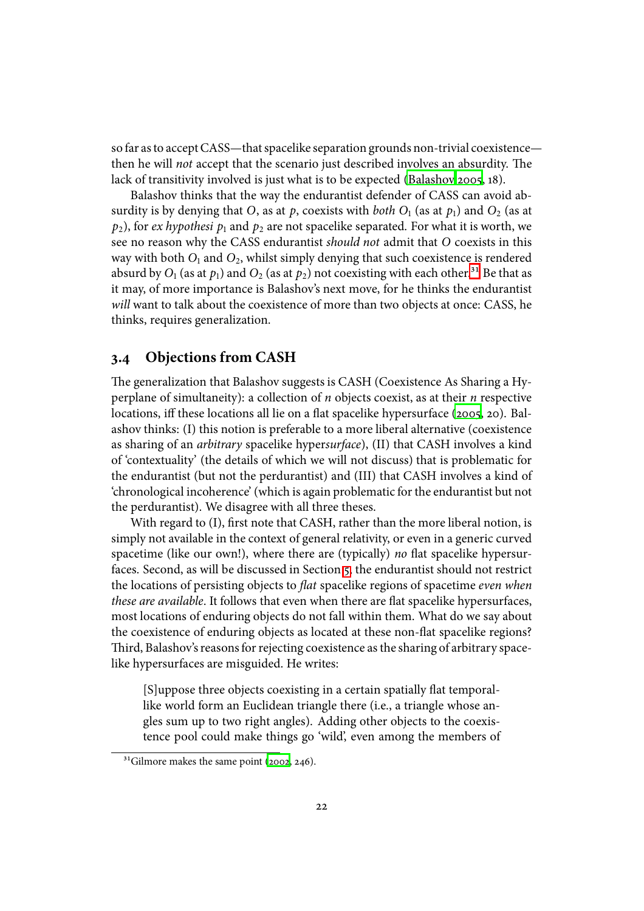so far as to accept CASS—that spacelike separation grounds non-trivial coexistence—then he will *not* accept that the scenario just described involves an absurdity. The lack of transitivity involved is just what is to be expected (Balashov 2005, 18).

Balashov thinks that the way the endurantist defender of CASS can avoid absurdity is by denying that $O$, as at $p$, coexists with *both* $O_1$ (as at $p_1$) and $O_2$ (as at $p_2$), for *ex hypothesi* $p_1$ and $p_2$ are not spacelike separated. For what it is worth, we see no reason why the CASS endurantist *should not* admit that $O$ coexists in this way with both $O_1$ and $O_2$, whilst simply denying that such coexistence is rendered absurd by $O_1$ (as at $p_1$) and $O_2$ (as at $p_2$) not coexisting with each other.[31] Be that as it may, of more importance is Balashov's next move, for he thinks the endurantist *will* want to talk about the coexistence of more than two objects at once: CASS, he thinks, requires generalization.

## 3.4 Objections from CASH

The generalization that Balashov suggests is CASH (Coexistence As Sharing a Hyperplane of simultaneity): a collection of $n$ objects coexist, as at their $n$ respective locations, iff these locations all lie on a flat spacelike hypersurface (2005, 20). Balashov thinks: (I) this notion is preferable to a more liberal alternative (coexistence as sharing of an *arbitrary* spacelike hyper*surface*), (II) that CASH involves a kind of 'contextuality' (the details of which we will not discuss) that is problematic for the endurantist (but not the perdurantist) and (III) that CASH involves a kind of 'chronological incoherence' (which is again problematic for the endurantist but not the perdurantist). We disagree with all three theses.

With regard to (I), first note that CASH, rather than the more liberal notion, is simply not available in the context of general relativity, or even in a generic curved spacetime (like our own!), where there are (typically) *no* flat spacelike hypersurfaces. Second, as will be discussed in Section 5, the endurantist should not restrict the locations of persisting objects to *flat* spacelike regions of spacetime *even when these are available*. It follows that even when there are flat spacelike hypersurfaces, most locations of enduring objects do not fall within them. What do we say about the coexistence of enduring objects as located at these non-flat spacelike regions? Third, Balashov's reasons for rejecting coexistence as the sharing of arbitrary spacelike hypersurfaces are misguided. He writes:

> [S]uppose three objects coexisting in a certain spatially flat temporal-like world form an Euclidean triangle there (i.e., a triangle whose angles sum up to two right angles). Adding other objects to the coexistence pool could make things go 'wild', even among the members of

[31] Gilmore makes the same point (2002, 246).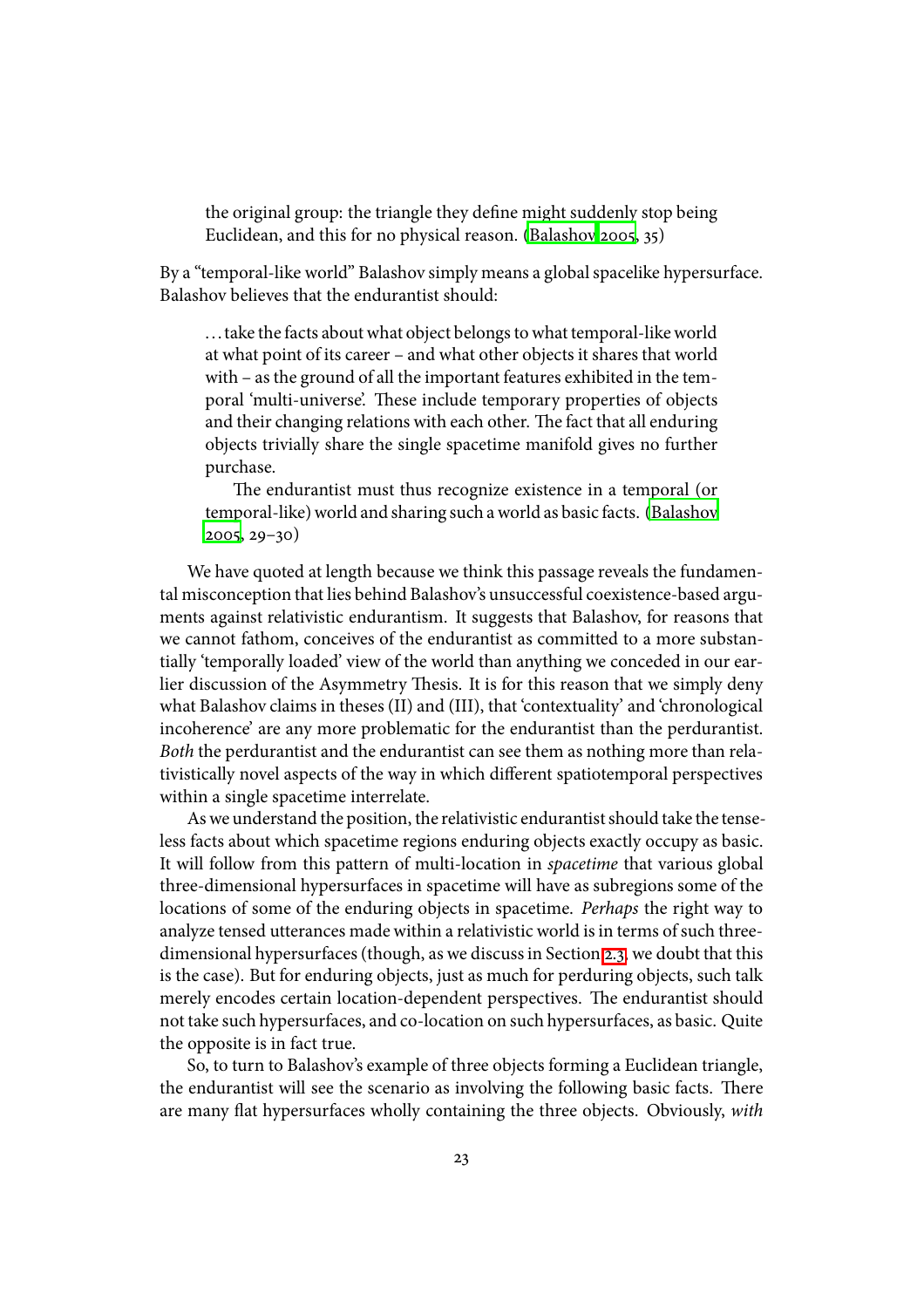> the original group: the triangle they define might suddenly stop being Euclidean, and this for no physical reason. (Balashov 2005, 35)

By a "temporal-like world" Balashov simply means a global spacelike hypersurface. Balashov believes that the endurantist should:

> ...take the facts about what object belongs to what temporal-like world at what point of its career – and what other objects it shares that world with – as the ground of all the important features exhibited in the temporal 'multi-universe'. These include temporary properties of objects and their changing relations with each other. The fact that all enduring objects trivially share the single spacetime manifold gives no further purchase.
>
> The endurantist must thus recognize existence in a temporal (or temporal-like) world and sharing such a world as basic facts. (Balashov 2005, 29–30)

We have quoted at length because we think this passage reveals the fundamental misconception that lies behind Balashov's unsuccessful coexistence-based arguments against relativistic endurantism. It suggests that Balashov, for reasons that we cannot fathom, conceives of the endurantist as committed to a more substantially 'temporally loaded' view of the world than anything we conceded in our earlier discussion of the Asymmetry Thesis. It is for this reason that we simply deny what Balashov claims in theses (II) and (III), that 'contextuality' and 'chronological incoherence' are any more problematic for the endurantist than the perdurantist. *Both* the perdurantist and the endurantist can see them as nothing more than relativistically novel aspects of the way in which different spatiotemporal perspectives within a single spacetime interrelate.

As we understand the position, the relativistic endurantist should take the tenseless facts about which spacetime regions enduring objects exactly occupy as basic. It will follow from this pattern of multi-location in *spacetime* that various global three-dimensional hypersurfaces in spacetime will have as subregions some of the locations of some of the enduring objects in spacetime. *Perhaps* the right way to analyze tensed utterances made within a relativistic world is in terms of such three-dimensional hypersurfaces (though, as we discuss in Section 2.3, we doubt that this is the case). But for enduring objects, just as much for perduring objects, such talk merely encodes certain location-dependent perspectives. The endurantist should not take such hypersurfaces, and co-location on such hypersurfaces, as basic. Quite the opposite is in fact true.

So, to turn to Balashov's example of three objects forming a Euclidean triangle, the endurantist will see the scenario as involving the following basic facts. There are many flat hypersurfaces wholly containing the three objects. Obviously, *with*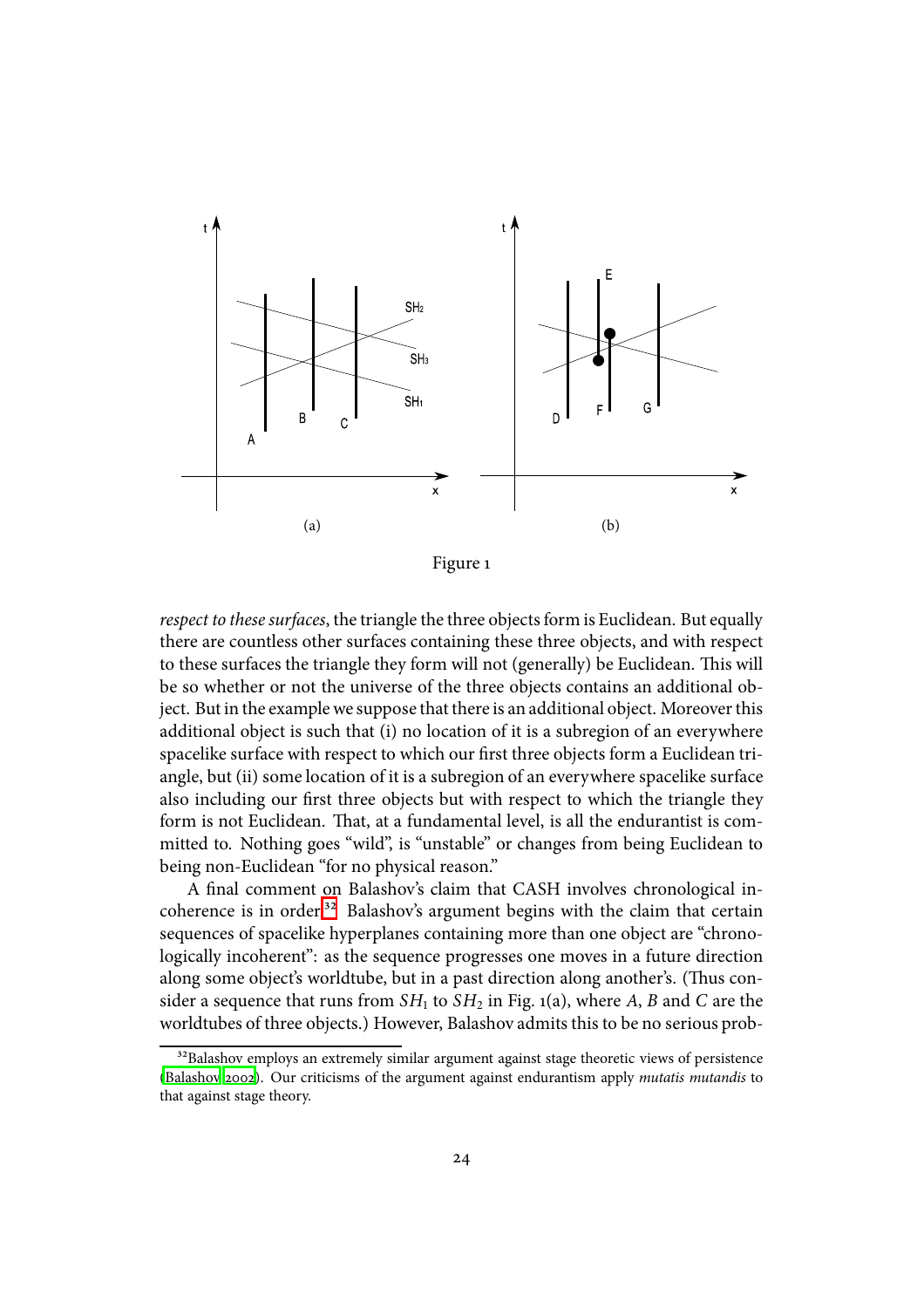(a)

(b)

Figure 1

*respect to these surfaces*, the triangle the three objects form is Euclidean. But equally there are countless other surfaces containing these three objects, and with respect to these surfaces the triangle they form will not (generally) be Euclidean. This will be so whether or not the universe of the three objects contains an additional object. But in the example we suppose that there is an additional object. Moreover this additional object is such that (i) no location of it is a subregion of an everywhere spacelike surface with respect to which our first three objects form a Euclidean triangle, but (ii) some location of it is a subregion of an everywhere spacelike surface also including our first three objects but with respect to which the triangle they form is not Euclidean. That, at a fundamental level, is all the endurantist is committed to. Nothing goes "wild", is "unstable" or changes from being Euclidean to being non-Euclidean "for no physical reason."

A final comment on Balashov's claim that CASH involves chronological incoherence is in order.[32] Balashov's argument begins with the claim that certain sequences of spacelike hyperplanes containing more than one object are "chronologically incoherent": as the sequence progresses one moves in a future direction along some object's worldtube, but in a past direction along another's. (Thus consider a sequence that runs from $SH_1$ to $SH_2$ in Fig. 1(a), where $A$, $B$ and $C$ are the worldtubes of three objects.) However, Balashov admits this to be no serious prob-

[32] Balashov employs an extremely similar argument against stage theoretic views of persistence (Balashov 2002). Our criticisms of the argument against endurantism apply *mutatis mutandis* to that against stage theory.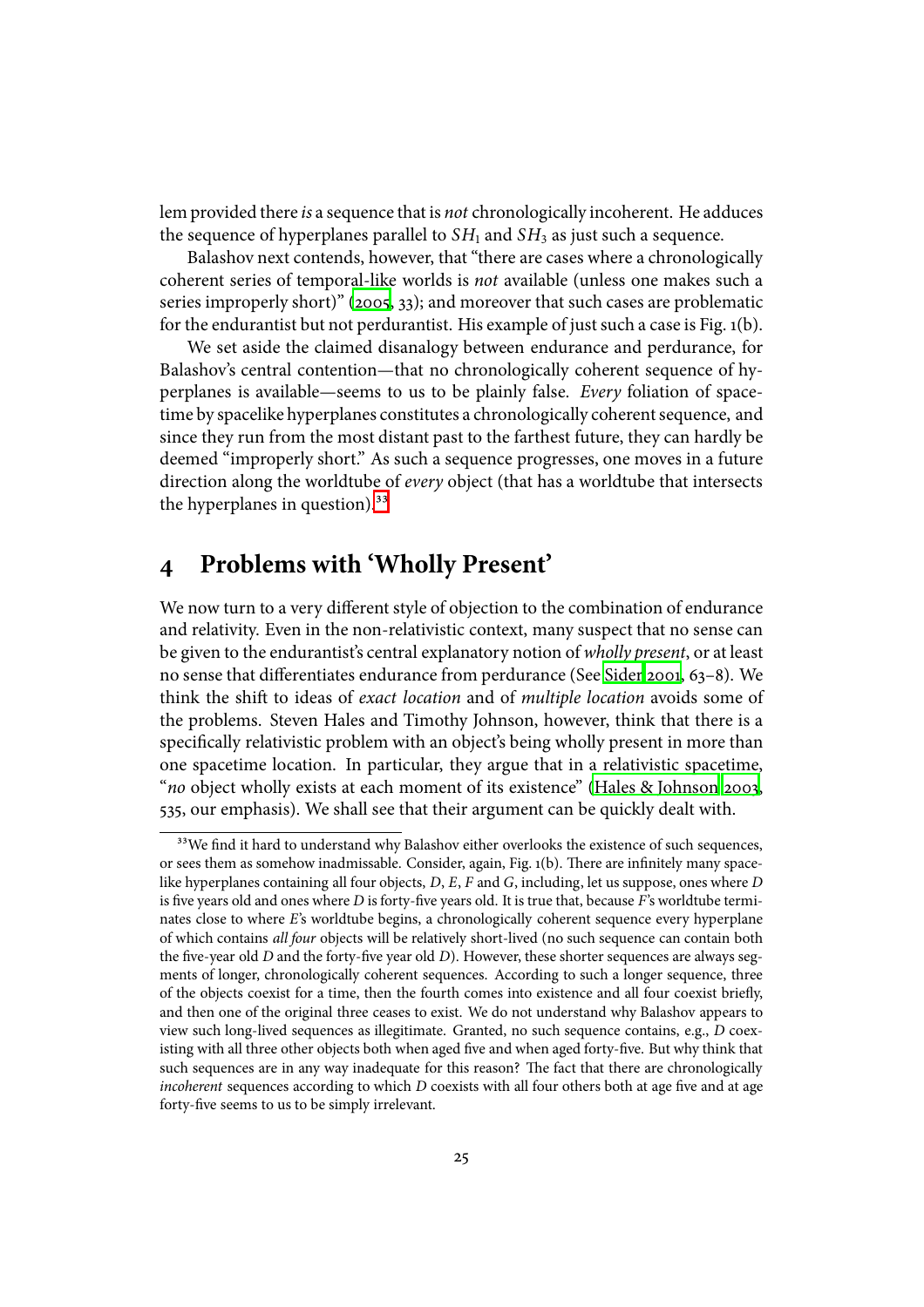lem provided there *is* a sequence that is *not* chronologically incoherent. He adduces the sequence of hyperplanes parallel to $SH_1$ and $SH_3$ as just such a sequence.

Balashov next contends, however, that "there are cases where a chronologically coherent series of temporal-like worlds is *not* available (unless one makes such a series improperly short)" (2005, 33); and moreover that such cases are problematic for the endurantist but not perdurantist. His example of just such a case is Fig. 1(b).

We set aside the claimed disanalogy between endurance and perdurance, for Balashov's central contention—that no chronologically coherent sequence of hyperplanes is available—seems to us to be plainly false. *Every* foliation of spacetime by spacelike hyperplanes constitutes a chronologically coherent sequence, and since they run from the most distant past to the farthest future, they can hardly be deemed "improperly short." As such a sequence progresses, one moves in a future direction along the worldtube of *every* object (that has a worldtube that intersects the hyperplanes in question).[33]

## 4 Problems with 'Wholly Present'

We now turn to a very different style of objection to the combination of endurance and relativity. Even in the non-relativistic context, many suspect that no sense can be given to the endurantist's central explanatory notion of *wholly present*, or at least no sense that differentiates endurance from perdurance (See Sider 2001, 63–8). We think the shift to ideas of *exact location* and of *multiple location* avoids some of the problems. Steven Hales and Timothy Johnson, however, think that there is a specifically relativistic problem with an object's being wholly present in more than one spacetime location. In particular, they argue that in a relativistic spacetime, "*no* object wholly exists at each moment of its existence" (Hales & Johnson 2003, 535, our emphasis). We shall see that their argument can be quickly dealt with.

[33] We find it hard to understand why Balashov either overlooks the existence of such sequences, or sees them as somehow inadmissable. Consider, again, Fig. 1(b). There are infinitely many spacelike hyperplanes containing all four objects, $D$, $E$, $F$ and $G$, including, let us suppose, ones where $D$ is five years old and ones where $D$ is forty-five years old. It is true that, because $F$'s worldtube terminates close to where $E$'s worldtube begins, a chronologically coherent sequence every hyperplane of which contains *all four* objects will be relatively short-lived (no such sequence can contain both the five-year old $D$ and the forty-five year old $D$). However, these shorter sequences are always segments of longer, chronologically coherent sequences. According to such a longer sequence, three of the objects coexist for a time, then the fourth comes into existence and all four coexist briefly, and then one of the original three ceases to exist. We do not understand why Balashov appears to view such long-lived sequences as illegitimate. Granted, no such sequence contains, e.g., $D$ coexisting with all three other objects both when aged five and when aged forty-five. But why think that such sequences are in any way inadequate for this reason? The fact that there are chronologically *incoherent* sequences according to which $D$ coexists with all four others both at age five and at age forty-five seems to us to be simply irrelevant.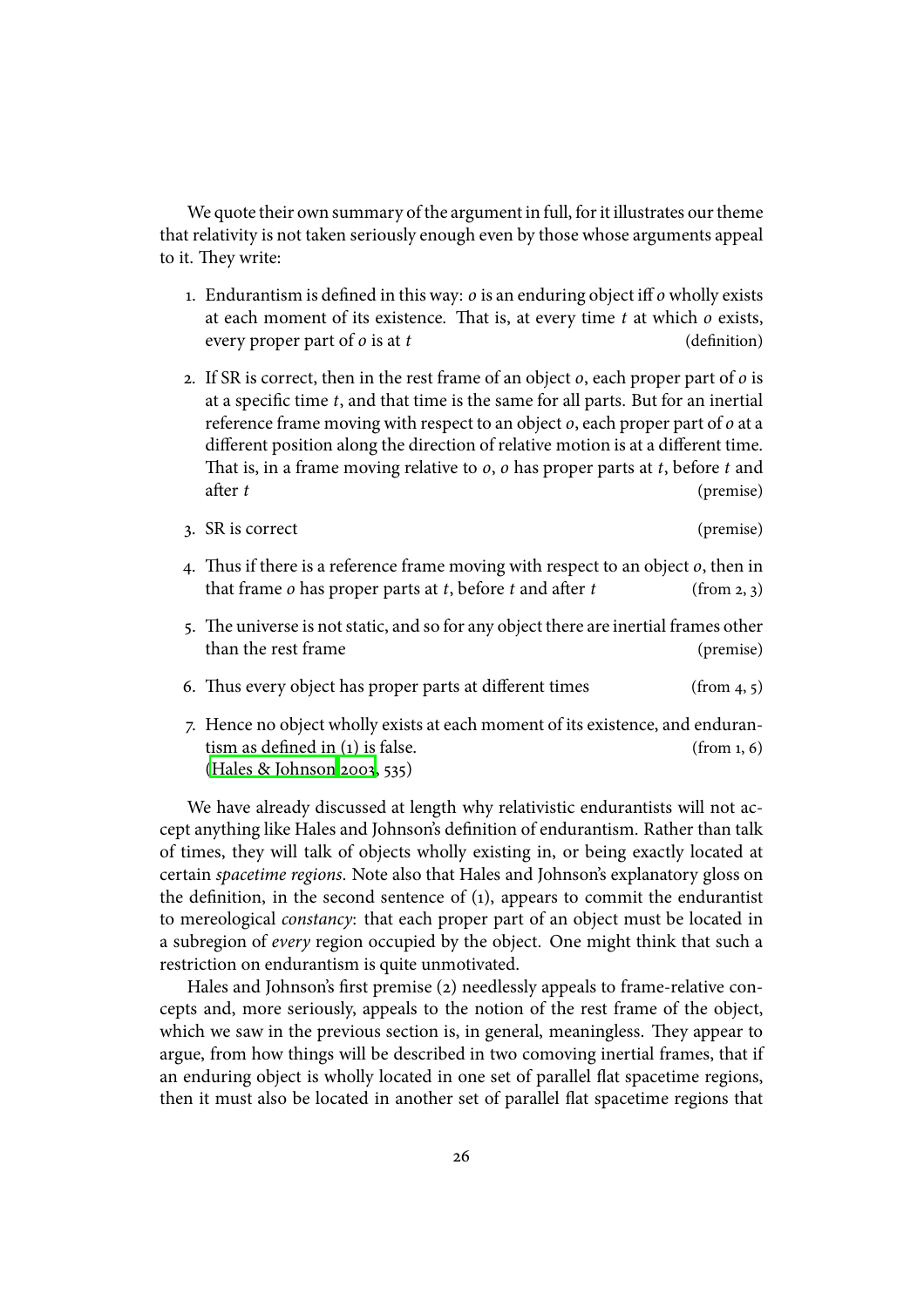We quote their own summary of the argument in full, for it illustrates our theme that relativity is not taken seriously enough even by those whose arguments appeal to it. They write:

1. Endurantism is defined in this way: $o$ is an enduring object iff $o$ wholly exists at each moment of its existence. That is, at every time $t$ at which $o$ exists, every proper part of $o$ is at $t$ (definition)

2. If SR is correct, then in the rest frame of an object $o$, each proper part of $o$ is at a specific time $t$, and that time is the same for all parts. But for an inertial reference frame moving with respect to an object $o$, each proper part of $o$ at a different position along the direction of relative motion is at a different time. That is, in a frame moving relative to $o$, $o$ has proper parts at $t$, before $t$ and after $t$ (premise)

3. SR is correct (premise)

4. Thus if there is a reference frame moving with respect to an object $o$, then in that frame $o$ has proper parts at $t$, before $t$ and after $t$ (from 2, 3)

5. The universe is not static, and so for any object there are inertial frames other than the rest frame (premise)

6. Thus every object has proper parts at different times (from 4, 5)

7. Hence no object wholly exists at each moment of its existence, and endurantism as defined in (1) is false. (from 1, 6)
(Hales & Johnson 2003, 535)

We have already discussed at length why relativistic endurantists will not accept anything like Hales and Johnson's definition of endurantism. Rather than talk of times, they will talk of objects wholly existing in, or being exactly located at certain *spacetime regions*. Note also that Hales and Johnson's explanatory gloss on the definition, in the second sentence of (1), appears to commit the endurantist to mereological *constancy*: that each proper part of an object must be located in a subregion of *every* region occupied by the object. One might think that such a restriction on endurantism is quite unmotivated.

Hales and Johnson's first premise (2) needlessly appeals to frame-relative concepts and, more seriously, appeals to the notion of the rest frame of the object, which we saw in the previous section is, in general, meaningless. They appear to argue, from how things will be described in two comoving inertial frames, that if an enduring object is wholly located in one set of parallel flat spacetime regions, then it must also be located in another set of parallel flat spacetime regions that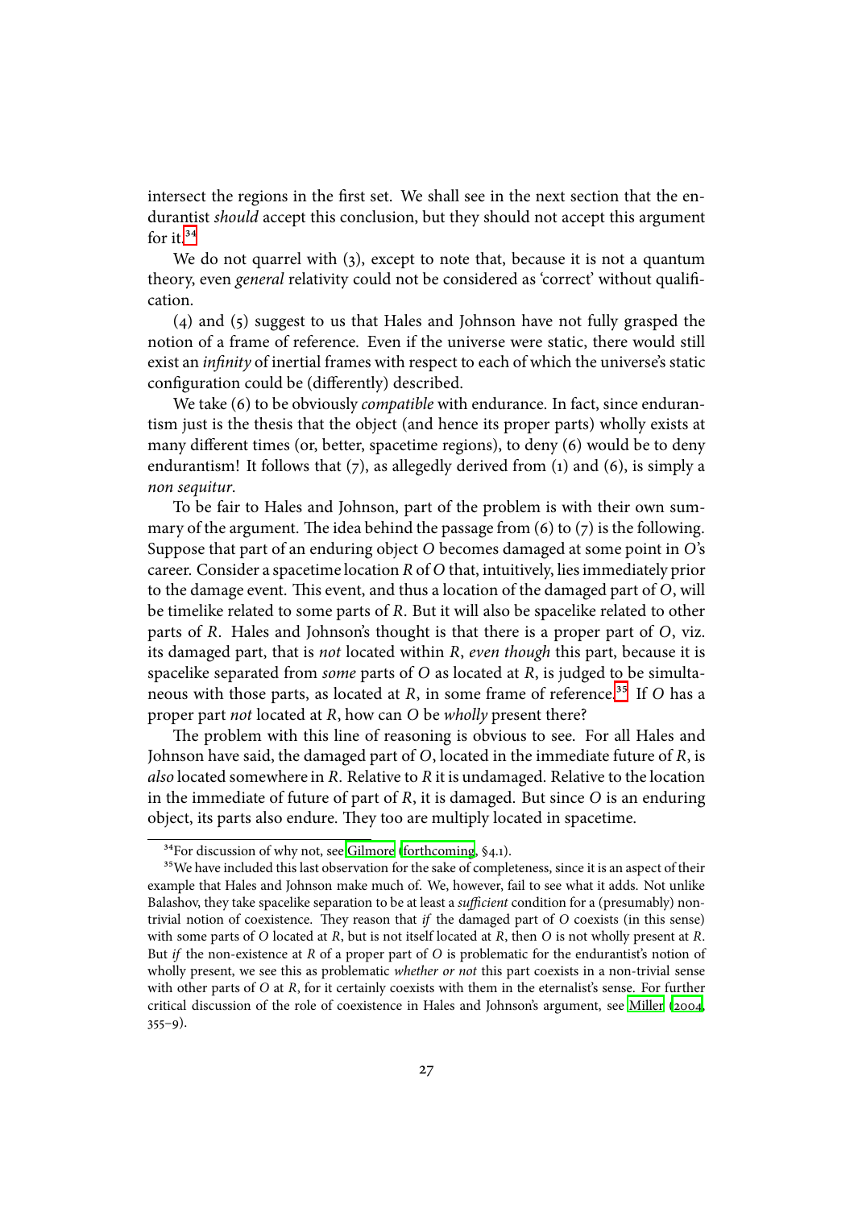intersect the regions in the first set. We shall see in the next section that the endurantist *should* accept this conclusion, but they should not accept this argument for it.[34]

We do not quarrel with (3), except to note that, because it is not a quantum theory, even *general* relativity could not be considered as 'correct' without qualification.

(4) and (5) suggest to us that Hales and Johnson have not fully grasped the notion of a frame of reference. Even if the universe were static, there would still exist an *infinity* of inertial frames with respect to each of which the universe's static configuration could be (differently) described.

We take (6) to be obviously *compatible* with endurance. In fact, since endurantism just is the thesis that the object (and hence its proper parts) wholly exists at many different times (or, better, spacetime regions), to deny (6) would be to deny endurantism! It follows that (7), as allegedly derived from (1) and (6), is simply a *non sequitur*.

To be fair to Hales and Johnson, part of the problem is with their own summary of the argument. The idea behind the passage from (6) to (7) is the following. Suppose that part of an enduring object *O* becomes damaged at some point in *O*'s career. Consider a spacetime location *R* of *O* that, intuitively, lies immediately prior to the damage event. This event, and thus a location of the damaged part of *O*, will be timelike related to some parts of *R*. But it will also be spacelike related to other parts of *R*. Hales and Johnson's thought is that there is a proper part of *O*, viz. its damaged part, that is *not* located within *R*, *even though* this part, because it is spacelike separated from *some* parts of *O* as located at *R*, is judged to be simultaneous with those parts, as located at *R*, in some frame of reference.[35] If *O* has a proper part *not* located at *R*, how can *O* be *wholly* present there?

The problem with this line of reasoning is obvious to see. For all Hales and Johnson have said, the damaged part of *O*, located in the immediate future of *R*, is *also* located somewhere in *R*. Relative to *R* it is undamaged. Relative to the location in the immediate of future of part of *R*, it is damaged. But since *O* is an enduring object, its parts also endure. They too are multiply located in spacetime.

---

[34] For discussion of why not, see Gilmore (forthcoming, §4.1).

[35] We have included this last observation for the sake of completeness, since it is an aspect of their example that Hales and Johnson make much of. We, however, fail to see what it adds. Not unlike Balashov, they take spacelike separation to be at least a *sufficient* condition for a (presumably) non-trivial notion of coexistence. They reason that *if* the damaged part of *O* coexists (in this sense) with some parts of *O* located at *R*, but is not itself located at *R*, then *O* is not wholly present at *R*. But *if* the non-existence at *R* of a proper part of *O* is problematic for the endurantist's notion of wholly present, we see this as problematic *whether or not* this part coexists in a non-trivial sense with other parts of *O* at *R*, for it certainly coexists with them in the eternalist's sense. For further critical discussion of the role of coexistence in Hales and Johnson's argument, see Miller (2004, 355–9).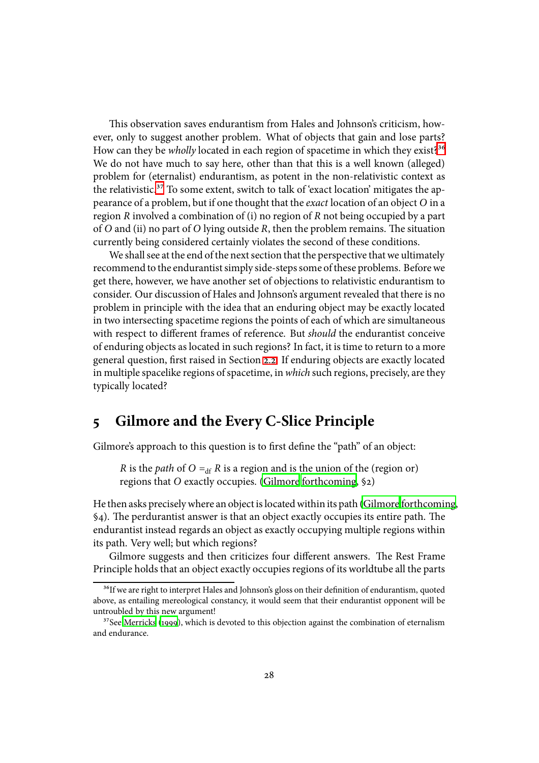This observation saves endurantism from Hales and Johnson's criticism, however, only to suggest another problem. What of objects that gain and lose parts? How can they be *wholly* located in each region of spacetime in which they exist?[36] We do not have much to say here, other than that this is a well known (alleged) problem for (eternalist) endurantism, as potent in the non-relativistic context as the relativistic.[37] To some extent, switch to talk of 'exact location' mitigates the appearance of a problem, but if one thought that the *exact* location of an object $O$ in a region $R$ involved a combination of (i) no region of $R$ not being occupied by a part of $O$ and (ii) no part of $O$ lying outside $R$, then the problem remains. The situation currently being considered certainly violates the second of these conditions.

We shall see at the end of the next section that the perspective that we ultimately recommend to the endurantist simply side-steps some of these problems. Before we get there, however, we have another set of objections to relativistic endurantism to consider. Our discussion of Hales and Johnson's argument revealed that there is no problem in principle with the idea that an enduring object may be exactly located in two intersecting spacetime regions the points of each of which are simultaneous with respect to different frames of reference. But *should* the endurantist conceive of enduring objects as located in such regions? In fact, it is time to return to a more general question, first raised in Section 2.2. If enduring objects are exactly located in multiple spacelike regions of spacetime, in *which* such regions, precisely, are they typically located?

## 5 Gilmore and the Every C-Slice Principle

Gilmore's approach to this question is to first define the "path" of an object:

> $R$ is the *path* of $O =_{\text{df}} R$ is a region and is the union of the (region or) regions that $O$ exactly occupies. (Gilmore forthcoming, §2)

He then asks precisely where an object is located within its path (Gilmore forthcoming, §4). The perdurantist answer is that an object exactly occupies its entire path. The endurantist instead regards an object as exactly occupying multiple regions within its path. Very well; but which regions?

Gilmore suggests and then criticizes four different answers. The Rest Frame Principle holds that an object exactly occupies regions of its worldtube all the parts

---

[36] If we are right to interpret Hales and Johnson's gloss on their definition of endurantism, quoted above, as entailing mereological constancy, it would seem that their endurantist opponent will be untroubled by this new argument!

[37] See Merricks (1999), which is devoted to this objection against the combination of eternalism and endurance.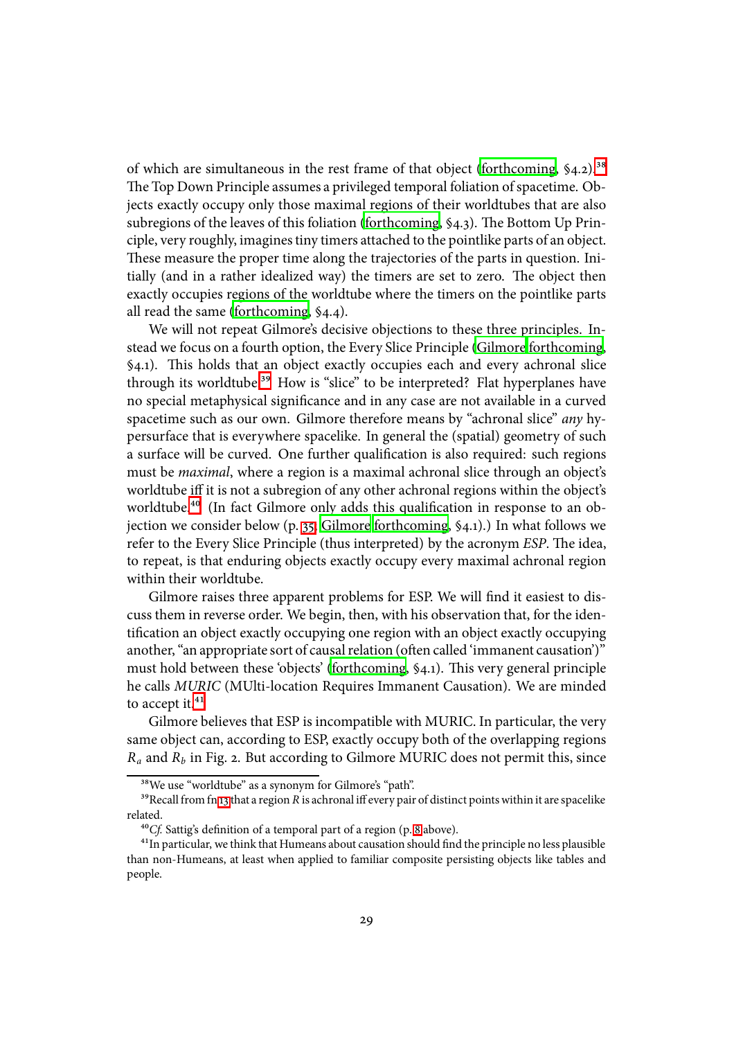of which are simultaneous in the rest frame of that object (forthcoming, §4.2).[38] The Top Down Principle assumes a privileged temporal foliation of spacetime. Objects exactly occupy only those maximal regions of their worldtubes that are also subregions of the leaves of this foliation (forthcoming, §4.3). The Bottom Up Principle, very roughly, imagines tiny timers attached to the pointlike parts of an object. These measure the proper time along the trajectories of the parts in question. Initially (and in a rather idealized way) the timers are set to zero. The object then exactly occupies regions of the worldtube where the timers on the pointlike parts all read the same (forthcoming, §4.4).

We will not repeat Gilmore's decisive objections to these three principles. Instead we focus on a fourth option, the Every Slice Principle (Gilmore forthcoming, §4.1). This holds that an object exactly occupies each and every achronal slice through its worldtube.[39] How is "slice" to be interpreted? Flat hyperplanes have no special metaphysical significance and in any case are not available in a curved spacetime such as our own. Gilmore therefore means by "achronal slice" *any* hypersurface that is everywhere spacelike. In general the (spatial) geometry of such a surface will be curved. One further qualification is also required: such regions must be *maximal*, where a region is a maximal achronal slice through an object's worldtube iff it is not a subregion of any other achronal regions within the object's worldtube.[40] (In fact Gilmore only adds this qualification in response to an objection we consider below (p. 35, Gilmore forthcoming, §4.1).) In what follows we refer to the Every Slice Principle (thus interpreted) by the acronym *ESP*. The idea, to repeat, is that enduring objects exactly occupy every maximal achronal region within their worldtube.

Gilmore raises three apparent problems for ESP. We will find it easiest to discuss them in reverse order. We begin, then, with his observation that, for the identification an object exactly occupying one region with an object exactly occupying another, "an appropriate sort of causal relation (often called 'immanent causation')" must hold between these 'objects' (forthcoming, §4.1). This very general principle he calls *MURIC* (MUlti-location Requires Immanent Causation). We are minded to accept it.[41]

Gilmore believes that ESP is incompatible with MURIC. In particular, the very same object can, according to ESP, exactly occupy both of the overlapping regions $R_a$ and $R_b$ in Fig. 2. But according to Gilmore MURIC does not permit this, since

[38] We use "worldtube" as a synonym for Gilmore's "path".

[39] Recall from fn 13 that a region $R$ is achronal iff every pair of distinct points within it are spacelike related.

[40] *Cf.* Sattig's definition of a temporal part of a region (p. 8 above).

[41] In particular, we think that Humeans about causation should find the principle no less plausible than non-Humeans, at least when applied to familiar composite persisting objects like tables and people.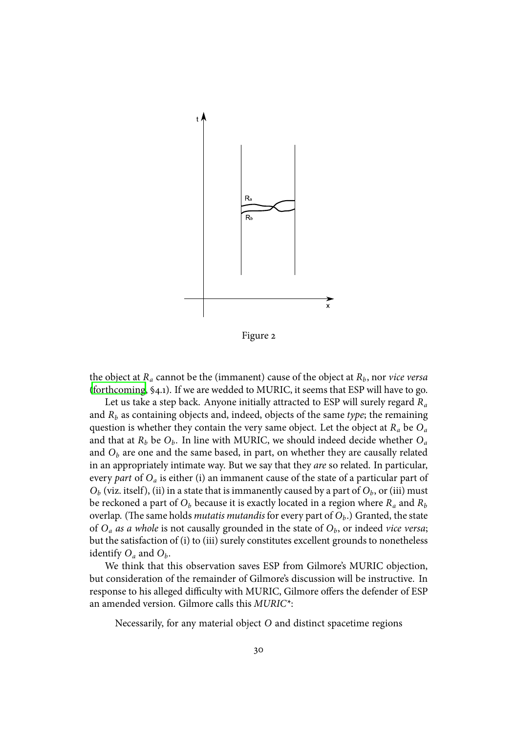Figure 2

the object at $R_a$ cannot be the (immanent) cause of the object at $R_b$, nor *vice versa* (forthcoming, §4.1). If we are wedded to MURIC, it seems that ESP will have to go.

Let us take a step back. Anyone initially attracted to ESP will surely regard $R_a$ and $R_b$ as containing objects and, indeed, objects of the same *type*; the remaining question is whether they contain the very same object. Let the object at $R_a$ be $O_a$ and that at $R_b$ be $O_b$. In line with MURIC, we should indeed decide whether $O_a$ and $O_b$ are one and the same based, in part, on whether they are causally related in an appropriately intimate way. But we say that they *are* so related. In particular, every *part* of $O_a$ is either (i) an immanent cause of the state of a particular part of $O_b$ (viz. itself), (ii) in a state that is immanently caused by a part of $O_b$, or (iii) must be reckoned a part of $O_b$ because it is exactly located in a region where $R_a$ and $R_b$ overlap. (The same holds *mutatis mutandis* for every part of $O_b$.) Granted, the state of $O_a$ *as a whole* is not causally grounded in the state of $O_b$, or indeed *vice versa*; but the satisfaction of (i) to (iii) surely constitutes excellent grounds to nonetheless identify $O_a$ and $O_b$.

We think that this observation saves ESP from Gilmore's MURIC objection, but consideration of the remainder of Gilmore's discussion will be instructive. In response to his alleged difficulty with MURIC, Gilmore offers the defender of ESP an amended version. Gilmore calls this *MURIC\**:

Necessarily, for any material object $O$ and distinct spacetime regions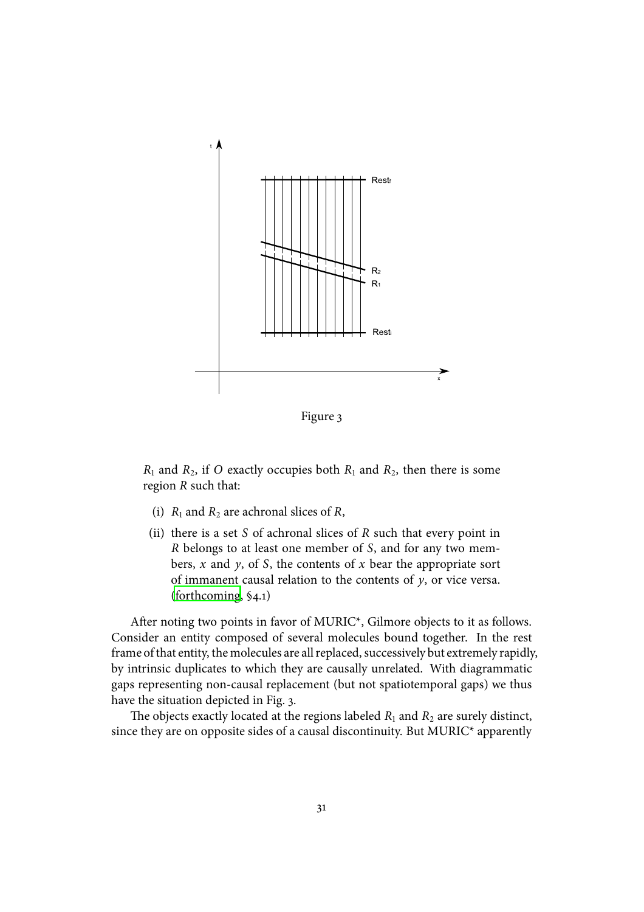Figure 3

$R_1$ and $R_2$, if $O$ exactly occupies both $R_1$ and $R_2$, then there is some region $R$ such that:

(i) $R_1$ and $R_2$ are achronal slices of $R$,

(ii) there is a set $S$ of achronal slices of $R$ such that every point in $R$ belongs to at least one member of $S$, and for any two members, $x$ and $y$, of $S$, the contents of $x$ bear the appropriate sort of immanent causal relation to the contents of $y$, or vice versa. (forthcoming, §4.1)

After noting two points in favor of MURIC*, Gilmore objects to it as follows. Consider an entity composed of several molecules bound together. In the rest frame of that entity, the molecules are all replaced, successively but extremely rapidly, by intrinsic duplicates to which they are causally unrelated. With diagrammatic gaps representing non-causal replacement (but not spatiotemporal gaps) we thus have the situation depicted in Fig. 3.

The objects exactly located at the regions labeled $R_1$ and $R_2$ are surely distinct, since they are on opposite sides of a causal discontinuity. But MURIC* apparently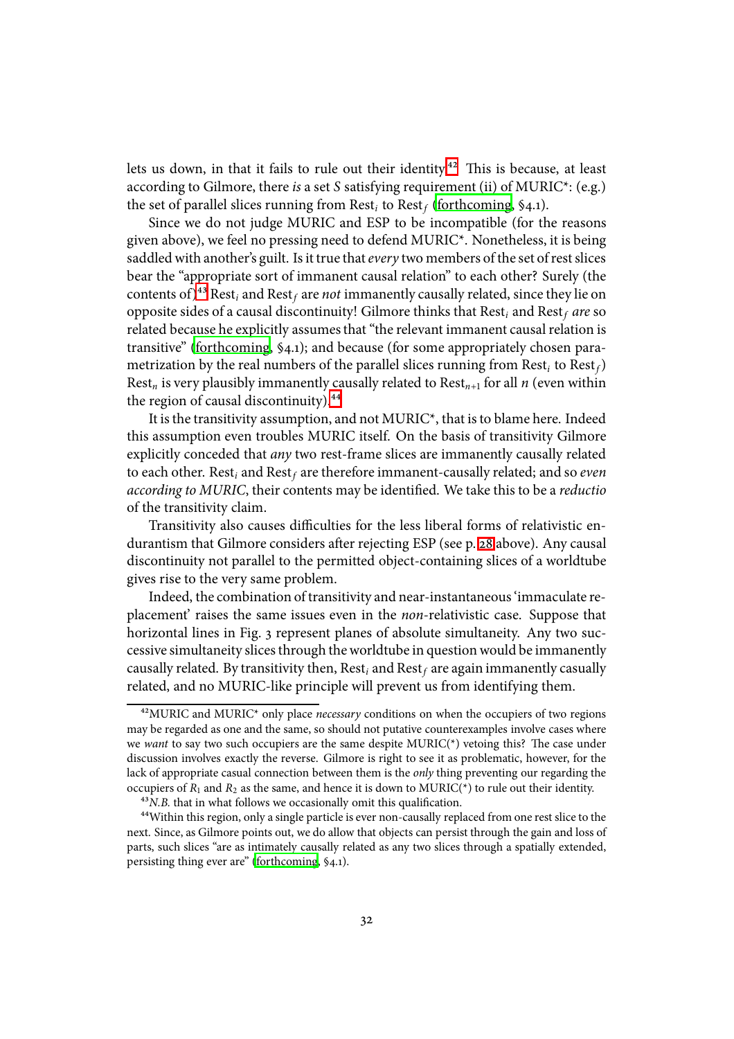lets us down, in that it fails to rule out their identity.[42] This is because, at least according to Gilmore, there *is* a set $S$ satisfying requirement (ii) of MURIC*: (e.g.) the set of parallel slices running from $\text{Rest}_i$ to $\text{Rest}_f$ (forthcoming, §4.1).

Since we do not judge MURIC and ESP to be incompatible (for the reasons given above), we feel no pressing need to defend MURIC*. Nonetheless, it is being saddled with another's guilt. Is it true that *every* two members of the set of rest slices bear the "appropriate sort of immanent causal relation" to each other? Surely (the contents of)[43] $\text{Rest}_i$ and $\text{Rest}_f$ are *not* immanently causally related, since they lie on opposite sides of a causal discontinuity! Gilmore thinks that $\text{Rest}_i$ and $\text{Rest}_f$ *are* so related because he explicitly assumes that "the relevant immanent causal relation is transitive" (forthcoming, §4.1); and because (for some appropriately chosen parametrization by the real numbers of the parallel slices running from $\text{Rest}_i$ to $\text{Rest}_f$) $\text{Rest}_n$ is very plausibly immanently causally related to $\text{Rest}_{n+1}$ for all $n$ (even within the region of causal discontinuity).[44]

It is the transitivity assumption, and not MURIC*, that is to blame here. Indeed this assumption even troubles MURIC itself. On the basis of transitivity Gilmore explicitly conceded that *any* two rest-frame slices are immanently causally related to each other. $\text{Rest}_i$ and $\text{Rest}_f$ are therefore immanent-causally related; and so *even according to MURIC*, their contents may be identified. We take this to be a *reductio* of the transitivity claim.

Transitivity also causes difficulties for the less liberal forms of relativistic endurantism that Gilmore considers after rejecting ESP (see p. 28 above). Any causal discontinuity not parallel to the permitted object-containing slices of a worldtube gives rise to the very same problem.

Indeed, the combination of transitivity and near-instantaneous 'immaculate replacement' raises the same issues even in the *non*-relativistic case. Suppose that horizontal lines in Fig. 3 represent planes of absolute simultaneity. Any two successive simultaneity slices through the worldtube in question would be immanently causally related. By transitivity then, $\text{Rest}_i$ and $\text{Rest}_f$ are again immanently casually related, and no MURIC-like principle will prevent us from identifying them.

---

[42] MURIC and MURIC* only place *necessary* conditions on when the occupiers of two regions may be regarded as one and the same, so should not putative counterexamples involve cases where we *want* to say two such occupiers are the same despite MURIC(*) vetoing this? The case under discussion involves exactly the reverse. Gilmore is right to see it as problematic, however, for the lack of appropriate casual connection between them is the *only* thing preventing our regarding the occupiers of $R_1$ and $R_2$ as the same, and hence it is down to MURIC(*) to rule out their identity.

[43] *N.B.* that in what follows we occasionally omit this qualification.

[44] Within this region, only a single particle is ever non-causally replaced from one rest slice to the next. Since, as Gilmore points out, we do allow that objects can persist through the gain and loss of parts, such slices "are as intimately causally related as any two slices through a spatially extended, persisting thing ever are" (forthcoming, §4.1).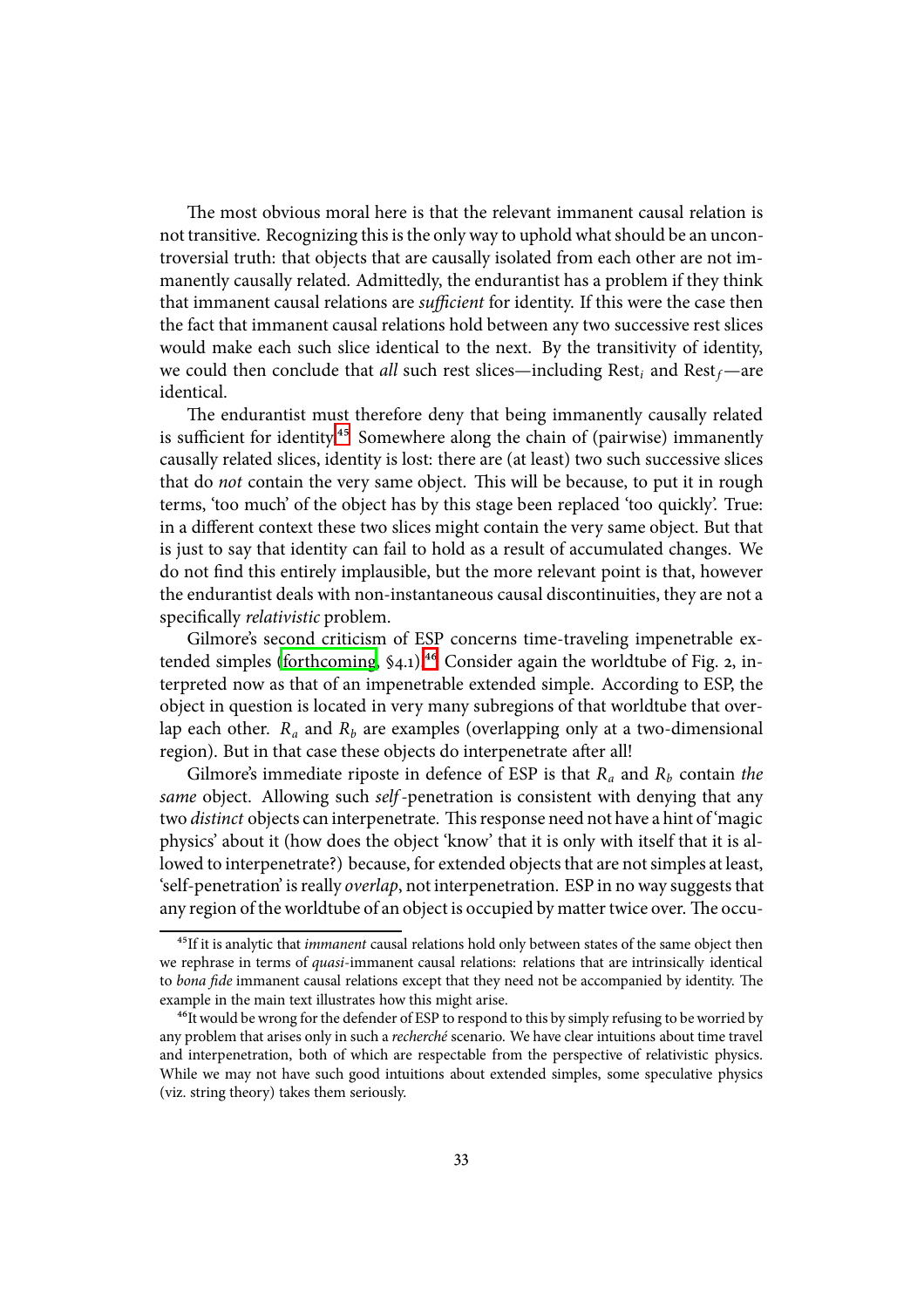The most obvious moral here is that the relevant immanent causal relation is not transitive. Recognizing this is the only way to uphold what should be an uncontroversial truth: that objects that are causally isolated from each other are not immanently causally related. Admittedly, the endurantist has a problem if they think that immanent causal relations are *sufficient* for identity. If this were the case then the fact that immanent causal relations hold between any two successive rest slices would make each such slice identical to the next. By the transitivity of identity, we could then conclude that *all* such rest slices—including $\text{Rest}_i$ and $\text{Rest}_f$—are identical.

The endurantist must therefore deny that being immanently causally related is sufficient for identity.[45] Somewhere along the chain of (pairwise) immanently causally related slices, identity is lost: there are (at least) two such successive slices that do *not* contain the very same object. This will be because, to put it in rough terms, 'too much' of the object has by this stage been replaced 'too quickly'. True: in a different context these two slices might contain the very same object. But that is just to say that identity can fail to hold as a result of accumulated changes. We do not find this entirely implausible, but the more relevant point is that, however the endurantist deals with non-instantaneous causal discontinuities, they are not a specifically *relativistic* problem.

Gilmore's second criticism of ESP concerns time-traveling impenetrable extended simples (forthcoming, §4.1).[46] Consider again the worldtube of Fig. 2, interpreted now as that of an impenetrable extended simple. According to ESP, the object in question is located in very many subregions of that worldtube that overlap each other. $R_a$ and $R_b$ are examples (overlapping only at a two-dimensional region). But in that case these objects do interpenetrate after all!

Gilmore's immediate riposte in defence of ESP is that $R_a$ and $R_b$ contain *the same* object. Allowing such *self*-penetration is consistent with denying that any two *distinct* objects can interpenetrate. This response need not have a hint of 'magic physics' about it (how does the object 'know' that it is only with itself that it is allowed to interpenetrate?) because, for extended objects that are not simples at least, 'self-penetration' is really *overlap*, not interpenetration. ESP in no way suggests that any region of the worldtube of an object is occupied by matter twice over. The occu-

[45] If it is analytic that *immanent* causal relations hold only between states of the same object then we rephrase in terms of *quasi*-immanent causal relations: relations that are intrinsically identical to *bona fide* immanent causal relations except that they need not be accompanied by identity. The example in the main text illustrates how this might arise.

[46] It would be wrong for the defender of ESP to respond to this by simply refusing to be worried by any problem that arises only in such a *recherché* scenario. We have clear intuitions about time travel and interpenetration, both of which are respectable from the perspective of relativistic physics. While we may not have such good intuitions about extended simples, some speculative physics (viz. string theory) takes them seriously.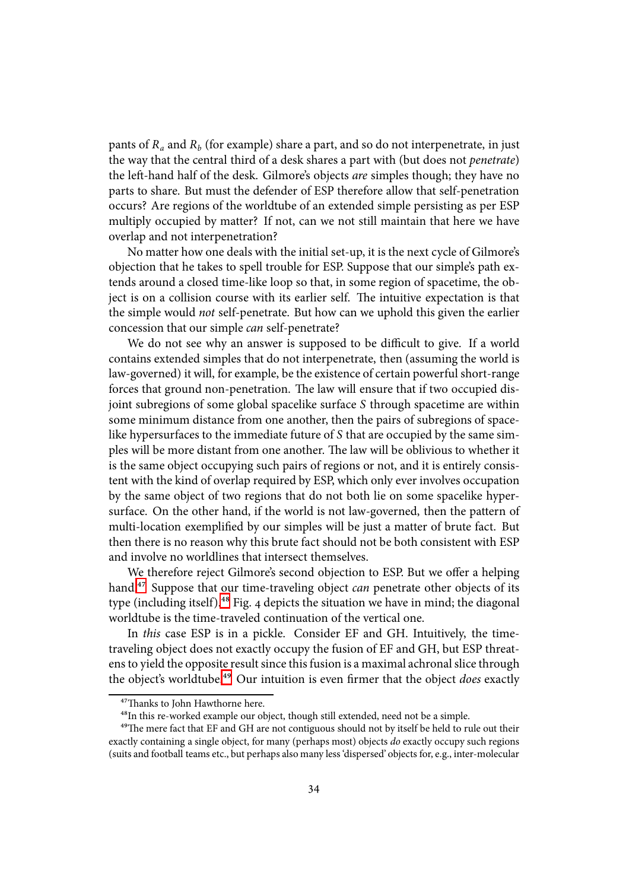pants of $R_a$ and $R_b$ (for example) share a part, and so do not interpenetrate, in just the way that the central third of a desk shares a part with (but does not *penetrate*) the left-hand half of the desk. Gilmore's objects *are* simples though; they have no parts to share. But must the defender of ESP therefore allow that self-penetration occurs? Are regions of the worldtube of an extended simple persisting as per ESP multiply occupied by matter? If not, can we not still maintain that here we have overlap and not interpenetration?

No matter how one deals with the initial set-up, it is the next cycle of Gilmore's objection that he takes to spell trouble for ESP. Suppose that our simple's path extends around a closed time-like loop so that, in some region of spacetime, the object is on a collision course with its earlier self. The intuitive expectation is that the simple would *not* self-penetrate. But how can we uphold this given the earlier concession that our simple *can* self-penetrate?

We do not see why an answer is supposed to be difficult to give. If a world contains extended simples that do not interpenetrate, then (assuming the world is law-governed) it will, for example, be the existence of certain powerful short-range forces that ground non-penetration. The law will ensure that if two occupied disjoint subregions of some global spacelike surface $S$ through spacetime are within some minimum distance from one another, then the pairs of subregions of spacelike hypersurfaces to the immediate future of $S$ that are occupied by the same simples will be more distant from one another. The law will be oblivious to whether it is the same object occupying such pairs of regions or not, and it is entirely consistent with the kind of overlap required by ESP, which only ever involves occupation by the same object of two regions that do not both lie on some spacelike hypersurface. On the other hand, if the world is not law-governed, then the pattern of multi-location exemplified by our simples will be just a matter of brute fact. But then there is no reason why this brute fact should not be both consistent with ESP and involve no worldlines that intersect themselves.

We therefore reject Gilmore's second objection to ESP. But we offer a helping hand.[47] Suppose that our time-traveling object *can* penetrate other objects of its type (including itself).[48] Fig. 4 depicts the situation we have in mind; the diagonal worldtube is the time-traveled continuation of the vertical one.

In *this* case ESP is in a pickle. Consider EF and GH. Intuitively, the time-traveling object does not exactly occupy the fusion of EF and GH, but ESP threatens to yield the opposite result since this fusion is a maximal achronal slice through the object's worldtube.[49] Our intuition is even firmer that the object *does* exactly

[47] Thanks to John Hawthorne here.

[48] In this re-worked example our object, though still extended, need not be a simple.

[49] The mere fact that EF and GH are not contiguous should not by itself be held to rule out their exactly containing a single object, for many (perhaps most) objects *do* exactly occupy such regions (suits and football teams etc., but perhaps also many less 'dispersed' objects for, e.g., inter-molecular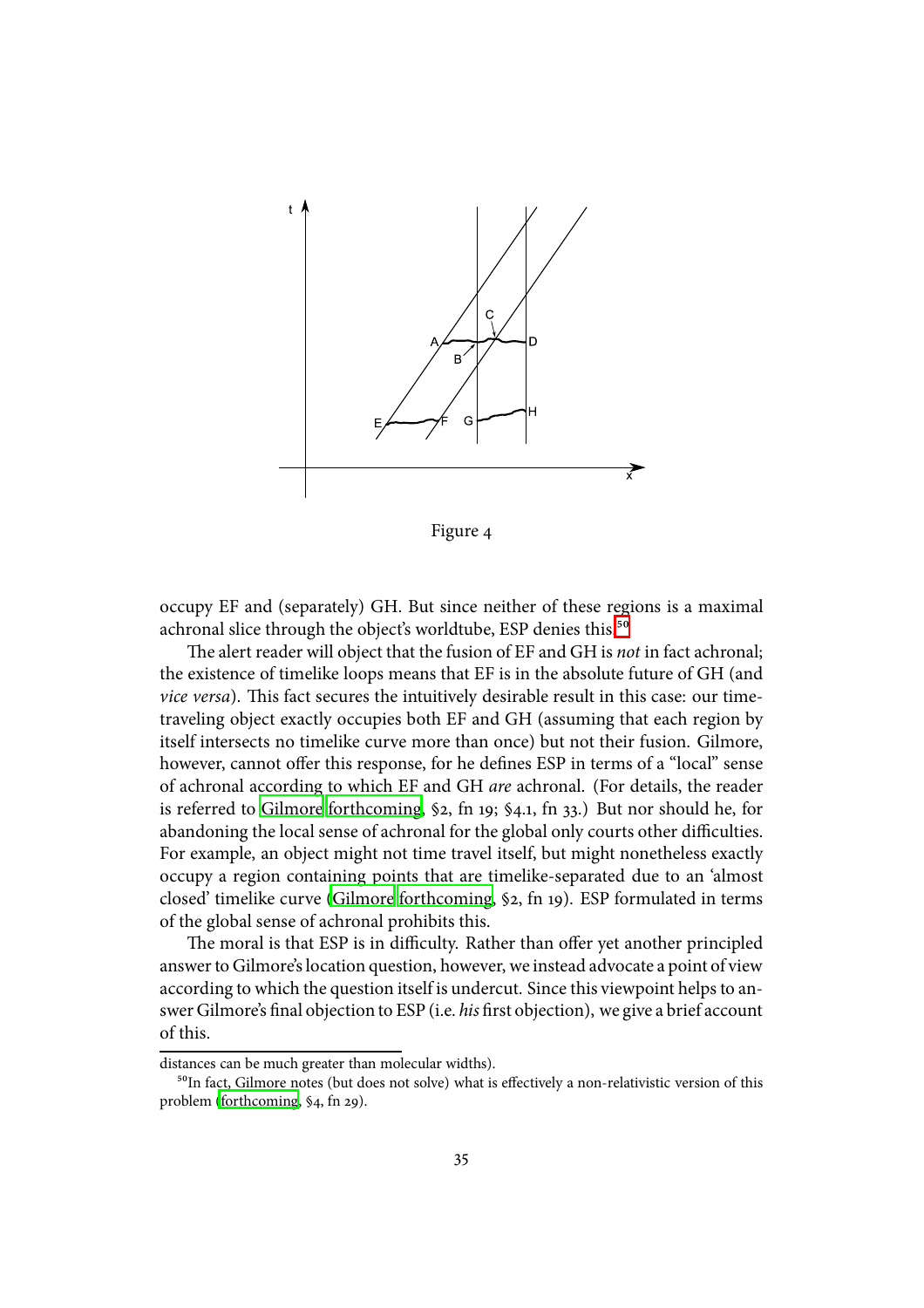Figure 4

occupy EF and (separately) GH. But since neither of these regions is a maximal achronal slice through the object's worldtube, ESP denies this.[50]

The alert reader will object that the fusion of EF and GH is *not* in fact achronal; the existence of timelike loops means that EF is in the absolute future of GH (and *vice versa*). This fact secures the intuitively desirable result in this case: our time-traveling object exactly occupies both EF and GH (assuming that each region by itself intersects no timelike curve more than once) but not their fusion. Gilmore, however, cannot offer this response, for he defines ESP in terms of a "local" sense of achronal according to which EF and GH *are* achronal. (For details, the reader is referred to Gilmore forthcoming, §2, fn 19; §4.1, fn 33.) But nor should he, for abandoning the local sense of achronal for the global only courts other difficulties. For example, an object might not time travel itself, but might nonetheless exactly occupy a region containing points that are timelike-separated due to an 'almost closed' timelike curve (Gilmore forthcoming, §2, fn 19). ESP formulated in terms of the global sense of achronal prohibits this.

The moral is that ESP is in difficulty. Rather than offer yet another principled answer to Gilmore's location question, however, we instead advocate a point of view according to which the question itself is undercut. Since this viewpoint helps to answer Gilmore's final objection to ESP (i.e. *his* first objection), we give a brief account of this.

---

distances can be much greater than molecular widths).

[50] In fact, Gilmore notes (but does not solve) what is effectively a non-relativistic version of this problem (forthcoming, §4, fn 29).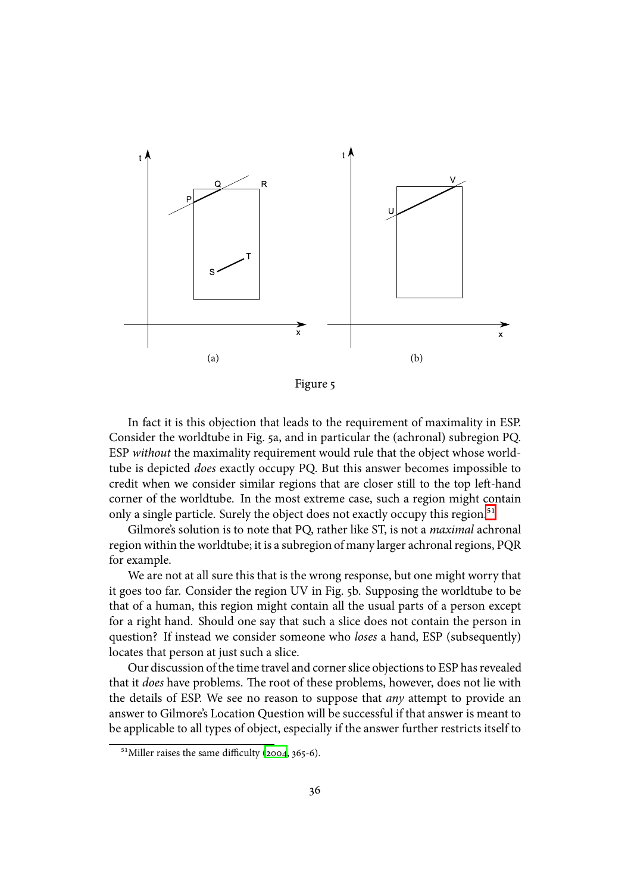(a)

(b)

Figure 5

In fact it is this objection that leads to the requirement of maximality in ESP. Consider the worldtube in Fig. 5a, and in particular the (achronal) subregion PQ. ESP *without* the maximality requirement would rule that the object whose worldtube is depicted *does* exactly occupy PQ. But this answer becomes impossible to credit when we consider similar regions that are closer still to the top left-hand corner of the worldtube. In the most extreme case, such a region might contain only a single particle. Surely the object does not exactly occupy this region.[51]

Gilmore's solution is to note that PQ, rather like ST, is not a *maximal* achronal region within the worldtube; it is a subregion of many larger achronal regions, PQR for example.

We are not at all sure this that is the wrong response, but one might worry that it goes too far. Consider the region UV in Fig. 5b. Supposing the worldtube to be that of a human, this region might contain all the usual parts of a person except for a right hand. Should one say that such a slice does not contain the person in question? If instead we consider someone who *loses* a hand, ESP (subsequently) locates that person at just such a slice.

Our discussion of the time travel and corner slice objections to ESP has revealed that it *does* have problems. The root of these problems, however, does not lie with the details of ESP. We see no reason to suppose that *any* attempt to provide an answer to Gilmore's Location Question will be successful if that answer is meant to be applicable to all types of object, especially if the answer further restricts itself to

[51] Miller raises the same difficulty (2004, 365-6).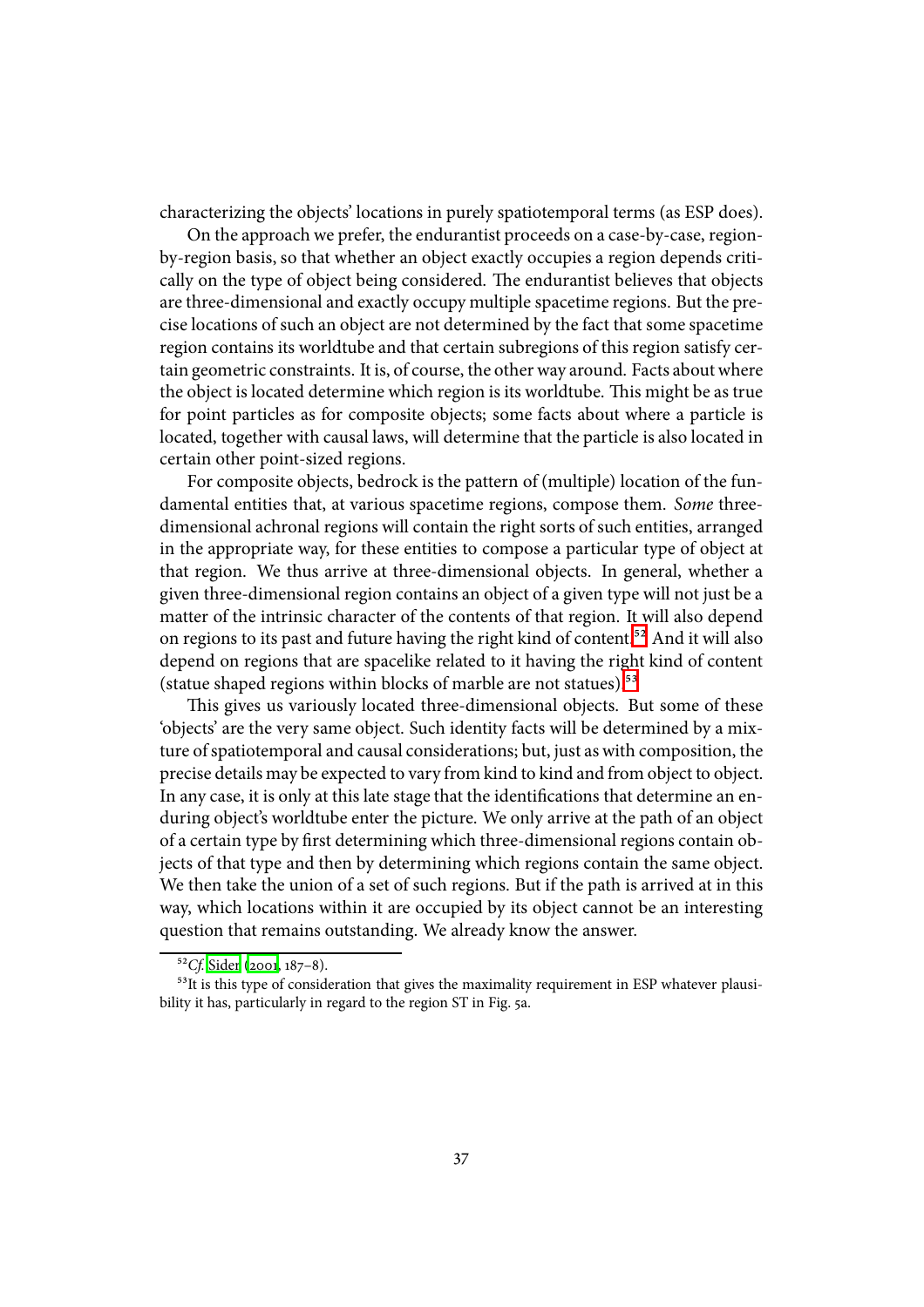characterizing the objects' locations in purely spatiotemporal terms (as ESP does).

On the approach we prefer, the endurantist proceeds on a case-by-case, region-by-region basis, so that whether an object exactly occupies a region depends critically on the type of object being considered. The endurantist believes that objects are three-dimensional and exactly occupy multiple spacetime regions. But the precise locations of such an object are not determined by the fact that some spacetime region contains its worldtube and that certain subregions of this region satisfy certain geometric constraints. It is, of course, the other way around. Facts about where the object is located determine which region is its worldtube. This might be as true for point particles as for composite objects; some facts about where a particle is located, together with causal laws, will determine that the particle is also located in certain other point-sized regions.

For composite objects, bedrock is the pattern of (multiple) location of the fundamental entities that, at various spacetime regions, compose them. *Some* three-dimensional achronal regions will contain the right sorts of such entities, arranged in the appropriate way, for these entities to compose a particular type of object at that region. We thus arrive at three-dimensional objects. In general, whether a given three-dimensional region contains an object of a given type will not just be a matter of the intrinsic character of the contents of that region. It will also depend on regions to its past and future having the right kind of content.[52] And it will also depend on regions that are spacelike related to it having the right kind of content (statue shaped regions within blocks of marble are not statues).[53]

This gives us variously located three-dimensional objects. But some of these 'objects' are the very same object. Such identity facts will be determined by a mixture of spatiotemporal and causal considerations; but, just as with composition, the precise details may be expected to vary from kind to kind and from object to object. In any case, it is only at this late stage that the identifications that determine an enduring object's worldtube enter the picture. We only arrive at the path of an object of a certain type by first determining which three-dimensional regions contain objects of that type and then by determining which regions contain the same object. We then take the union of a set of such regions. But if the path is arrived at in this way, which locations within it are occupied by its object cannot be an interesting question that remains outstanding. We already know the answer.

[52] *Cf.* Sider (2001, 187–8).

[53] It is this type of consideration that gives the maximality requirement in ESP whatever plausibility it has, particularly in regard to the region ST in Fig. 5a.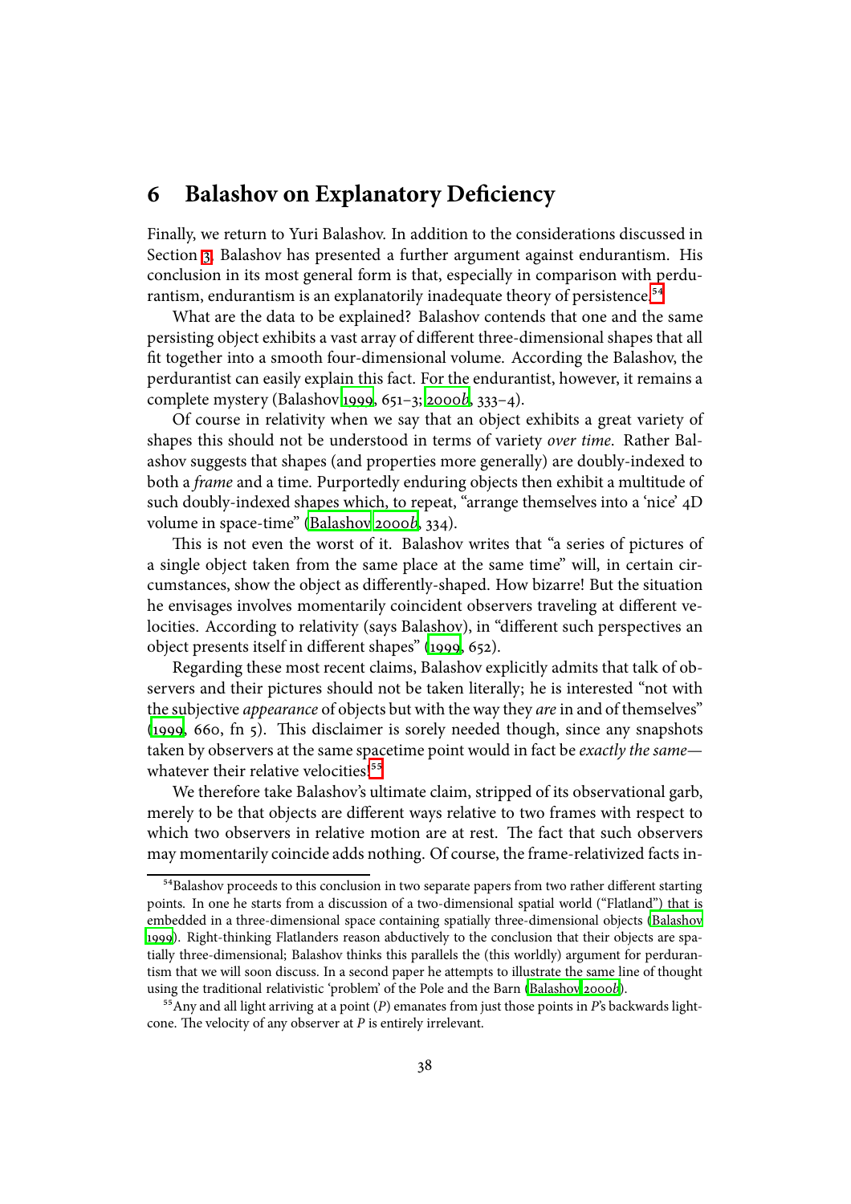## 6 Balashov on Explanatory Deficiency

Finally, we return to Yuri Balashov. In addition to the considerations discussed in Section 3, Balashov has presented a further argument against endurantism. His conclusion in its most general form is that, especially in comparison with perdurantism, endurantism is an explanatorily inadequate theory of persistence.[54]

What are the data to be explained? Balashov contends that one and the same persisting object exhibits a vast array of different three-dimensional shapes that all fit together into a smooth four-dimensional volume. According the Balashov, the perdurantist can easily explain this fact. For the endurantist, however, it remains a complete mystery (Balashov 1999, 651–3; 2000*b*, 333–4).

Of course in relativity when we say that an object exhibits a great variety of shapes this should not be understood in terms of variety *over time*. Rather Balashov suggests that shapes (and properties more generally) are doubly-indexed to both a *frame* and a time. Purportedly enduring objects then exhibit a multitude of such doubly-indexed shapes which, to repeat, "arrange themselves into a 'nice' 4D volume in space-time" (Balashov 2000*b*, 334).

This is not even the worst of it. Balashov writes that "a series of pictures of a single object taken from the same place at the same time" will, in certain circumstances, show the object as differently-shaped. How bizarre! But the situation he envisages involves momentarily coincident observers traveling at different velocities. According to relativity (says Balashov), in "different such perspectives an object presents itself in different shapes" (1999, 652).

Regarding these most recent claims, Balashov explicitly admits that talk of observers and their pictures should not be taken literally; he is interested "not with the subjective *appearance* of objects but with the way they *are* in and of themselves" (1999, 660, fn 5). This disclaimer is sorely needed though, since any snapshots taken by observers at the same spacetime point would in fact be *exactly the same*—whatever their relative velocities![55]

We therefore take Balashov's ultimate claim, stripped of its observational garb, merely to be that objects are different ways relative to two frames with respect to which two observers in relative motion are at rest. The fact that such observers may momentarily coincide adds nothing. Of course, the frame-relativized facts in-

---

[54] Balashov proceeds to this conclusion in two separate papers from two rather different starting points. In one he starts from a discussion of a two-dimensional spatial world ("Flatland") that is embedded in a three-dimensional space containing spatially three-dimensional objects (Balashov 1999). Right-thinking Flatlanders reason abductively to the conclusion that their objects are spatially three-dimensional; Balashov thinks this parallels the (this worldly) argument for perdurantism that we will soon discuss. In a second paper he attempts to illustrate the same line of thought using the traditional relativistic 'problem' of the Pole and the Barn (Balashov 2000*b*).

[55] Any and all light arriving at a point ($P$) emanates from just those points in $P$'s backwards lightcone. The velocity of any observer at $P$ is entirely irrelevant.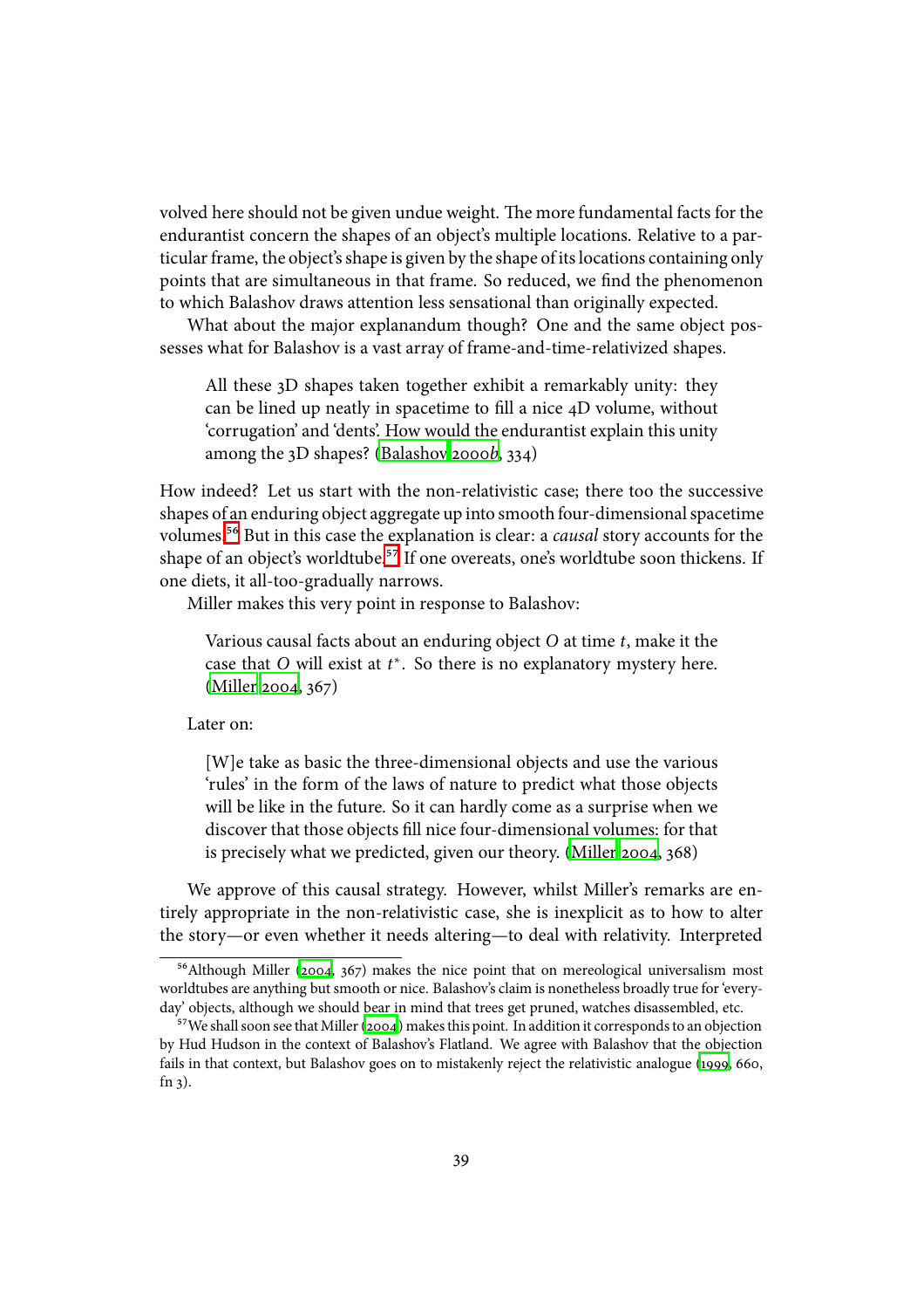volved here should not be given undue weight. The more fundamental facts for the endurantist concern the shapes of an object's multiple locations. Relative to a particular frame, the object's shape is given by the shape of its locations containing only points that are simultaneous in that frame. So reduced, we find the phenomenon to which Balashov draws attention less sensational than originally expected.

What about the major explanandum though? One and the same object possesses what for Balashov is a vast array of frame-and-time-relativized shapes.

> All these 3D shapes taken together exhibit a remarkably unity: they can be lined up neatly in spacetime to fill a nice 4D volume, without 'corrugation' and 'dents'. How would the endurantist explain this unity among the 3D shapes? (Balashov 2000*b*, 334)

How indeed? Let us start with the non-relativistic case; there too the successive shapes of an enduring object aggregate up into smooth four-dimensional spacetime volumes.[56] But in this case the explanation is clear: a *causal* story accounts for the shape of an object's worldtube.[57] If one overeats, one's worldtube soon thickens. If one diets, it all-too-gradually narrows.

Miller makes this very point in response to Balashov:

> Various causal facts about an enduring object $O$ at time $t$, make it the case that $O$ will exist at $t^*$. So there is no explanatory mystery here. (Miller 2004, 367)

Later on:

> [W]e take as basic the three-dimensional objects and use the various 'rules' in the form of the laws of nature to predict what those objects will be like in the future. So it can hardly come as a surprise when we discover that those objects fill nice four-dimensional volumes: for that is precisely what we predicted, given our theory. (Miller 2004, 368)

We approve of this causal strategy. However, whilst Miller's remarks are entirely appropriate in the non-relativistic case, she is inexplicit as to how to alter the story—or even whether it needs altering—to deal with relativity. Interpreted

[56] Although Miller (2004, 367) makes the nice point that on mereological universalism most worldtubes are anything but smooth or nice. Balashov's claim is nonetheless broadly true for 'everyday' objects, although we should bear in mind that trees get pruned, watches disassembled, etc.

[57] We shall soon see that Miller (2004) makes this point. In addition it corresponds to an objection by Hud Hudson in the context of Balashov's Flatland. We agree with Balashov that the objection fails in that context, but Balashov goes on to mistakenly reject the relativistic analogue (1999, 660, fn 3).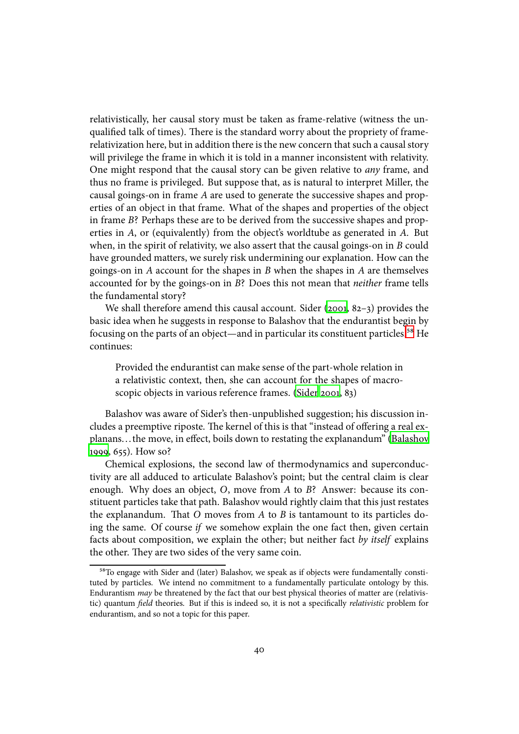relativistically, her causal story must be taken as frame-relative (witness the unqualified talk of times). There is the standard worry about the propriety of frame-relativization here, but in addition there is the new concern that such a causal story will privilege the frame in which it is told in a manner inconsistent with relativity. One might respond that the causal story can be given relative to *any* frame, and thus no frame is privileged. But suppose that, as is natural to interpret Miller, the causal goings-on in frame *A* are used to generate the successive shapes and properties of an object in that frame. What of the shapes and properties of the object in frame *B*? Perhaps these are to be derived from the successive shapes and properties in *A*, or (equivalently) from the object's worldtube as generated in *A*. But when, in the spirit of relativity, we also assert that the causal goings-on in *B* could have grounded matters, we surely risk undermining our explanation. How can the goings-on in *A* account for the shapes in *B* when the shapes in *A* are themselves accounted for by the goings-on in *B*? Does this not mean that *neither* frame tells the fundamental story?

We shall therefore amend this causal account. Sider (2001, 82–3) provides the basic idea when he suggests in response to Balashov that the endurantist begin by focusing on the parts of an object—and in particular its constituent particles.[58] He continues:

> Provided the endurantist can make sense of the part-whole relation in a relativistic context, then, she can account for the shapes of macroscopic objects in various reference frames. (Sider 2001, 83)

Balashov was aware of Sider's then-unpublished suggestion; his discussion includes a preemptive riposte. The kernel of this is that "instead of offering a real explanans…the move, in effect, boils down to restating the explanandum" (Balashov 1999, 655). How so?

Chemical explosions, the second law of thermodynamics and superconductivity are all adduced to articulate Balashov's point; but the central claim is clear enough. Why does an object, *O*, move from *A* to *B*? Answer: because its constituent particles take that path. Balashov would rightly claim that this just restates the explanandum. That *O* moves from *A* to *B* is tantamount to its particles doing the same. Of course *if* we somehow explain the one fact then, given certain facts about composition, we explain the other; but neither fact *by itself* explains the other. They are two sides of the very same coin.

[58] To engage with Sider and (later) Balashov, we speak as if objects were fundamentally constituted by particles. We intend no commitment to a fundamentally particulate ontology by this. Endurantism *may* be threatened by the fact that our best physical theories of matter are (relativistic) quantum *field* theories. But if this is indeed so, it is not a specifically *relativistic* problem for endurantism, and so not a topic for this paper.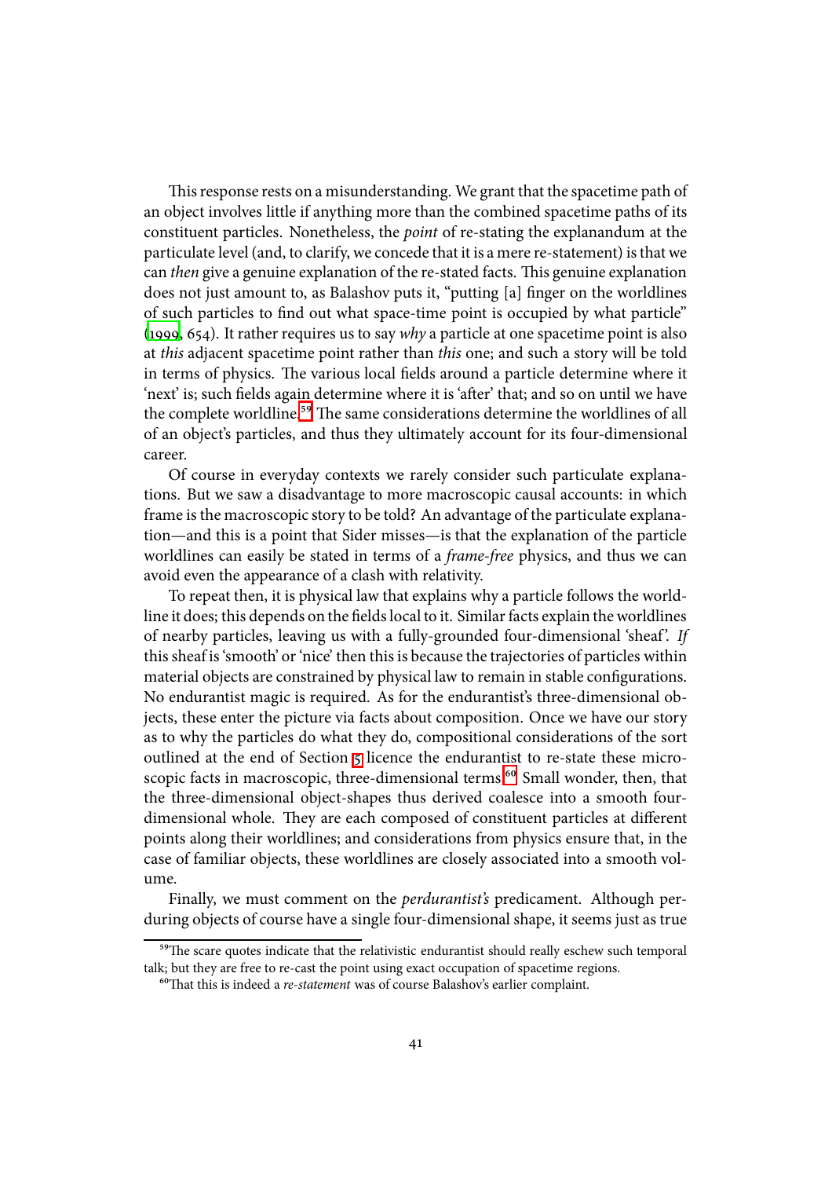This response rests on a misunderstanding. We grant that the spacetime path of an object involves little if anything more than the combined spacetime paths of its constituent particles. Nonetheless, the *point* of re-stating the explanandum at the particulate level (and, to clarify, we concede that it is a mere re-statement) is that we can *then* give a genuine explanation of the re-stated facts. This genuine explanation does not just amount to, as Balashov puts it, "putting [a] finger on the worldlines of such particles to find out what space-time point is occupied by what particle" (1999, 654). It rather requires us to say *why* a particle at one spacetime point is also at *this* adjacent spacetime point rather than *this* one; and such a story will be told in terms of physics. The various local fields around a particle determine where it 'next' is; such fields again determine where it is 'after' that; and so on until we have the complete worldline.[59] The same considerations determine the worldlines of all of an object's particles, and thus they ultimately account for its four-dimensional career.

Of course in everyday contexts we rarely consider such particulate explanations. But we saw a disadvantage to more macroscopic causal accounts: in which frame is the macroscopic story to be told? An advantage of the particulate explanation—and this is a point that Sider misses—is that the explanation of the particle worldlines can easily be stated in terms of a *frame-free* physics, and thus we can avoid even the appearance of a clash with relativity.

To repeat then, it is physical law that explains why a particle follows the worldline it does; this depends on the fields local to it. Similar facts explain the worldlines of nearby particles, leaving us with a fully-grounded four-dimensional 'sheaf'. *If* this sheaf is 'smooth' or 'nice' then this is because the trajectories of particles within material objects are constrained by physical law to remain in stable configurations. No endurantist magic is required. As for the endurantist's three-dimensional objects, these enter the picture via facts about composition. Once we have our story as to why the particles do what they do, compositional considerations of the sort outlined at the end of Section 5 licence the endurantist to re-state these microscopic facts in macroscopic, three-dimensional terms.[60] Small wonder, then, that the three-dimensional object-shapes thus derived coalesce into a smooth four-dimensional whole. They are each composed of constituent particles at different points along their worldlines; and considerations from physics ensure that, in the case of familiar objects, these worldlines are closely associated into a smooth volume.

Finally, we must comment on the *perdurantist's* predicament. Although perduring objects of course have a single four-dimensional shape, it seems just as true

---

[59] The scare quotes indicate that the relativistic endurantist should really eschew such temporal talk; but they are free to re-cast the point using exact occupation of spacetime regions.

[60] That this is indeed a *re-statement* was of course Balashov's earlier complaint.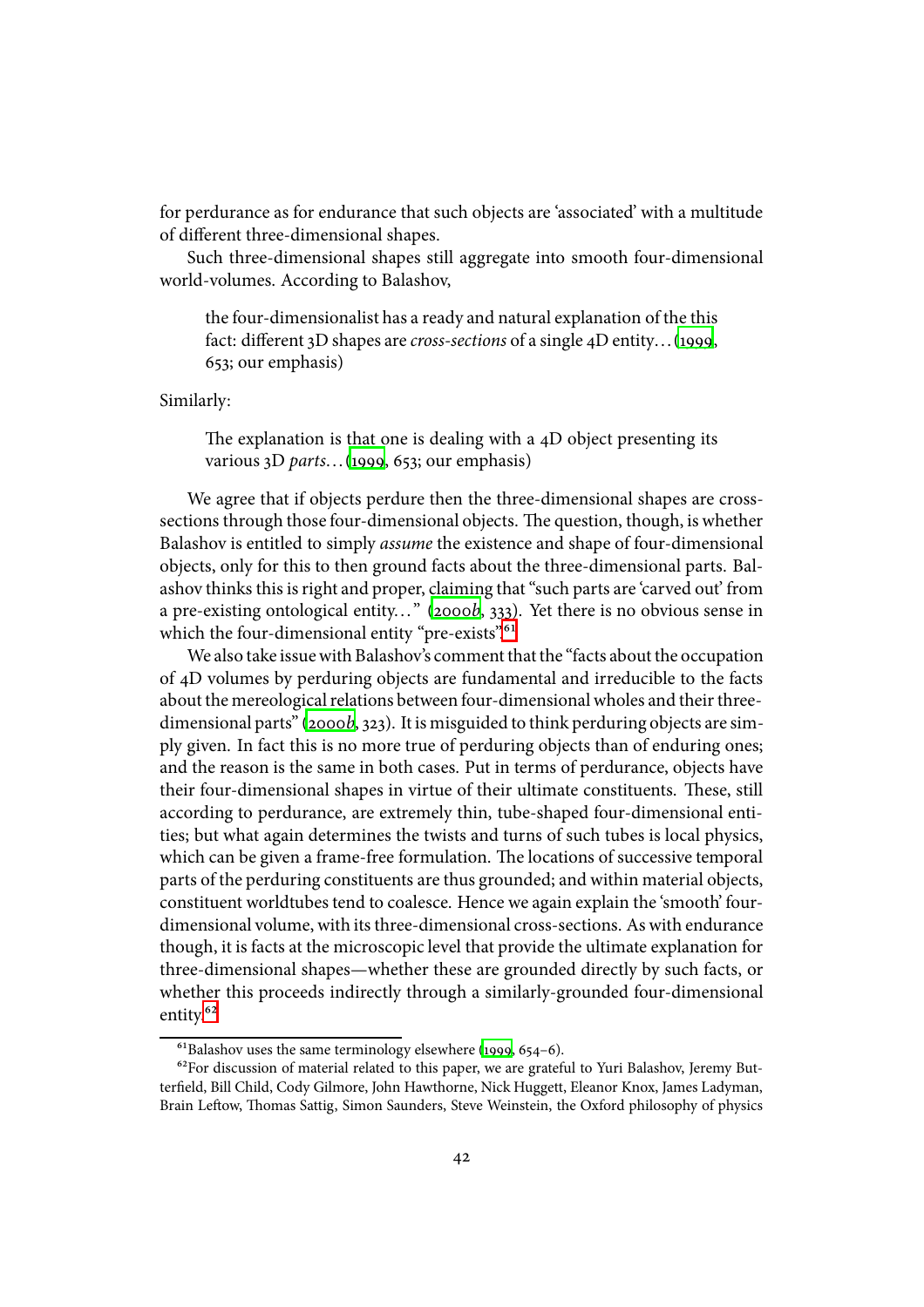for perdurance as for endurance that such objects are 'associated' with a multitude of different three-dimensional shapes.

Such three-dimensional shapes still aggregate into smooth four-dimensional world-volumes. According to Balashov,

> the four-dimensionalist has a ready and natural explanation of the this fact: different 3D shapes are *cross-sections* of a single 4D entity… (1999, 653; our emphasis)

Similarly:

> The explanation is that one is dealing with a 4D object presenting its various 3D *parts*… (1999, 653; our emphasis)

We agree that if objects perdure then the three-dimensional shapes are cross-sections through those four-dimensional objects. The question, though, is whether Balashov is entitled to simply *assume* the existence and shape of four-dimensional objects, only for this to then ground facts about the three-dimensional parts. Balashov thinks this is right and proper, claiming that "such parts are 'carved out' from a pre-existing ontological entity…" (2000*b*, 333). Yet there is no obvious sense in which the four-dimensional entity "pre-exists".[61]

We also take issue with Balashov's comment that the "facts about the occupation of 4D volumes by perduring objects are fundamental and irreducible to the facts about the mereological relations between four-dimensional wholes and their three-dimensional parts" (2000*b*, 323). It is misguided to think perduring objects are simply given. In fact this is no more true of perduring objects than of enduring ones; and the reason is the same in both cases. Put in terms of perdurance, objects have their four-dimensional shapes in virtue of their ultimate constituents. These, still according to perdurance, are extremely thin, tube-shaped four-dimensional entities; but what again determines the twists and turns of such tubes is local physics, which can be given a frame-free formulation. The locations of successive temporal parts of the perduring constituents are thus grounded; and within material objects, constituent worldtubes tend to coalesce. Hence we again explain the 'smooth' four-dimensional volume, with its three-dimensional cross-sections. As with endurance though, it is facts at the microscopic level that provide the ultimate explanation for three-dimensional shapes—whether these are grounded directly by such facts, or whether this proceeds indirectly through a similarly-grounded four-dimensional entity.[62]

---

[61] Balashov uses the same terminology elsewhere (1999, 654–6).

[62] For discussion of material related to this paper, we are grateful to Yuri Balashov, Jeremy Butterfield, Bill Child, Cody Gilmore, John Hawthorne, Nick Huggett, Eleanor Knox, James Ladyman, Brain Leftow, Thomas Sattig, Simon Saunders, Steve Weinstein, the Oxford philosophy of physics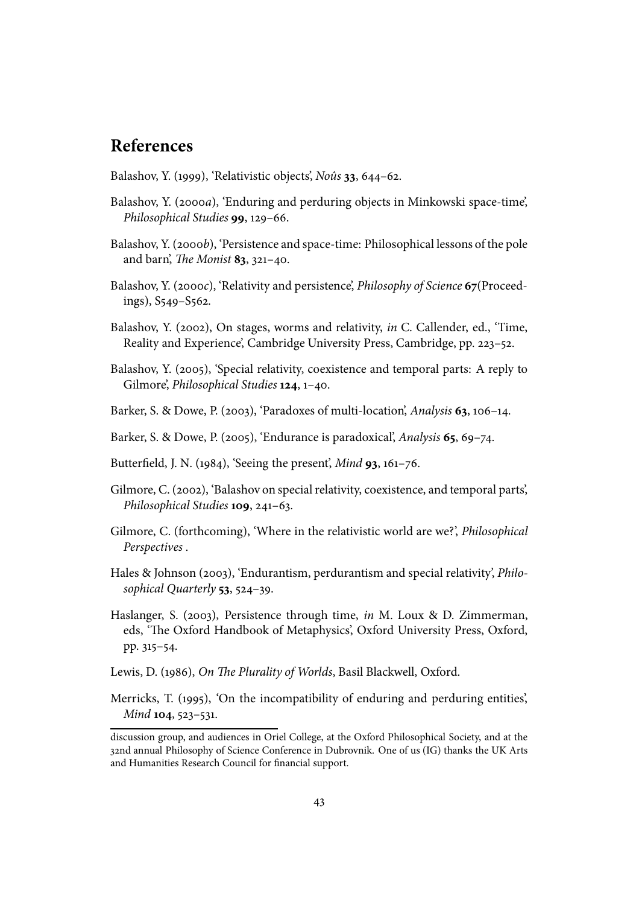## References

Balashov, Y. (1999), 'Relativistic objects', *Noûs* **33**, 644–62.

Balashov, Y. (2000*a*), 'Enduring and perduring objects in Minkowski space-time', *Philosophical Studies* **99**, 129–66.

Balashov, Y. (2000*b*), 'Persistence and space-time: Philosophical lessons of the pole and barn', *The Monist* **83**, 321–40.

Balashov, Y. (2000*c*), 'Relativity and persistence', *Philosophy of Science* **67**(Proceedings), S549–S562.

Balashov, Y. (2002), On stages, worms and relativity, *in* C. Callender, ed., 'Time, Reality and Experience', Cambridge University Press, Cambridge, pp. 223–52.

Balashov, Y. (2005), 'Special relativity, coexistence and temporal parts: A reply to Gilmore', *Philosophical Studies* **124**, 1–40.

Barker, S. & Dowe, P. (2003), 'Paradoxes of multi-location', *Analysis* **63**, 106–14.

Barker, S. & Dowe, P. (2005), 'Endurance is paradoxical', *Analysis* **65**, 69–74.

Butterfield, J. N. (1984), 'Seeing the present', *Mind* **93**, 161–76.

Gilmore, C. (2002), 'Balashov on special relativity, coexistence, and temporal parts', *Philosophical Studies* **109**, 241–63.

Gilmore, C. (forthcoming), 'Where in the relativistic world are we?', *Philosophical Perspectives* .

Hales & Johnson (2003), 'Endurantism, perdurantism and special relativity', *Philosophical Quarterly* **53**, 524–39.

Haslanger, S. (2003), Persistence through time, *in* M. Loux & D. Zimmerman, eds, 'The Oxford Handbook of Metaphysics', Oxford University Press, Oxford, pp. 315–54.

Lewis, D. (1986), *On The Plurality of Worlds*, Basil Blackwell, Oxford.

Merricks, T. (1995), 'On the incompatibility of enduring and perduring entities', *Mind* **104**, 523–531.

---

discussion group, and audiences in Oriel College, at the Oxford Philosophical Society, and at the 32nd annual Philosophy of Science Conference in Dubrovnik. One of us (IG) thanks the UK Arts and Humanities Research Council for financial support.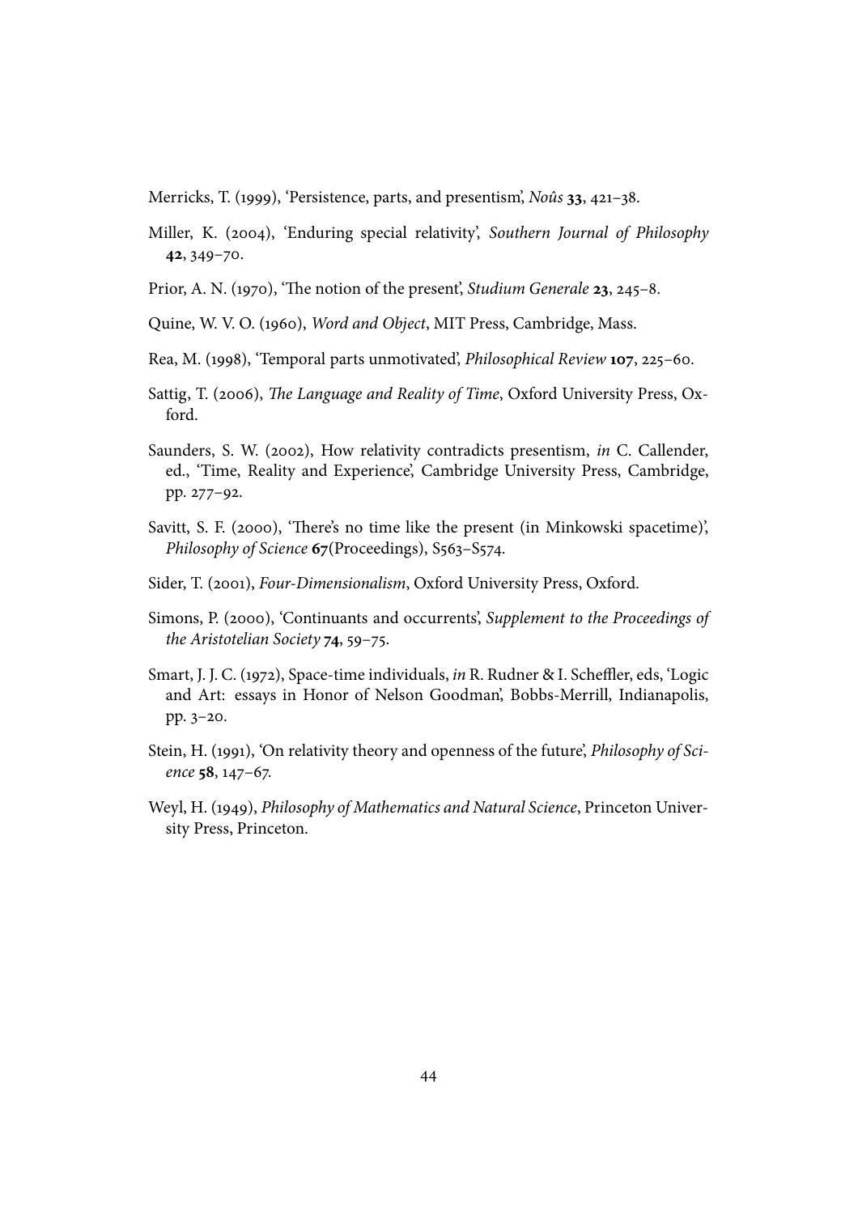Merricks, T. (1999), 'Persistence, parts, and presentism', *Noûs* **33**, 421–38.

Miller, K. (2004), 'Enduring special relativity', *Southern Journal of Philosophy* **42**, 349–70.

Prior, A. N. (1970), 'The notion of the present', *Studium Generale* **23**, 245–8.

Quine, W. V. O. (1960), *Word and Object*, MIT Press, Cambridge, Mass.

Rea, M. (1998), 'Temporal parts unmotivated', *Philosophical Review* **107**, 225–60.

Sattig, T. (2006), *The Language and Reality of Time*, Oxford University Press, Oxford.

Saunders, S. W. (2002), How relativity contradicts presentism, *in* C. Callender, ed., 'Time, Reality and Experience', Cambridge University Press, Cambridge, pp. 277–92.

Savitt, S. F. (2000), 'There's no time like the present (in Minkowski spacetime)', *Philosophy of Science* **67**(Proceedings), S563–S574.

Sider, T. (2001), *Four-Dimensionalism*, Oxford University Press, Oxford.

Simons, P. (2000), 'Continuants and occurrents', *Supplement to the Proceedings of the Aristotelian Society* **74**, 59–75.

Smart, J. J. C. (1972), Space-time individuals, *in* R. Rudner & I. Scheffler, eds, 'Logic and Art: essays in Honor of Nelson Goodman', Bobbs-Merrill, Indianapolis, pp. 3–20.

Stein, H. (1991), 'On relativity theory and openness of the future', *Philosophy of Science* **58**, 147–67.

Weyl, H. (1949), *Philosophy of Mathematics and Natural Science*, Princeton University Press, Princeton.